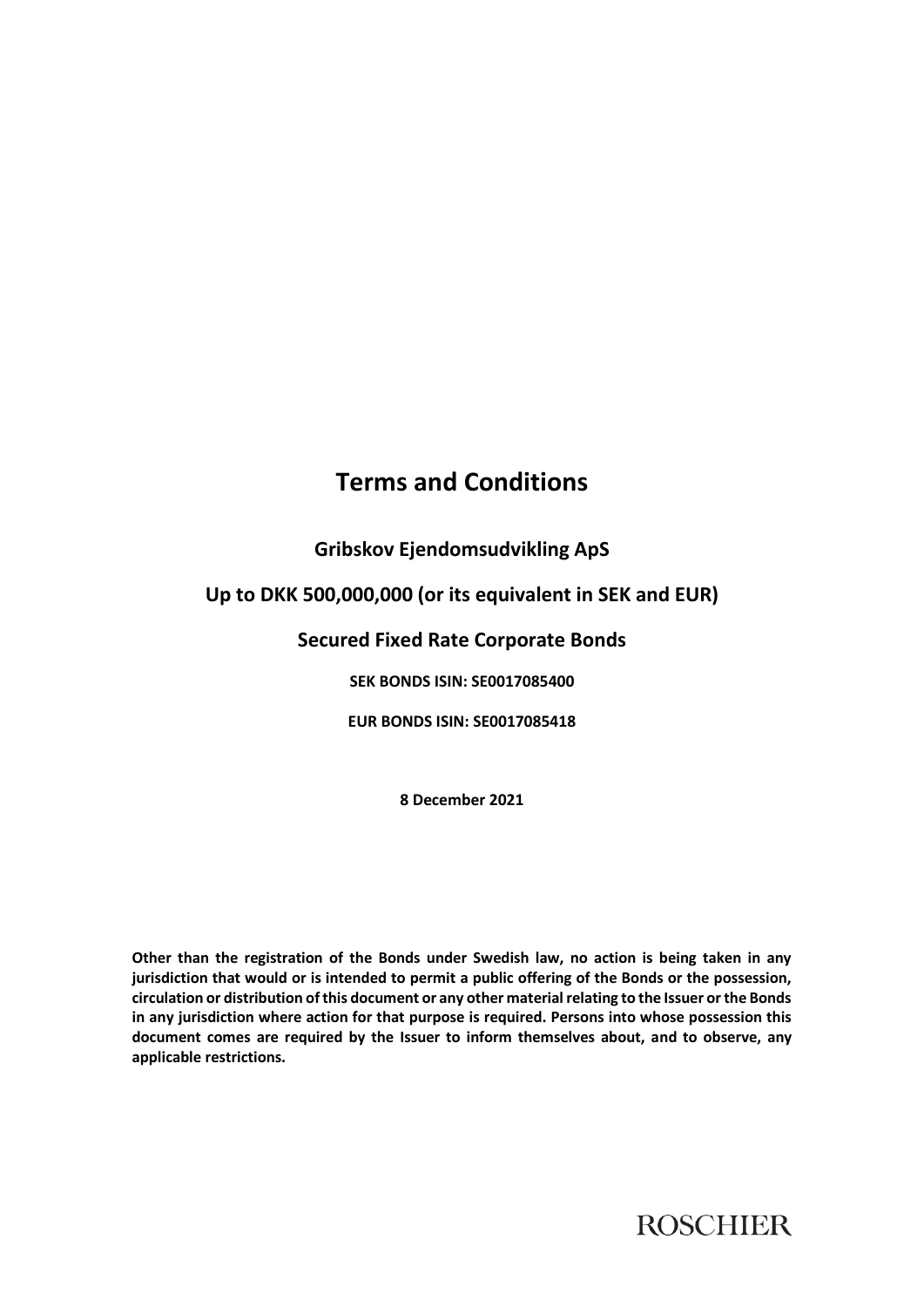# Terms and Conditions

## Gribskov Ejendomsudvikling ApS

## Up to DKK 500,000,000 (or its equivalent in SEK and EUR)

## Secured Fixed Rate Corporate Bonds

**SEK BONDS ISIN: SE0017085400**

**EUR BONDS ISIN: SE0017085418**

**8 December 2021**

**Other than the registration of the Bonds under Swedish law, no action is being taken in any jurisdiction that would or is intended to permit a public offering of the Bonds or the possession, circulation or distribution of this document or any other material relating to the Issuer or the Bonds in any jurisdiction where action for that purpose is required. Persons into whose possession this document comes are required by the Issuer to inform themselves about, and to observe, any applicable restrictions.**

ROSCHIER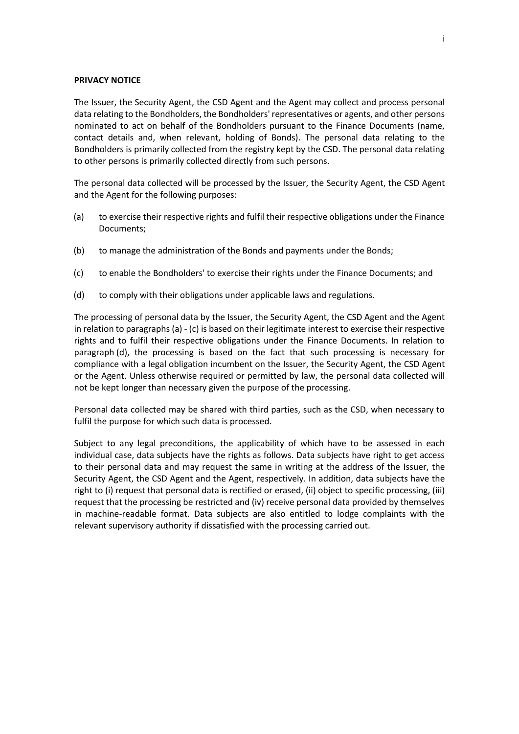**PRIVACY NOTICE**

The Issuer, the Security Agent, the CSD Agent and the Agent may collect and process personal data relating to the Bondholders, the Bondholders' representatives or agents, and other persons nominated to act on behalf of the Bondholders pursuant to the Finance Documents (name, contact details and, when relevant, holding of Bonds). The personal data relating to the Bondholders is primarily collected from the registry kept by the CSD. The personal data relating to other persons is primarily collected directly from such persons.

The personal data collected will be processed by the Issuer, the Security Agent, the CSD Agent and the Agent for the following purposes:

(a) to exercise their respective rights and fulfil their respective obligations under the Finance Documents;

(b) to manage the administration of the Bonds and payments under the Bonds;

(c) to enable the Bondholders' to exercise their rights under the Finance Documents; and

(d) to comply with their obligations under applicable laws and regulations.

The processing of personal data by the Issuer, the Security Agent, the CSD Agent and the Agent in relation to paragraphs (a) - (c) is based on their legitimate interest to exercise their respective rights and to fulfil their respective obligations under the Finance Documents. In relation to paragraph (d), the processing is based on the fact that such processing is necessary for compliance with a legal obligation incumbent on the Issuer, the Security Agent, the CSD Agent or the Agent. Unless otherwise required or permitted by law, the personal data collected will not be kept longer than necessary given the purpose of the processing.

Personal data collected may be shared with third parties, such as the CSD, when necessary to fulfil the purpose for which such data is processed.

Subject to any legal preconditions, the applicability of which have to be assessed in each individual case, data subjects have the rights as follows. Data subjects have right to get access to their personal data and may request the same in writing at the address of the Issuer, the Security Agent, the CSD Agent and the Agent, respectively. In addition, data subjects have the right to (i) request that personal data is rectified or erased, (ii) object to specific processing, (iii) request that the processing be restricted and (iv) receive personal data provided by themselves in machine-readable format. Data subjects are also entitled to lodge complaints with the relevant supervisory authority if dissatisfied with the processing carried out.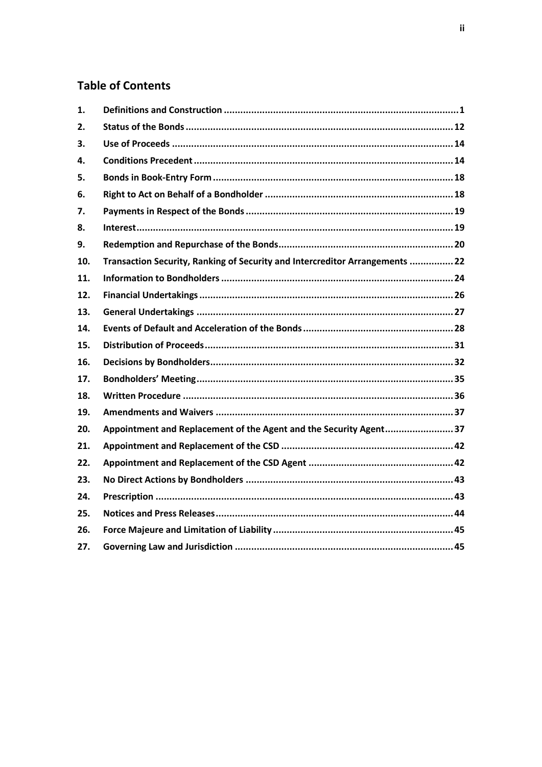## Table of Contents

| | | |
|---|---|---|
| **1.** | **Definitions and Construction** | **1** |
| **2.** | **Status of the Bonds** | **12** |
| **3.** | **Use of Proceeds** | **14** |
| **4.** | **Conditions Precedent** | **14** |
| **5.** | **Bonds in Book-Entry Form** | **18** |
| **6.** | **Right to Act on Behalf of a Bondholder** | **18** |
| **7.** | **Payments in Respect of the Bonds** | **19** |
| **8.** | **Interest** | **19** |
| **9.** | **Redemption and Repurchase of the Bonds** | **20** |
| **10.** | **Transaction Security, Ranking of Security and Intercreditor Arrangements** | **22** |
| **11.** | **Information to Bondholders** | **24** |
| **12.** | **Financial Undertakings** | **26** |
| **13.** | **General Undertakings** | **27** |
| **14.** | **Events of Default and Acceleration of the Bonds** | **28** |
| **15.** | **Distribution of Proceeds** | **31** |
| **16.** | **Decisions by Bondholders** | **32** |
| **17.** | **Bondholders' Meeting** | **35** |
| **18.** | **Written Procedure** | **36** |
| **19.** | **Amendments and Waivers** | **37** |
| **20.** | **Appointment and Replacement of the Agent and the Security Agent** | **37** |
| **21.** | **Appointment and Replacement of the CSD** | **42** |
| **22.** | **Appointment and Replacement of the CSD Agent** | **42** |
| **23.** | **No Direct Actions by Bondholders** | **43** |
| **24.** | **Prescription** | **43** |
| **25.** | **Notices and Press Releases** | **44** |
| **26.** | **Force Majeure and Limitation of Liability** | **45** |
| **27.** | **Governing Law and Jurisdiction** | **45** |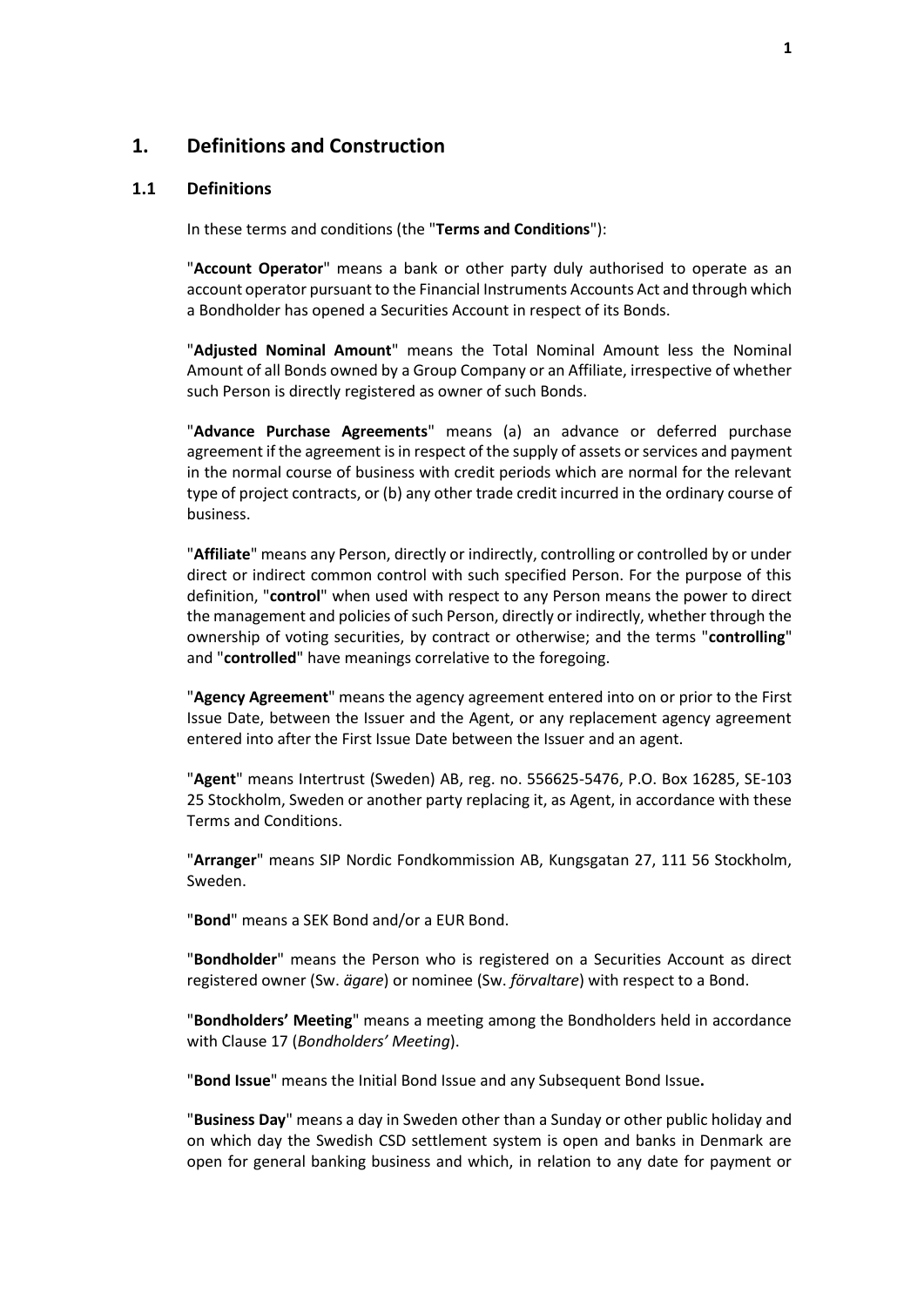# 1. Definitions and Construction

## 1.1 Definitions

In these terms and conditions (the "**Terms and Conditions**"):

"**Account Operator**" means a bank or other party duly authorised to operate as an account operator pursuant to the Financial Instruments Accounts Act and through which a Bondholder has opened a Securities Account in respect of its Bonds.

"**Adjusted Nominal Amount**" means the Total Nominal Amount less the Nominal Amount of all Bonds owned by a Group Company or an Affiliate, irrespective of whether such Person is directly registered as owner of such Bonds.

"**Advance Purchase Agreements**" means (a) an advance or deferred purchase agreement if the agreement is in respect of the supply of assets or services and payment in the normal course of business with credit periods which are normal for the relevant type of project contracts, or (b) any other trade credit incurred in the ordinary course of business.

"**Affiliate**" means any Person, directly or indirectly, controlling or controlled by or under direct or indirect common control with such specified Person. For the purpose of this definition, "**control**" when used with respect to any Person means the power to direct the management and policies of such Person, directly or indirectly, whether through the ownership of voting securities, by contract or otherwise; and the terms "**controlling**" and "**controlled**" have meanings correlative to the foregoing.

"**Agency Agreement**" means the agency agreement entered into on or prior to the First Issue Date, between the Issuer and the Agent, or any replacement agency agreement entered into after the First Issue Date between the Issuer and an agent.

"**Agent**" means Intertrust (Sweden) AB, reg. no. 556625-5476, P.O. Box 16285, SE-103 25 Stockholm, Sweden or another party replacing it, as Agent, in accordance with these Terms and Conditions.

"**Arranger**" means SIP Nordic Fondkommission AB, Kungsgatan 27, 111 56 Stockholm, Sweden.

"**Bond**" means a SEK Bond and/or a EUR Bond.

"**Bondholder**" means the Person who is registered on a Securities Account as direct registered owner (Sw. *ägare*) or nominee (Sw. *förvaltare*) with respect to a Bond.

"**Bondholders' Meeting**" means a meeting among the Bondholders held in accordance with Clause 17 (*Bondholders' Meeting*).

"**Bond Issue**" means the Initial Bond Issue and any Subsequent Bond Issue**.**

"**Business Day**" means a day in Sweden other than a Sunday or other public holiday and on which day the Swedish CSD settlement system is open and banks in Denmark are open for general banking business and which, in relation to any date for payment or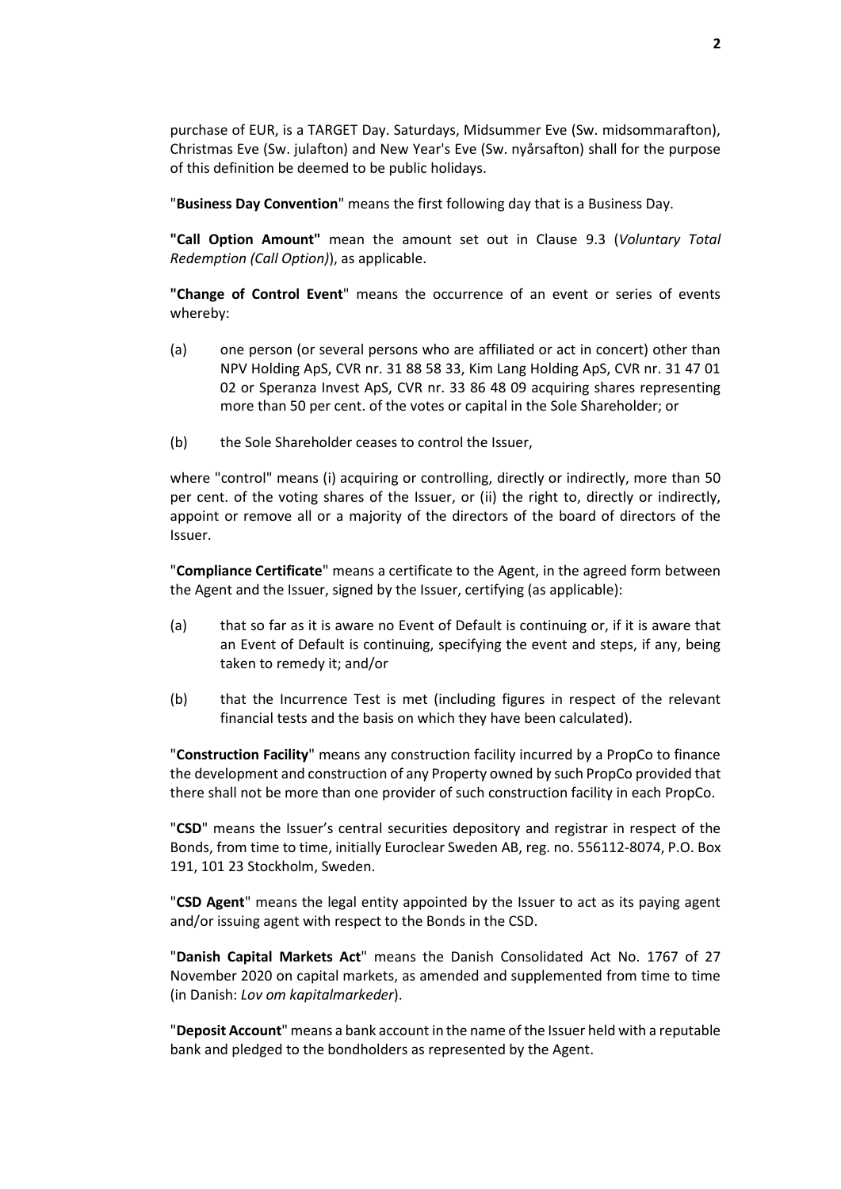purchase of EUR, is a TARGET Day. Saturdays, Midsummer Eve (Sw. midsommarafton), Christmas Eve (Sw. julafton) and New Year's Eve (Sw. nyårsafton) shall for the purpose of this definition be deemed to be public holidays.

"**Business Day Convention**" means the first following day that is a Business Day.

**"Call Option Amount"** mean the amount set out in Clause 9.3 (*Voluntary Total Redemption (Call Option)*), as applicable.

**"Change of Control Event**" means the occurrence of an event or series of events whereby:

(a) one person (or several persons who are affiliated or act in concert) other than NPV Holding ApS, CVR nr. 31 88 58 33, Kim Lang Holding ApS, CVR nr. 31 47 01 02 or Speranza Invest ApS, CVR nr. 33 86 48 09 acquiring shares representing more than 50 per cent. of the votes or capital in the Sole Shareholder; or

(b) the Sole Shareholder ceases to control the Issuer,

where "control" means (i) acquiring or controlling, directly or indirectly, more than 50 per cent. of the voting shares of the Issuer, or (ii) the right to, directly or indirectly, appoint or remove all or a majority of the directors of the board of directors of the Issuer.

"**Compliance Certificate**" means a certificate to the Agent, in the agreed form between the Agent and the Issuer, signed by the Issuer, certifying (as applicable):

(a) that so far as it is aware no Event of Default is continuing or, if it is aware that an Event of Default is continuing, specifying the event and steps, if any, being taken to remedy it; and/or

(b) that the Incurrence Test is met (including figures in respect of the relevant financial tests and the basis on which they have been calculated).

"**Construction Facility**" means any construction facility incurred by a PropCo to finance the development and construction of any Property owned by such PropCo provided that there shall not be more than one provider of such construction facility in each PropCo.

"**CSD**" means the Issuer's central securities depository and registrar in respect of the Bonds, from time to time, initially Euroclear Sweden AB, reg. no. 556112-8074, P.O. Box 191, 101 23 Stockholm, Sweden.

"**CSD Agent**" means the legal entity appointed by the Issuer to act as its paying agent and/or issuing agent with respect to the Bonds in the CSD.

"**Danish Capital Markets Act**" means the Danish Consolidated Act No. 1767 of 27 November 2020 on capital markets, as amended and supplemented from time to time (in Danish: *Lov om kapitalmarkeder*).

"**Deposit Account**" means a bank account in the name of the Issuer held with a reputable bank and pledged to the bondholders as represented by the Agent.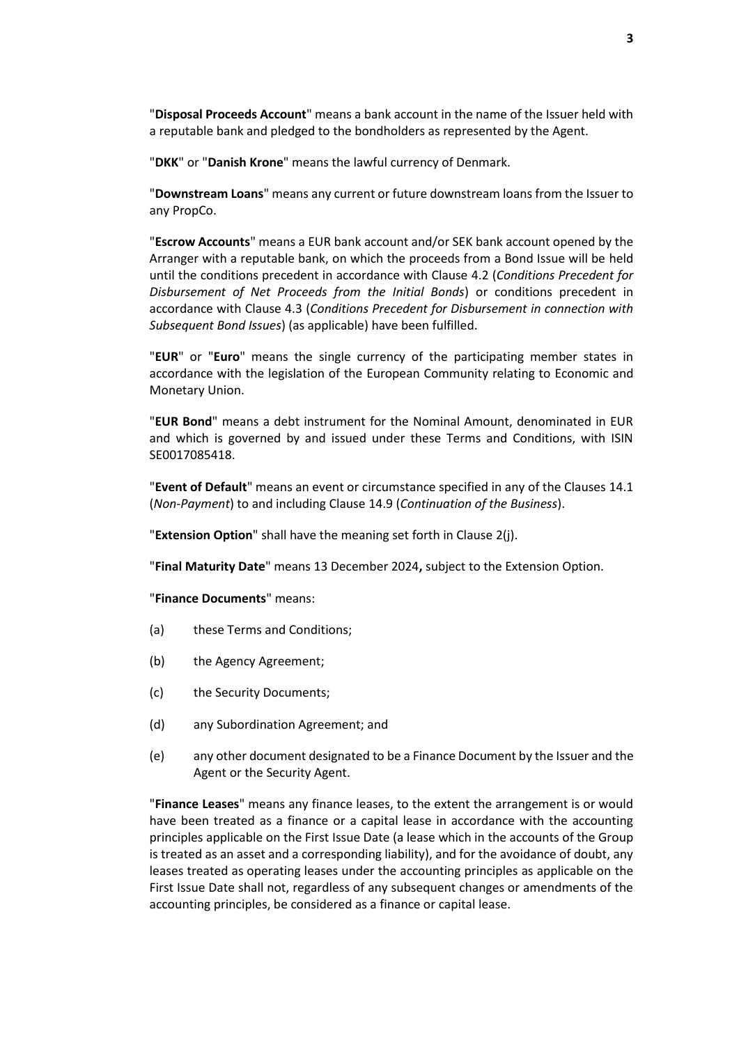"**Disposal Proceeds Account**" means a bank account in the name of the Issuer held with a reputable bank and pledged to the bondholders as represented by the Agent.

"**DKK**" or "**Danish Krone**" means the lawful currency of Denmark.

"**Downstream Loans**" means any current or future downstream loans from the Issuer to any PropCo.

"**Escrow Accounts**" means a EUR bank account and/or SEK bank account opened by the Arranger with a reputable bank, on which the proceeds from a Bond Issue will be held until the conditions precedent in accordance with Clause 4.2 (*Conditions Precedent for Disbursement of Net Proceeds from the Initial Bonds*) or conditions precedent in accordance with Clause 4.3 (*Conditions Precedent for Disbursement in connection with Subsequent Bond Issues*) (as applicable) have been fulfilled.

"**EUR**" or "**Euro**" means the single currency of the participating member states in accordance with the legislation of the European Community relating to Economic and Monetary Union.

"**EUR Bond**" means a debt instrument for the Nominal Amount, denominated in EUR and which is governed by and issued under these Terms and Conditions, with ISIN SE0017085418.

"**Event of Default**" means an event or circumstance specified in any of the Clauses 14.1 (*Non-Payment*) to and including Clause 14.9 (*Continuation of the Business*).

"**Extension Option**" shall have the meaning set forth in Clause 2(j).

"**Final Maturity Date**" means 13 December 2024**,** subject to the Extension Option.

"**Finance Documents**" means:

(a) these Terms and Conditions;

(b) the Agency Agreement;

(c) the Security Documents;

(d) any Subordination Agreement; and

(e) any other document designated to be a Finance Document by the Issuer and the Agent or the Security Agent.

"**Finance Leases**" means any finance leases, to the extent the arrangement is or would have been treated as a finance or a capital lease in accordance with the accounting principles applicable on the First Issue Date (a lease which in the accounts of the Group is treated as an asset and a corresponding liability), and for the avoidance of doubt, any leases treated as operating leases under the accounting principles as applicable on the First Issue Date shall not, regardless of any subsequent changes or amendments of the accounting principles, be considered as a finance or capital lease.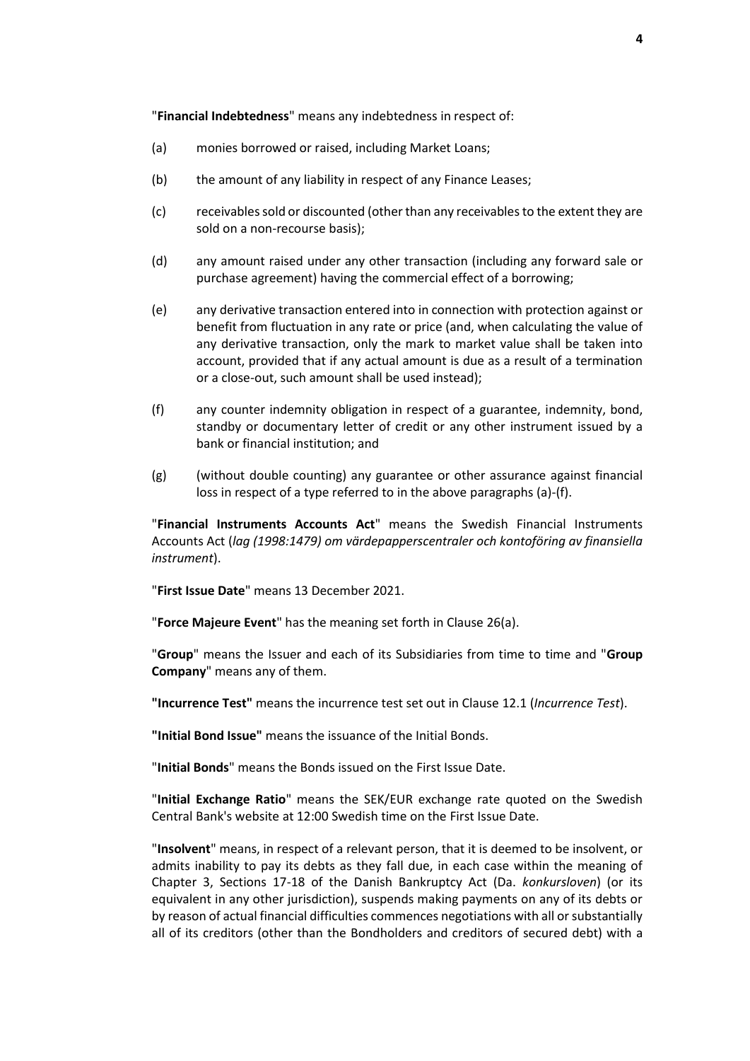"**Financial Indebtedness**" means any indebtedness in respect of:

(a) monies borrowed or raised, including Market Loans;

(b) the amount of any liability in respect of any Finance Leases;

(c) receivables sold or discounted (other than any receivables to the extent they are sold on a non-recourse basis);

(d) any amount raised under any other transaction (including any forward sale or purchase agreement) having the commercial effect of a borrowing;

(e) any derivative transaction entered into in connection with protection against or benefit from fluctuation in any rate or price (and, when calculating the value of any derivative transaction, only the mark to market value shall be taken into account, provided that if any actual amount is due as a result of a termination or a close-out, such amount shall be used instead);

(f) any counter indemnity obligation in respect of a guarantee, indemnity, bond, standby or documentary letter of credit or any other instrument issued by a bank or financial institution; and

(g) (without double counting) any guarantee or other assurance against financial loss in respect of a type referred to in the above paragraphs (a)-(f).

"**Financial Instruments Accounts Act**" means the Swedish Financial Instruments Accounts Act (*lag (1998:1479) om värdepapperscentraler och kontoföring av finansiella instrument*).

"**First Issue Date**" means 13 December 2021.

"**Force Majeure Event**" has the meaning set forth in Clause 26(a).

"**Group**" means the Issuer and each of its Subsidiaries from time to time and "**Group Company**" means any of them.

**"Incurrence Test"** means the incurrence test set out in Clause 12.1 (*Incurrence Test*).

**"Initial Bond Issue"** means the issuance of the Initial Bonds.

"**Initial Bonds**" means the Bonds issued on the First Issue Date.

"**Initial Exchange Ratio**" means the SEK/EUR exchange rate quoted on the Swedish Central Bank's website at 12:00 Swedish time on the First Issue Date.

"**Insolvent**" means, in respect of a relevant person, that it is deemed to be insolvent, or admits inability to pay its debts as they fall due, in each case within the meaning of Chapter 3, Sections 17-18 of the Danish Bankruptcy Act (Da. *konkursloven*) (or its equivalent in any other jurisdiction), suspends making payments on any of its debts or by reason of actual financial difficulties commences negotiations with all or substantially all of its creditors (other than the Bondholders and creditors of secured debt) with a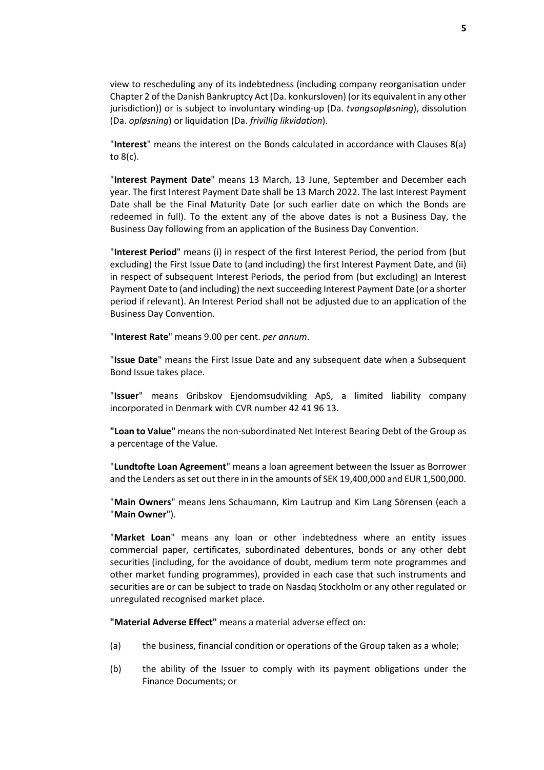view to rescheduling any of its indebtedness (including company reorganisation under Chapter 2 of the Danish Bankruptcy Act (Da. konkursloven) (or its equivalent in any other jurisdiction)) or is subject to involuntary winding-up (Da. *tvangsopløsning*), dissolution (Da. *opløsning*) or liquidation (Da. *frivillig likvidation*).

"**Interest**" means the interest on the Bonds calculated in accordance with Clauses 8(a) to 8(c).

"**Interest Payment Date**" means 13 March, 13 June, September and December each year. The first Interest Payment Date shall be 13 March 2022. The last Interest Payment Date shall be the Final Maturity Date (or such earlier date on which the Bonds are redeemed in full). To the extent any of the above dates is not a Business Day, the Business Day following from an application of the Business Day Convention.

"**Interest Period**" means (i) in respect of the first Interest Period, the period from (but excluding) the First Issue Date to (and including) the first Interest Payment Date, and (ii) in respect of subsequent Interest Periods, the period from (but excluding) an Interest Payment Date to (and including) the next succeeding Interest Payment Date (or a shorter period if relevant). An Interest Period shall not be adjusted due to an application of the Business Day Convention.

"**Interest Rate**" means 9.00 per cent. *per annum*.

"**Issue Date**" means the First Issue Date and any subsequent date when a Subsequent Bond Issue takes place.

"**Issuer**" means Gribskov Ejendomsudvikling ApS, a limited liability company incorporated in Denmark with CVR number 42 41 96 13.

**"Loan to Value"** means the non-subordinated Net Interest Bearing Debt of the Group as a percentage of the Value.

"**Lundtofte Loan Agreement**" means a loan agreement between the Issuer as Borrower and the Lenders as set out there in in the amounts of SEK 19,400,000 and EUR 1,500,000.

"**Main Owners**" means Jens Schaumann, Kim Lautrup and Kim Lang Sörensen (each a "**Main Owner**").

"**Market Loan**" means any loan or other indebtedness where an entity issues commercial paper, certificates, subordinated debentures, bonds or any other debt securities (including, for the avoidance of doubt, medium term note programmes and other market funding programmes), provided in each case that such instruments and securities are or can be subject to trade on Nasdaq Stockholm or any other regulated or unregulated recognised market place.

**"Material Adverse Effect"** means a material adverse effect on:

(a) the business, financial condition or operations of the Group taken as a whole;

(b) the ability of the Issuer to comply with its payment obligations under the Finance Documents; or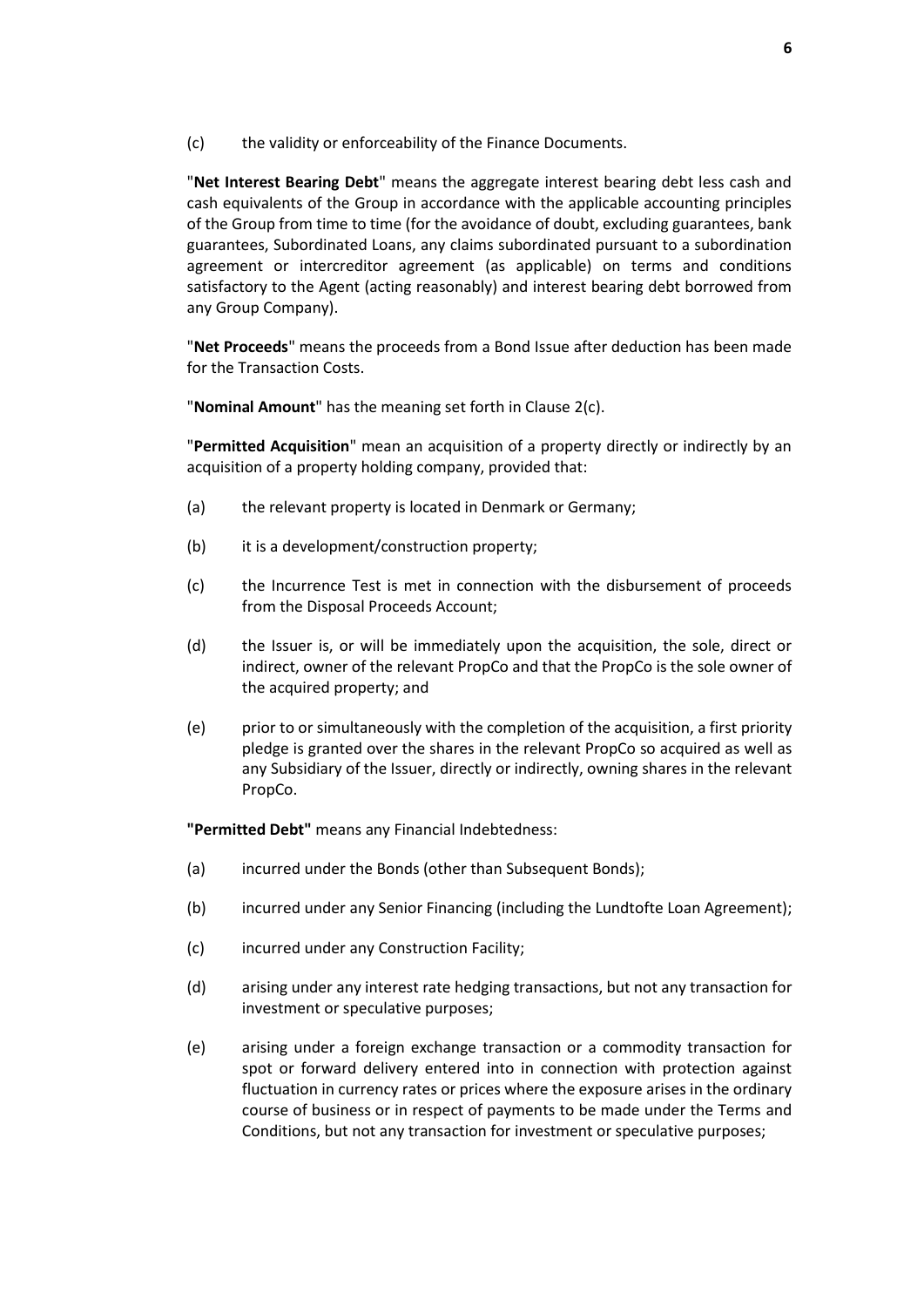(c) the validity or enforceability of the Finance Documents.

"**Net Interest Bearing Debt**" means the aggregate interest bearing debt less cash and cash equivalents of the Group in accordance with the applicable accounting principles of the Group from time to time (for the avoidance of doubt, excluding guarantees, bank guarantees, Subordinated Loans, any claims subordinated pursuant to a subordination agreement or intercreditor agreement (as applicable) on terms and conditions satisfactory to the Agent (acting reasonably) and interest bearing debt borrowed from any Group Company).

"**Net Proceeds**" means the proceeds from a Bond Issue after deduction has been made for the Transaction Costs.

"**Nominal Amount**" has the meaning set forth in Clause 2(c).

"**Permitted Acquisition**" mean an acquisition of a property directly or indirectly by an acquisition of a property holding company, provided that:

(a) the relevant property is located in Denmark or Germany;

(b) it is a development/construction property;

(c) the Incurrence Test is met in connection with the disbursement of proceeds from the Disposal Proceeds Account;

(d) the Issuer is, or will be immediately upon the acquisition, the sole, direct or indirect, owner of the relevant PropCo and that the PropCo is the sole owner of the acquired property; and

(e) prior to or simultaneously with the completion of the acquisition, a first priority pledge is granted over the shares in the relevant PropCo so acquired as well as any Subsidiary of the Issuer, directly or indirectly, owning shares in the relevant PropCo.

**"Permitted Debt"** means any Financial Indebtedness:

(a) incurred under the Bonds (other than Subsequent Bonds);

(b) incurred under any Senior Financing (including the Lundtofte Loan Agreement);

(c) incurred under any Construction Facility;

(d) arising under any interest rate hedging transactions, but not any transaction for investment or speculative purposes;

(e) arising under a foreign exchange transaction or a commodity transaction for spot or forward delivery entered into in connection with protection against fluctuation in currency rates or prices where the exposure arises in the ordinary course of business or in respect of payments to be made under the Terms and Conditions, but not any transaction for investment or speculative purposes;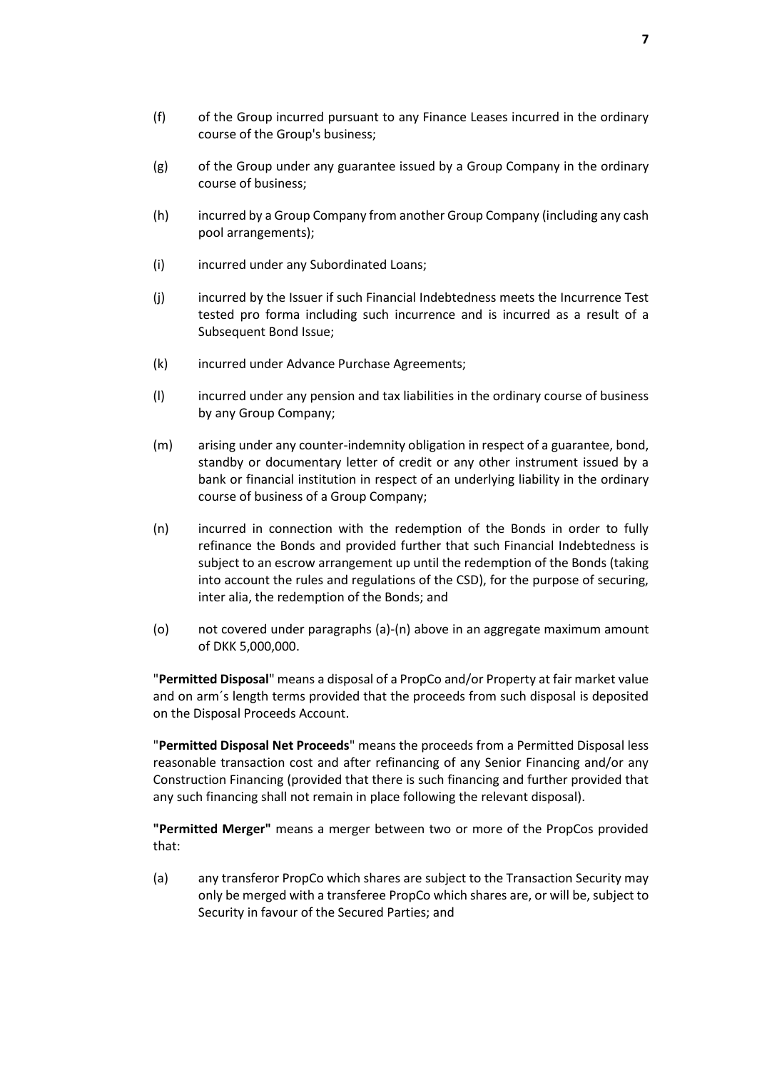(f) of the Group incurred pursuant to any Finance Leases incurred in the ordinary course of the Group's business;

(g) of the Group under any guarantee issued by a Group Company in the ordinary course of business;

(h) incurred by a Group Company from another Group Company (including any cash pool arrangements);

(i) incurred under any Subordinated Loans;

(j) incurred by the Issuer if such Financial Indebtedness meets the Incurrence Test tested pro forma including such incurrence and is incurred as a result of a Subsequent Bond Issue;

(k) incurred under Advance Purchase Agreements;

(l) incurred under any pension and tax liabilities in the ordinary course of business by any Group Company;

(m) arising under any counter-indemnity obligation in respect of a guarantee, bond, standby or documentary letter of credit or any other instrument issued by a bank or financial institution in respect of an underlying liability in the ordinary course of business of a Group Company;

(n) incurred in connection with the redemption of the Bonds in order to fully refinance the Bonds and provided further that such Financial Indebtedness is subject to an escrow arrangement up until the redemption of the Bonds (taking into account the rules and regulations of the CSD), for the purpose of securing, inter alia, the redemption of the Bonds; and

(o) not covered under paragraphs (a)-(n) above in an aggregate maximum amount of DKK 5,000,000.

"**Permitted Disposal**" means a disposal of a PropCo and/or Property at fair market value and on arm´s length terms provided that the proceeds from such disposal is deposited on the Disposal Proceeds Account.

"**Permitted Disposal Net Proceeds**" means the proceeds from a Permitted Disposal less reasonable transaction cost and after refinancing of any Senior Financing and/or any Construction Financing (provided that there is such financing and further provided that any such financing shall not remain in place following the relevant disposal).

**"Permitted Merger"** means a merger between two or more of the PropCos provided that:

(a) any transferor PropCo which shares are subject to the Transaction Security may only be merged with a transferee PropCo which shares are, or will be, subject to Security in favour of the Secured Parties; and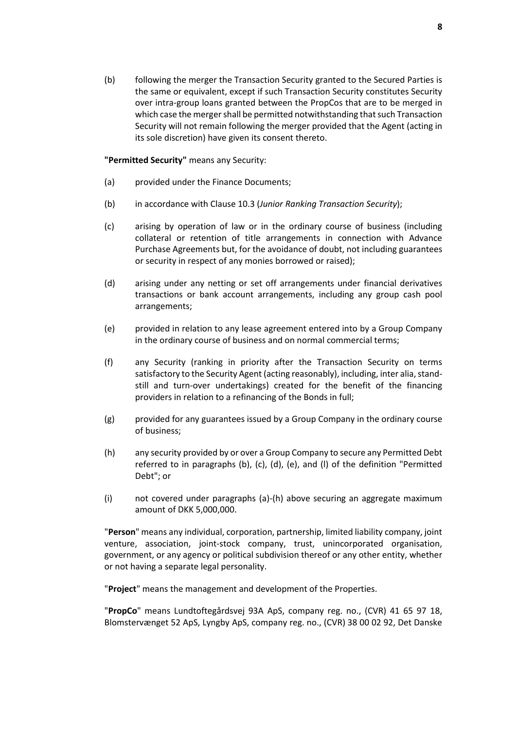(b) following the merger the Transaction Security granted to the Secured Parties is the same or equivalent, except if such Transaction Security constitutes Security over intra-group loans granted between the PropCos that are to be merged in which case the merger shall be permitted notwithstanding that such Transaction Security will not remain following the merger provided that the Agent (acting in its sole discretion) have given its consent thereto.

**"Permitted Security"** means any Security:

(a) provided under the Finance Documents;

(b) in accordance with Clause 10.3 (*Junior Ranking Transaction Security*);

(c) arising by operation of law or in the ordinary course of business (including collateral or retention of title arrangements in connection with Advance Purchase Agreements but, for the avoidance of doubt, not including guarantees or security in respect of any monies borrowed or raised);

(d) arising under any netting or set off arrangements under financial derivatives transactions or bank account arrangements, including any group cash pool arrangements;

(e) provided in relation to any lease agreement entered into by a Group Company in the ordinary course of business and on normal commercial terms;

(f) any Security (ranking in priority after the Transaction Security on terms satisfactory to the Security Agent (acting reasonably), including, inter alia, stand-still and turn-over undertakings) created for the benefit of the financing providers in relation to a refinancing of the Bonds in full;

(g) provided for any guarantees issued by a Group Company in the ordinary course of business;

(h) any security provided by or over a Group Company to secure any Permitted Debt referred to in paragraphs (b), (c), (d), (e), and (l) of the definition "Permitted Debt"; or

(i) not covered under paragraphs (a)-(h) above securing an aggregate maximum amount of DKK 5,000,000.

"**Person**" means any individual, corporation, partnership, limited liability company, joint venture, association, joint-stock company, trust, unincorporated organisation, government, or any agency or political subdivision thereof or any other entity, whether or not having a separate legal personality.

"**Project**" means the management and development of the Properties.

"**PropCo**" means Lundtoftegårdsvej 93A ApS, company reg. no., (CVR) 41 65 97 18, Blomstervænget 52 ApS, Lyngby ApS, company reg. no., (CVR) 38 00 02 92, Det Danske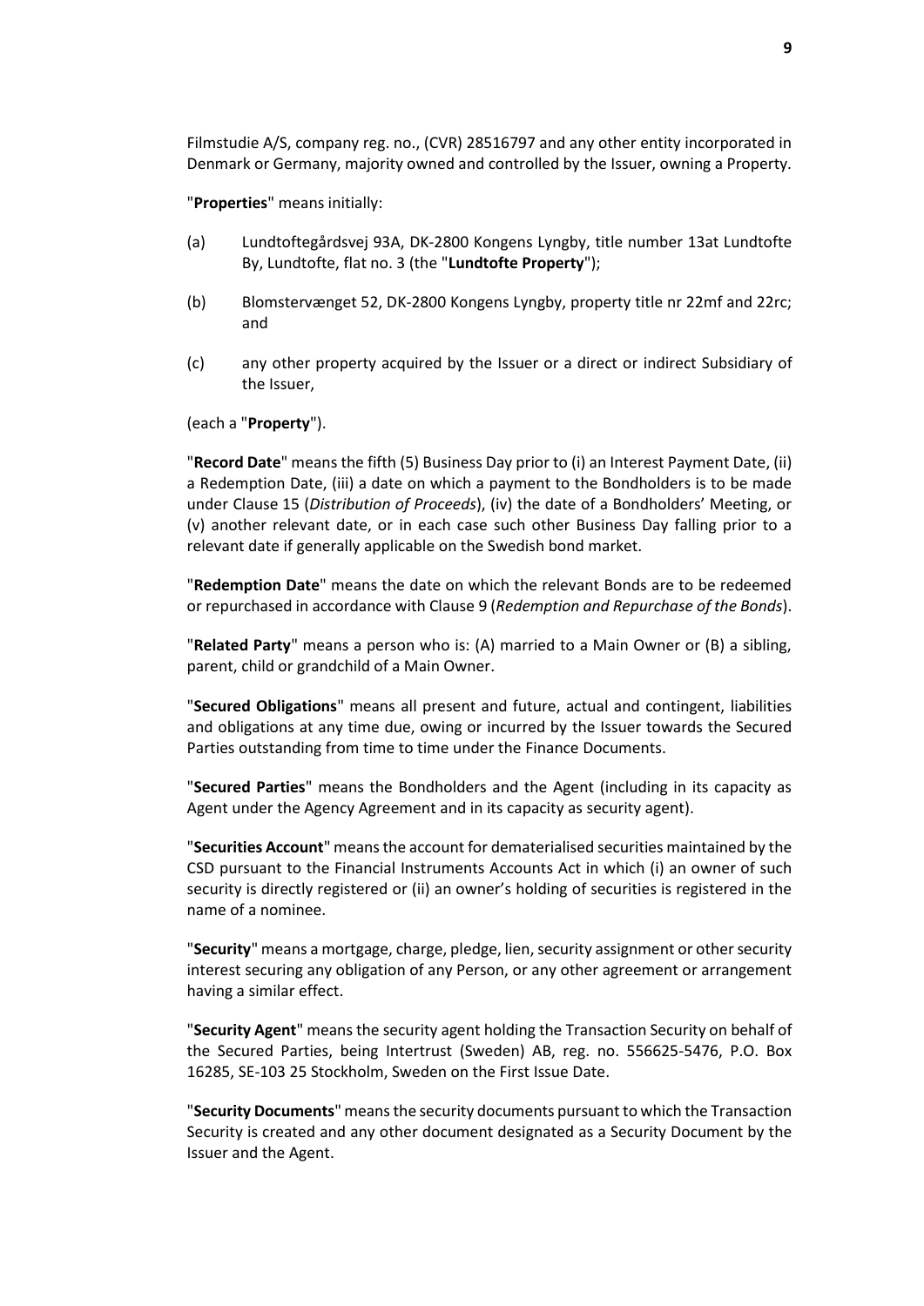Filmstudie A/S, company reg. no., (CVR) 28516797 and any other entity incorporated in Denmark or Germany, majority owned and controlled by the Issuer, owning a Property.

"**Properties**" means initially:

(a) Lundtoftegårdsvej 93A, DK-2800 Kongens Lyngby, title number 13at Lundtofte By, Lundtofte, flat no. 3 (the "**Lundtofte Property**");

(b) Blomstervænget 52, DK-2800 Kongens Lyngby, property title nr 22mf and 22rc; and

(c) any other property acquired by the Issuer or a direct or indirect Subsidiary of the Issuer,

(each a "**Property**").

"**Record Date**" means the fifth (5) Business Day prior to (i) an Interest Payment Date, (ii) a Redemption Date, (iii) a date on which a payment to the Bondholders is to be made under Clause 15 (*Distribution of Proceeds*), (iv) the date of a Bondholders' Meeting, or (v) another relevant date, or in each case such other Business Day falling prior to a relevant date if generally applicable on the Swedish bond market.

"**Redemption Date**" means the date on which the relevant Bonds are to be redeemed or repurchased in accordance with Clause 9 (*Redemption and Repurchase of the Bonds*).

"**Related Party**" means a person who is: (A) married to a Main Owner or (B) a sibling, parent, child or grandchild of a Main Owner.

"**Secured Obligations**" means all present and future, actual and contingent, liabilities and obligations at any time due, owing or incurred by the Issuer towards the Secured Parties outstanding from time to time under the Finance Documents.

"**Secured Parties**" means the Bondholders and the Agent (including in its capacity as Agent under the Agency Agreement and in its capacity as security agent).

"**Securities Account**" means the account for dematerialised securities maintained by the CSD pursuant to the Financial Instruments Accounts Act in which (i) an owner of such security is directly registered or (ii) an owner's holding of securities is registered in the name of a nominee.

"**Security**" means a mortgage, charge, pledge, lien, security assignment or other security interest securing any obligation of any Person, or any other agreement or arrangement having a similar effect.

"**Security Agent**" means the security agent holding the Transaction Security on behalf of the Secured Parties, being Intertrust (Sweden) AB, reg. no. 556625-5476, P.O. Box 16285, SE-103 25 Stockholm, Sweden on the First Issue Date.

"**Security Documents**" means the security documents pursuant to which the Transaction Security is created and any other document designated as a Security Document by the Issuer and the Agent.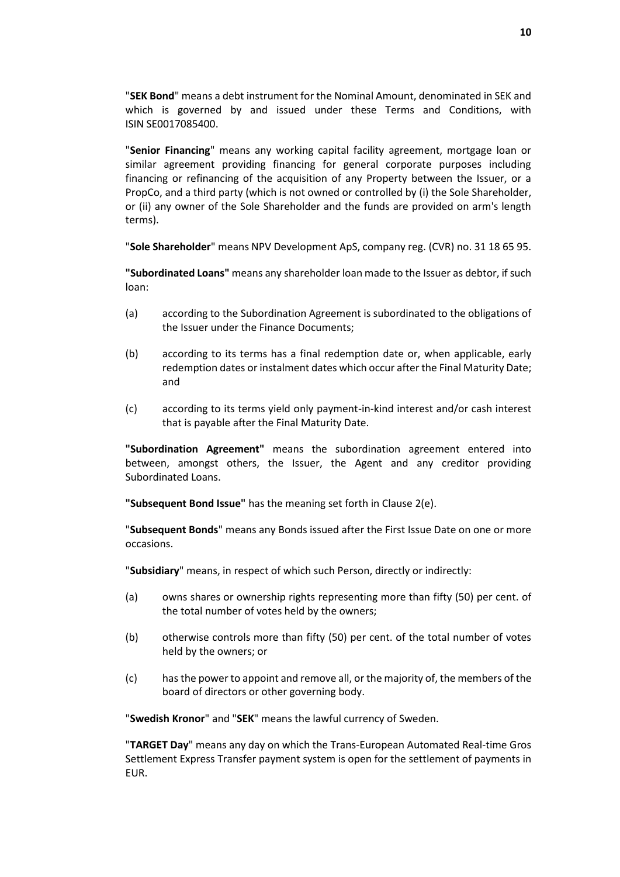"**SEK Bond**" means a debt instrument for the Nominal Amount, denominated in SEK and which is governed by and issued under these Terms and Conditions, with ISIN SE0017085400.

"**Senior Financing**" means any working capital facility agreement, mortgage loan or similar agreement providing financing for general corporate purposes including financing or refinancing of the acquisition of any Property between the Issuer, or a PropCo, and a third party (which is not owned or controlled by (i) the Sole Shareholder, or (ii) any owner of the Sole Shareholder and the funds are provided on arm's length terms).

"**Sole Shareholder**" means NPV Development ApS, company reg. (CVR) no. 31 18 65 95.

**"Subordinated Loans"** means any shareholder loan made to the Issuer as debtor, if such loan:

(a) according to the Subordination Agreement is subordinated to the obligations of the Issuer under the Finance Documents;

(b) according to its terms has a final redemption date or, when applicable, early redemption dates or instalment dates which occur after the Final Maturity Date; and

(c) according to its terms yield only payment-in-kind interest and/or cash interest that is payable after the Final Maturity Date.

**"Subordination Agreement"** means the subordination agreement entered into between, amongst others, the Issuer, the Agent and any creditor providing Subordinated Loans.

**"Subsequent Bond Issue"** has the meaning set forth in Clause 2(e).

"**Subsequent Bonds**" means any Bonds issued after the First Issue Date on one or more occasions.

"**Subsidiary**" means, in respect of which such Person, directly or indirectly:

(a) owns shares or ownership rights representing more than fifty (50) per cent. of the total number of votes held by the owners;

(b) otherwise controls more than fifty (50) per cent. of the total number of votes held by the owners; or

(c) has the power to appoint and remove all, or the majority of, the members of the board of directors or other governing body.

"**Swedish Kronor**" and "**SEK**" means the lawful currency of Sweden.

"**TARGET Day**" means any day on which the Trans-European Automated Real-time Gros Settlement Express Transfer payment system is open for the settlement of payments in EUR.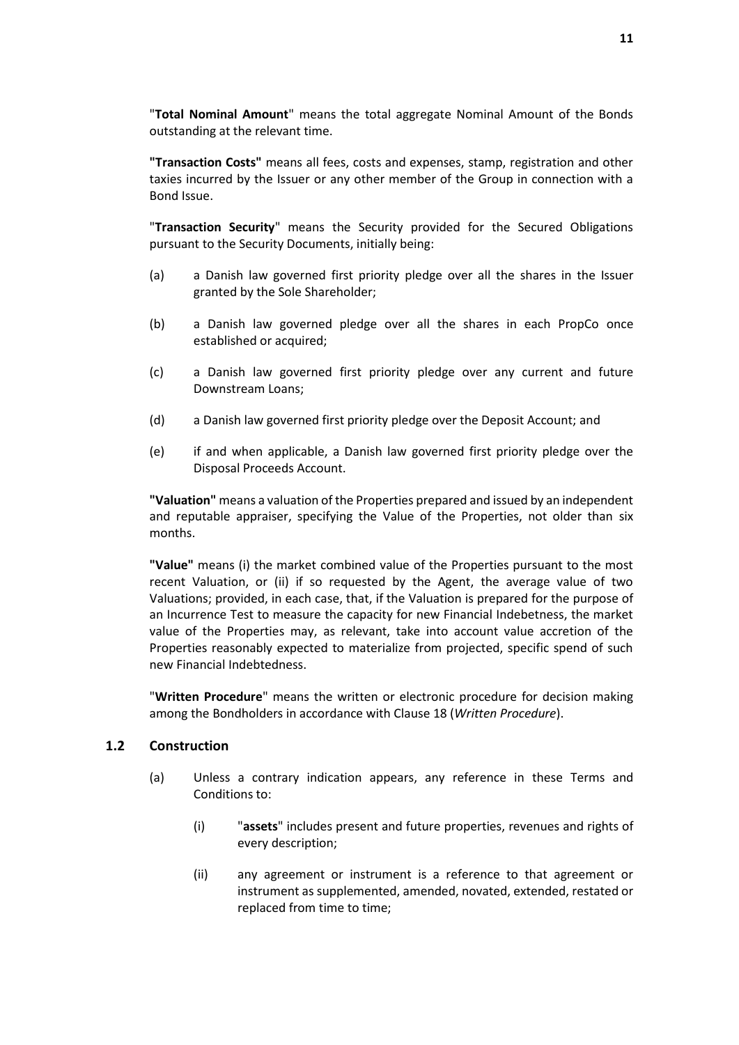"**Total Nominal Amount**" means the total aggregate Nominal Amount of the Bonds outstanding at the relevant time.

**"Transaction Costs"** means all fees, costs and expenses, stamp, registration and other taxies incurred by the Issuer or any other member of the Group in connection with a Bond Issue.

"**Transaction Security**" means the Security provided for the Secured Obligations pursuant to the Security Documents, initially being:

(a) a Danish law governed first priority pledge over all the shares in the Issuer granted by the Sole Shareholder;

(b) a Danish law governed pledge over all the shares in each PropCo once established or acquired;

(c) a Danish law governed first priority pledge over any current and future Downstream Loans;

(d) a Danish law governed first priority pledge over the Deposit Account; and

(e) if and when applicable, a Danish law governed first priority pledge over the Disposal Proceeds Account.

**"Valuation"** means a valuation of the Properties prepared and issued by an independent and reputable appraiser, specifying the Value of the Properties, not older than six months.

**"Value"** means (i) the market combined value of the Properties pursuant to the most recent Valuation, or (ii) if so requested by the Agent, the average value of two Valuations; provided, in each case, that, if the Valuation is prepared for the purpose of an Incurrence Test to measure the capacity for new Financial Indebetness, the market value of the Properties may, as relevant, take into account value accretion of the Properties reasonably expected to materialize from projected, specific spend of such new Financial Indebtedness.

"**Written Procedure**" means the written or electronic procedure for decision making among the Bondholders in accordance with Clause 18 (*Written Procedure*).

## 1.2 Construction

(a) Unless a contrary indication appears, any reference in these Terms and Conditions to:

(i) "**assets**" includes present and future properties, revenues and rights of every description;

(ii) any agreement or instrument is a reference to that agreement or instrument as supplemented, amended, novated, extended, restated or replaced from time to time;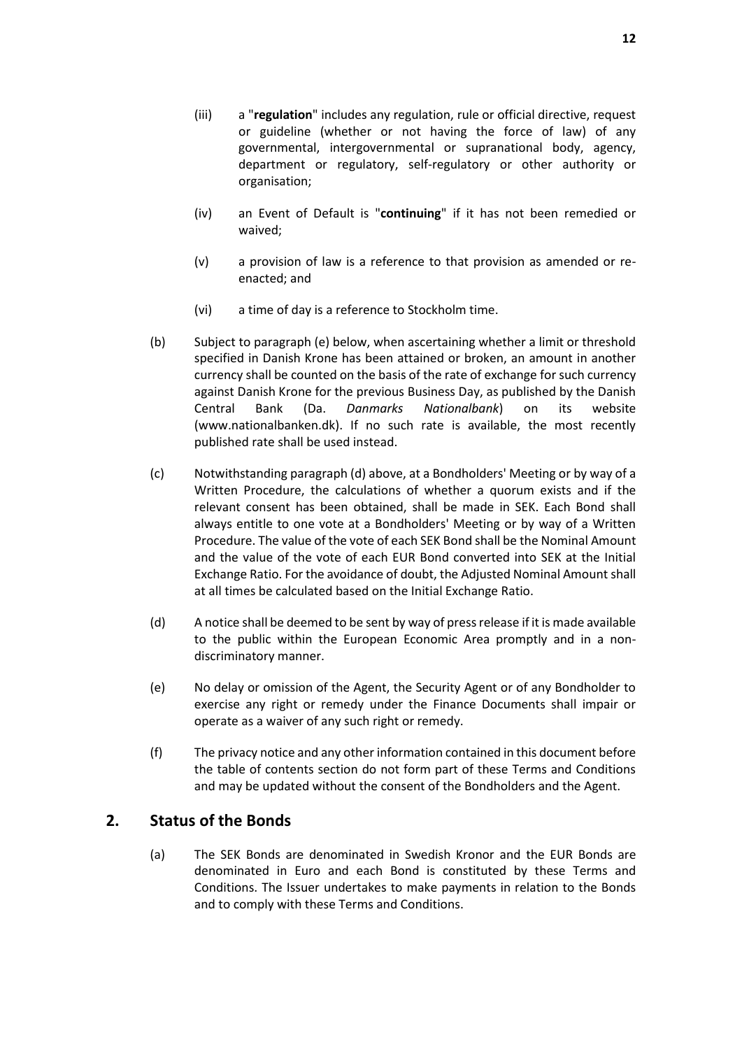(iii) a "**regulation**" includes any regulation, rule or official directive, request or guideline (whether or not having the force of law) of any governmental, intergovernmental or supranational body, agency, department or regulatory, self-regulatory or other authority or organisation;

(iv) an Event of Default is "**continuing**" if it has not been remedied or waived;

(v) a provision of law is a reference to that provision as amended or re-enacted; and

(vi) a time of day is a reference to Stockholm time.

(b) Subject to paragraph (e) below, when ascertaining whether a limit or threshold specified in Danish Krone has been attained or broken, an amount in another currency shall be counted on the basis of the rate of exchange for such currency against Danish Krone for the previous Business Day, as published by the Danish Central Bank (Da. *Danmarks Nationalbank*) on its website (www.nationalbanken.dk). If no such rate is available, the most recently published rate shall be used instead.

(c) Notwithstanding paragraph (d) above, at a Bondholders' Meeting or by way of a Written Procedure, the calculations of whether a quorum exists and if the relevant consent has been obtained, shall be made in SEK. Each Bond shall always entitle to one vote at a Bondholders' Meeting or by way of a Written Procedure. The value of the vote of each SEK Bond shall be the Nominal Amount and the value of the vote of each EUR Bond converted into SEK at the Initial Exchange Ratio. For the avoidance of doubt, the Adjusted Nominal Amount shall at all times be calculated based on the Initial Exchange Ratio.

(d) A notice shall be deemed to be sent by way of press release if it is made available to the public within the European Economic Area promptly and in a non-discriminatory manner.

(e) No delay or omission of the Agent, the Security Agent or of any Bondholder to exercise any right or remedy under the Finance Documents shall impair or operate as a waiver of any such right or remedy.

(f) The privacy notice and any other information contained in this document before the table of contents section do not form part of these Terms and Conditions and may be updated without the consent of the Bondholders and the Agent.

## 2. Status of the Bonds

(a) The SEK Bonds are denominated in Swedish Kronor and the EUR Bonds are denominated in Euro and each Bond is constituted by these Terms and Conditions. The Issuer undertakes to make payments in relation to the Bonds and to comply with these Terms and Conditions.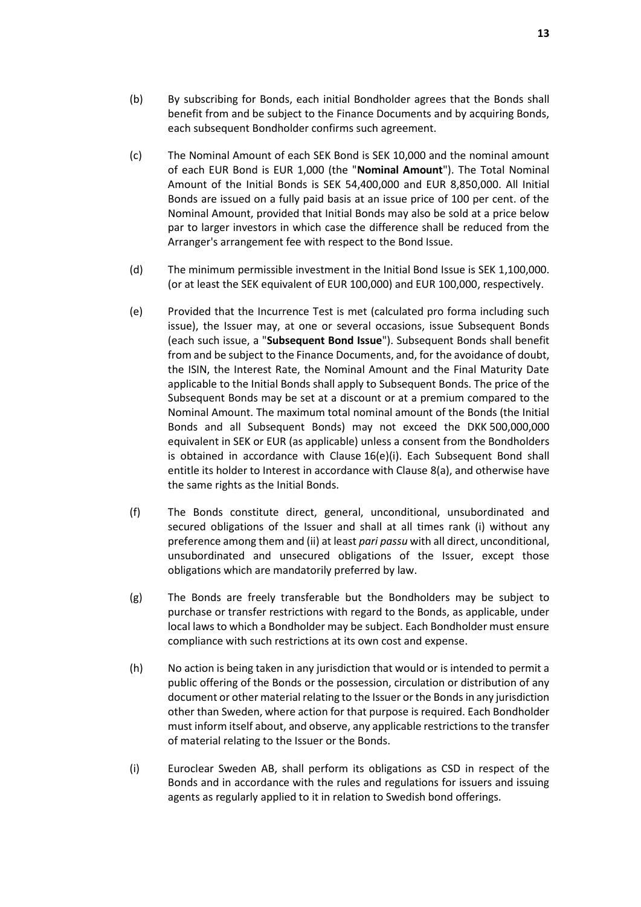(b) By subscribing for Bonds, each initial Bondholder agrees that the Bonds shall benefit from and be subject to the Finance Documents and by acquiring Bonds, each subsequent Bondholder confirms such agreement.

(c) The Nominal Amount of each SEK Bond is SEK 10,000 and the nominal amount of each EUR Bond is EUR 1,000 (the "**Nominal Amount**"). The Total Nominal Amount of the Initial Bonds is SEK 54,400,000 and EUR 8,850,000. All Initial Bonds are issued on a fully paid basis at an issue price of 100 per cent. of the Nominal Amount, provided that Initial Bonds may also be sold at a price below par to larger investors in which case the difference shall be reduced from the Arranger's arrangement fee with respect to the Bond Issue.

(d) The minimum permissible investment in the Initial Bond Issue is SEK 1,100,000. (or at least the SEK equivalent of EUR 100,000) and EUR 100,000, respectively.

(e) Provided that the Incurrence Test is met (calculated pro forma including such issue), the Issuer may, at one or several occasions, issue Subsequent Bonds (each such issue, a "**Subsequent Bond Issue**"). Subsequent Bonds shall benefit from and be subject to the Finance Documents, and, for the avoidance of doubt, the ISIN, the Interest Rate, the Nominal Amount and the Final Maturity Date applicable to the Initial Bonds shall apply to Subsequent Bonds. The price of the Subsequent Bonds may be set at a discount or at a premium compared to the Nominal Amount. The maximum total nominal amount of the Bonds (the Initial Bonds and all Subsequent Bonds) may not exceed the DKK 500,000,000 equivalent in SEK or EUR (as applicable) unless a consent from the Bondholders is obtained in accordance with Clause 16(e)(i). Each Subsequent Bond shall entitle its holder to Interest in accordance with Clause 8(a), and otherwise have the same rights as the Initial Bonds.

(f) The Bonds constitute direct, general, unconditional, unsubordinated and secured obligations of the Issuer and shall at all times rank (i) without any preference among them and (ii) at least *pari passu* with all direct, unconditional, unsubordinated and unsecured obligations of the Issuer, except those obligations which are mandatorily preferred by law.

(g) The Bonds are freely transferable but the Bondholders may be subject to purchase or transfer restrictions with regard to the Bonds, as applicable, under local laws to which a Bondholder may be subject. Each Bondholder must ensure compliance with such restrictions at its own cost and expense.

(h) No action is being taken in any jurisdiction that would or is intended to permit a public offering of the Bonds or the possession, circulation or distribution of any document or other material relating to the Issuer or the Bonds in any jurisdiction other than Sweden, where action for that purpose is required. Each Bondholder must inform itself about, and observe, any applicable restrictions to the transfer of material relating to the Issuer or the Bonds.

(i) Euroclear Sweden AB, shall perform its obligations as CSD in respect of the Bonds and in accordance with the rules and regulations for issuers and issuing agents as regularly applied to it in relation to Swedish bond offerings.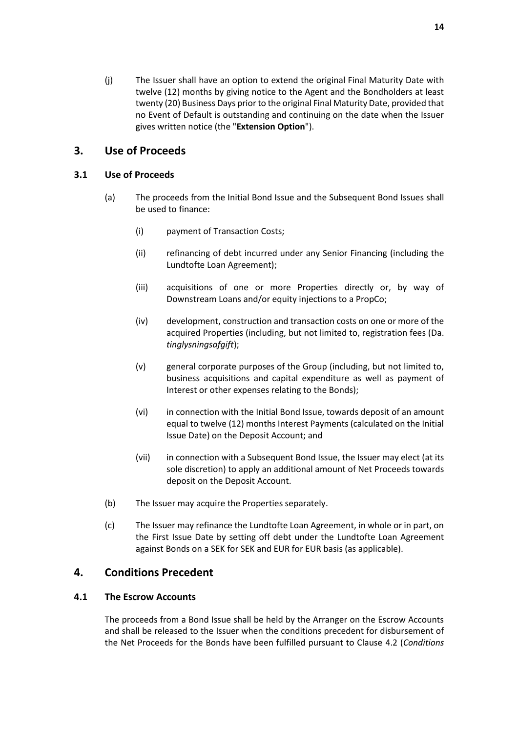(j) The Issuer shall have an option to extend the original Final Maturity Date with twelve (12) months by giving notice to the Agent and the Bondholders at least twenty (20) Business Days prior to the original Final Maturity Date, provided that no Event of Default is outstanding and continuing on the date when the Issuer gives written notice (the "**Extension Option**").

## 3. Use of Proceeds

### 3.1 Use of Proceeds

(a) The proceeds from the Initial Bond Issue and the Subsequent Bond Issues shall be used to finance:

  (i) payment of Transaction Costs;

  (ii) refinancing of debt incurred under any Senior Financing (including the Lundtofte Loan Agreement);

  (iii) acquisitions of one or more Properties directly or, by way of Downstream Loans and/or equity injections to a PropCo;

  (iv) development, construction and transaction costs on one or more of the acquired Properties (including, but not limited to, registration fees (Da. *tinglysningsafgift*);

  (v) general corporate purposes of the Group (including, but not limited to, business acquisitions and capital expenditure as well as payment of Interest or other expenses relating to the Bonds);

  (vi) in connection with the Initial Bond Issue, towards deposit of an amount equal to twelve (12) months Interest Payments (calculated on the Initial Issue Date) on the Deposit Account; and

  (vii) in connection with a Subsequent Bond Issue, the Issuer may elect (at its sole discretion) to apply an additional amount of Net Proceeds towards deposit on the Deposit Account.

(b) The Issuer may acquire the Properties separately.

(c) The Issuer may refinance the Lundtofte Loan Agreement, in whole or in part, on the First Issue Date by setting off debt under the Lundtofte Loan Agreement against Bonds on a SEK for SEK and EUR for EUR basis (as applicable).

## 4. Conditions Precedent

### 4.1 The Escrow Accounts

The proceeds from a Bond Issue shall be held by the Arranger on the Escrow Accounts and shall be released to the Issuer when the conditions precedent for disbursement of the Net Proceeds for the Bonds have been fulfilled pursuant to Clause 4.2 (*Conditions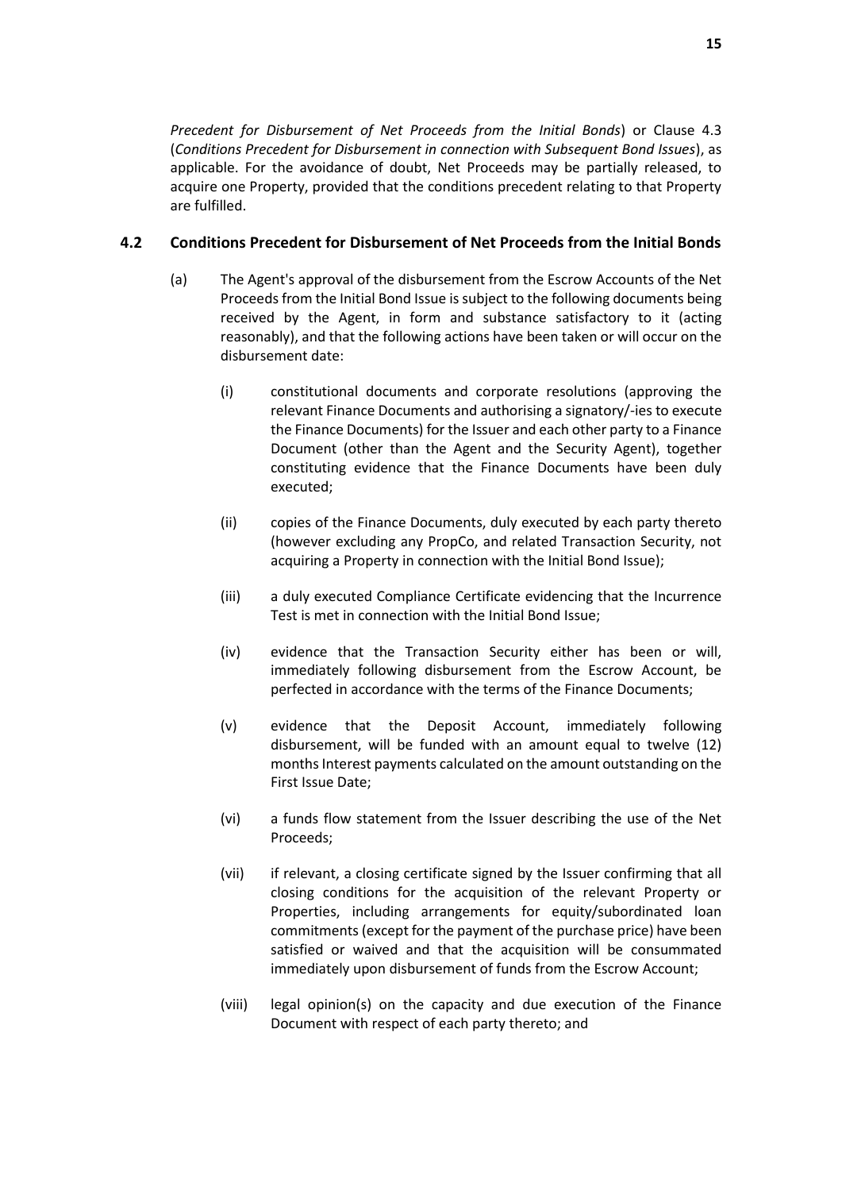*Precedent for Disbursement of Net Proceeds from the Initial Bonds*) or Clause 4.3 (*Conditions Precedent for Disbursement in connection with Subsequent Bond Issues*), as applicable. For the avoidance of doubt, Net Proceeds may be partially released, to acquire one Property, provided that the conditions precedent relating to that Property are fulfilled.

### 4.2 Conditions Precedent for Disbursement of Net Proceeds from the Initial Bonds

(a) The Agent's approval of the disbursement from the Escrow Accounts of the Net Proceeds from the Initial Bond Issue is subject to the following documents being received by the Agent, in form and substance satisfactory to it (acting reasonably), and that the following actions have been taken or will occur on the disbursement date:

(i) constitutional documents and corporate resolutions (approving the relevant Finance Documents and authorising a signatory/-ies to execute the Finance Documents) for the Issuer and each other party to a Finance Document (other than the Agent and the Security Agent), together constituting evidence that the Finance Documents have been duly executed;

(ii) copies of the Finance Documents, duly executed by each party thereto (however excluding any PropCo, and related Transaction Security, not acquiring a Property in connection with the Initial Bond Issue);

(iii) a duly executed Compliance Certificate evidencing that the Incurrence Test is met in connection with the Initial Bond Issue;

(iv) evidence that the Transaction Security either has been or will, immediately following disbursement from the Escrow Account, be perfected in accordance with the terms of the Finance Documents;

(v) evidence that the Deposit Account, immediately following disbursement, will be funded with an amount equal to twelve (12) months Interest payments calculated on the amount outstanding on the First Issue Date;

(vi) a funds flow statement from the Issuer describing the use of the Net Proceeds;

(vii) if relevant, a closing certificate signed by the Issuer confirming that all closing conditions for the acquisition of the relevant Property or Properties, including arrangements for equity/subordinated loan commitments (except for the payment of the purchase price) have been satisfied or waived and that the acquisition will be consummated immediately upon disbursement of funds from the Escrow Account;

(viii) legal opinion(s) on the capacity and due execution of the Finance Document with respect of each party thereto; and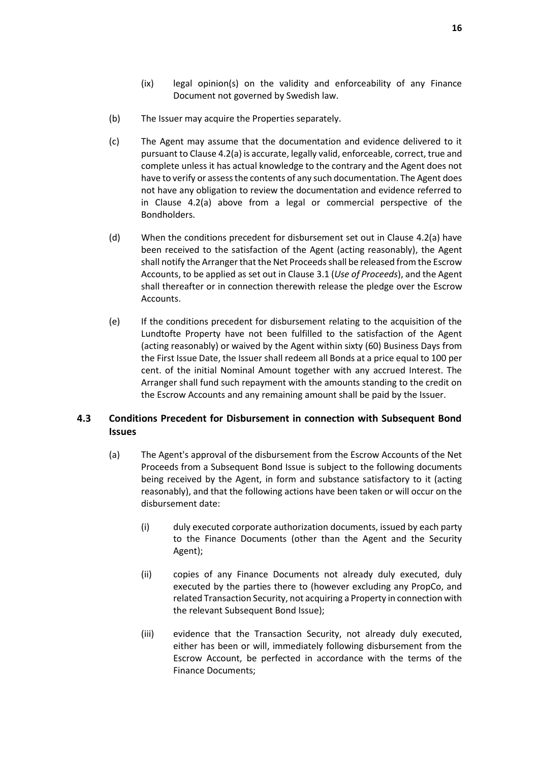(ix) legal opinion(s) on the validity and enforceability of any Finance Document not governed by Swedish law.

(b) The Issuer may acquire the Properties separately.

(c) The Agent may assume that the documentation and evidence delivered to it pursuant to Clause 4.2(a) is accurate, legally valid, enforceable, correct, true and complete unless it has actual knowledge to the contrary and the Agent does not have to verify or assess the contents of any such documentation. The Agent does not have any obligation to review the documentation and evidence referred to in Clause 4.2(a) above from a legal or commercial perspective of the Bondholders.

(d) When the conditions precedent for disbursement set out in Clause 4.2(a) have been received to the satisfaction of the Agent (acting reasonably), the Agent shall notify the Arranger that the Net Proceeds shall be released from the Escrow Accounts, to be applied as set out in Clause 3.1 (*Use of Proceeds*), and the Agent shall thereafter or in connection therewith release the pledge over the Escrow Accounts.

(e) If the conditions precedent for disbursement relating to the acquisition of the Lundtofte Property have not been fulfilled to the satisfaction of the Agent (acting reasonably) or waived by the Agent within sixty (60) Business Days from the First Issue Date, the Issuer shall redeem all Bonds at a price equal to 100 per cent. of the initial Nominal Amount together with any accrued Interest. The Arranger shall fund such repayment with the amounts standing to the credit on the Escrow Accounts and any remaining amount shall be paid by the Issuer.

### 4.3 Conditions Precedent for Disbursement in connection with Subsequent Bond Issues

(a) The Agent's approval of the disbursement from the Escrow Accounts of the Net Proceeds from a Subsequent Bond Issue is subject to the following documents being received by the Agent, in form and substance satisfactory to it (acting reasonably), and that the following actions have been taken or will occur on the disbursement date:

(i) duly executed corporate authorization documents, issued by each party to the Finance Documents (other than the Agent and the Security Agent);

(ii) copies of any Finance Documents not already duly executed, duly executed by the parties there to (however excluding any PropCo, and related Transaction Security, not acquiring a Property in connection with the relevant Subsequent Bond Issue);

(iii) evidence that the Transaction Security, not already duly executed, either has been or will, immediately following disbursement from the Escrow Account, be perfected in accordance with the terms of the Finance Documents;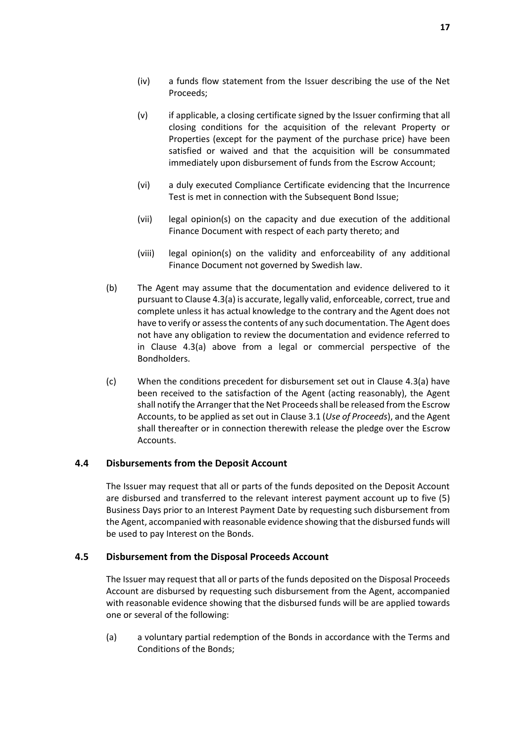(iv) a funds flow statement from the Issuer describing the use of the Net Proceeds;

(v) if applicable, a closing certificate signed by the Issuer confirming that all closing conditions for the acquisition of the relevant Property or Properties (except for the payment of the purchase price) have been satisfied or waived and that the acquisition will be consummated immediately upon disbursement of funds from the Escrow Account;

(vi) a duly executed Compliance Certificate evidencing that the Incurrence Test is met in connection with the Subsequent Bond Issue;

(vii) legal opinion(s) on the capacity and due execution of the additional Finance Document with respect of each party thereto; and

(viii) legal opinion(s) on the validity and enforceability of any additional Finance Document not governed by Swedish law.

(b) The Agent may assume that the documentation and evidence delivered to it pursuant to Clause 4.3(a) is accurate, legally valid, enforceable, correct, true and complete unless it has actual knowledge to the contrary and the Agent does not have to verify or assess the contents of any such documentation. The Agent does not have any obligation to review the documentation and evidence referred to in Clause 4.3(a) above from a legal or commercial perspective of the Bondholders.

(c) When the conditions precedent for disbursement set out in Clause 4.3(a) have been received to the satisfaction of the Agent (acting reasonably), the Agent shall notify the Arranger that the Net Proceeds shall be released from the Escrow Accounts, to be applied as set out in Clause 3.1 (*Use of Proceeds*), and the Agent shall thereafter or in connection therewith release the pledge over the Escrow Accounts.

### 4.4 Disbursements from the Deposit Account

The Issuer may request that all or parts of the funds deposited on the Deposit Account are disbursed and transferred to the relevant interest payment account up to five (5) Business Days prior to an Interest Payment Date by requesting such disbursement from the Agent, accompanied with reasonable evidence showing that the disbursed funds will be used to pay Interest on the Bonds.

### 4.5 Disbursement from the Disposal Proceeds Account

The Issuer may request that all or parts of the funds deposited on the Disposal Proceeds Account are disbursed by requesting such disbursement from the Agent, accompanied with reasonable evidence showing that the disbursed funds will be are applied towards one or several of the following:

(a) a voluntary partial redemption of the Bonds in accordance with the Terms and Conditions of the Bonds;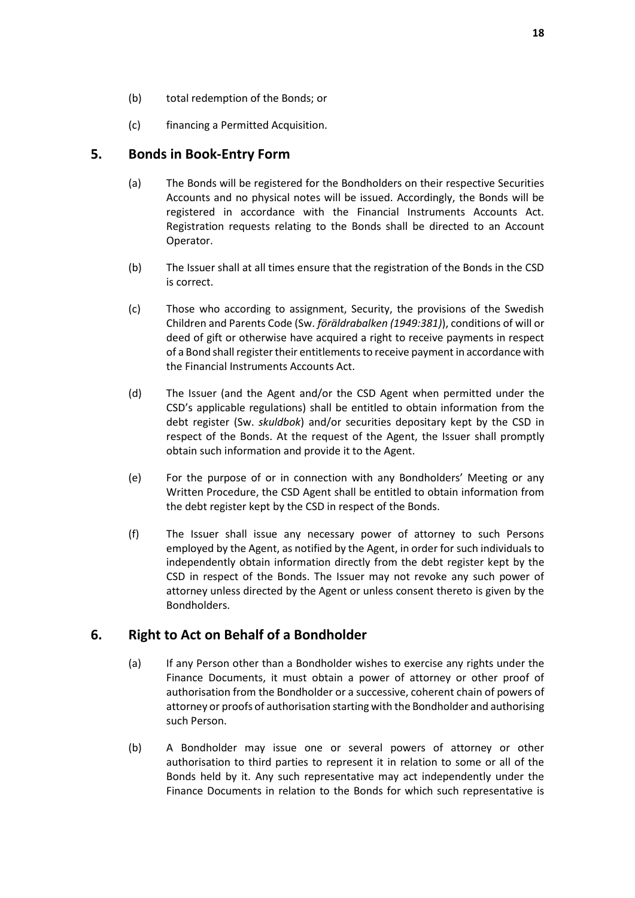(b) total redemption of the Bonds; or

(c) financing a Permitted Acquisition.

## 5. Bonds in Book-Entry Form

(a) The Bonds will be registered for the Bondholders on their respective Securities Accounts and no physical notes will be issued. Accordingly, the Bonds will be registered in accordance with the Financial Instruments Accounts Act. Registration requests relating to the Bonds shall be directed to an Account Operator.

(b) The Issuer shall at all times ensure that the registration of the Bonds in the CSD is correct.

(c) Those who according to assignment, Security, the provisions of the Swedish Children and Parents Code (Sw. *föräldrabalken (1949:381)*), conditions of will or deed of gift or otherwise have acquired a right to receive payments in respect of a Bond shall register their entitlements to receive payment in accordance with the Financial Instruments Accounts Act.

(d) The Issuer (and the Agent and/or the CSD Agent when permitted under the CSD's applicable regulations) shall be entitled to obtain information from the debt register (Sw. *skuldbok*) and/or securities depositary kept by the CSD in respect of the Bonds. At the request of the Agent, the Issuer shall promptly obtain such information and provide it to the Agent.

(e) For the purpose of or in connection with any Bondholders' Meeting or any Written Procedure, the CSD Agent shall be entitled to obtain information from the debt register kept by the CSD in respect of the Bonds.

(f) The Issuer shall issue any necessary power of attorney to such Persons employed by the Agent, as notified by the Agent, in order for such individuals to independently obtain information directly from the debt register kept by the CSD in respect of the Bonds. The Issuer may not revoke any such power of attorney unless directed by the Agent or unless consent thereto is given by the Bondholders.

## 6. Right to Act on Behalf of a Bondholder

(a) If any Person other than a Bondholder wishes to exercise any rights under the Finance Documents, it must obtain a power of attorney or other proof of authorisation from the Bondholder or a successive, coherent chain of powers of attorney or proofs of authorisation starting with the Bondholder and authorising such Person.

(b) A Bondholder may issue one or several powers of attorney or other authorisation to third parties to represent it in relation to some or all of the Bonds held by it. Any such representative may act independently under the Finance Documents in relation to the Bonds for which such representative is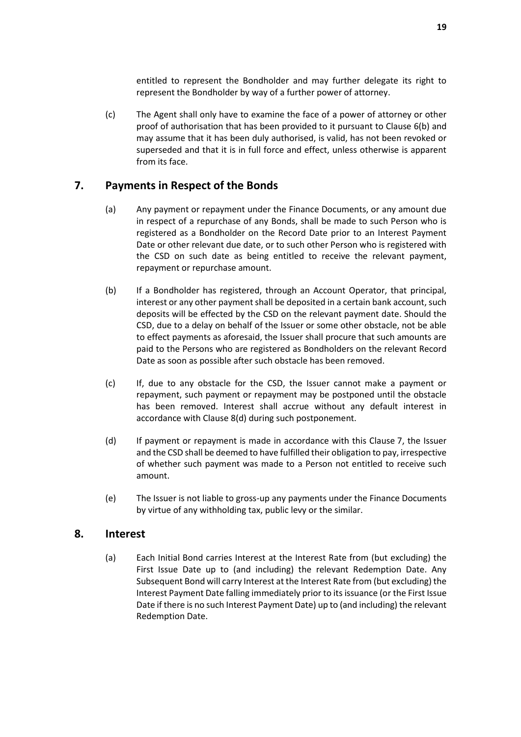entitled to represent the Bondholder and may further delegate its right to represent the Bondholder by way of a further power of attorney.

(c) The Agent shall only have to examine the face of a power of attorney or other proof of authorisation that has been provided to it pursuant to Clause 6(b) and may assume that it has been duly authorised, is valid, has not been revoked or superseded and that it is in full force and effect, unless otherwise is apparent from its face.

## 7. Payments in Respect of the Bonds

(a) Any payment or repayment under the Finance Documents, or any amount due in respect of a repurchase of any Bonds, shall be made to such Person who is registered as a Bondholder on the Record Date prior to an Interest Payment Date or other relevant due date, or to such other Person who is registered with the CSD on such date as being entitled to receive the relevant payment, repayment or repurchase amount.

(b) If a Bondholder has registered, through an Account Operator, that principal, interest or any other payment shall be deposited in a certain bank account, such deposits will be effected by the CSD on the relevant payment date. Should the CSD, due to a delay on behalf of the Issuer or some other obstacle, not be able to effect payments as aforesaid, the Issuer shall procure that such amounts are paid to the Persons who are registered as Bondholders on the relevant Record Date as soon as possible after such obstacle has been removed.

(c) If, due to any obstacle for the CSD, the Issuer cannot make a payment or repayment, such payment or repayment may be postponed until the obstacle has been removed. Interest shall accrue without any default interest in accordance with Clause 8(d) during such postponement.

(d) If payment or repayment is made in accordance with this Clause 7, the Issuer and the CSD shall be deemed to have fulfilled their obligation to pay, irrespective of whether such payment was made to a Person not entitled to receive such amount.

(e) The Issuer is not liable to gross-up any payments under the Finance Documents by virtue of any withholding tax, public levy or the similar.

## 8. Interest

(a) Each Initial Bond carries Interest at the Interest Rate from (but excluding) the First Issue Date up to (and including) the relevant Redemption Date. Any Subsequent Bond will carry Interest at the Interest Rate from (but excluding) the Interest Payment Date falling immediately prior to its issuance (or the First Issue Date if there is no such Interest Payment Date) up to (and including) the relevant Redemption Date.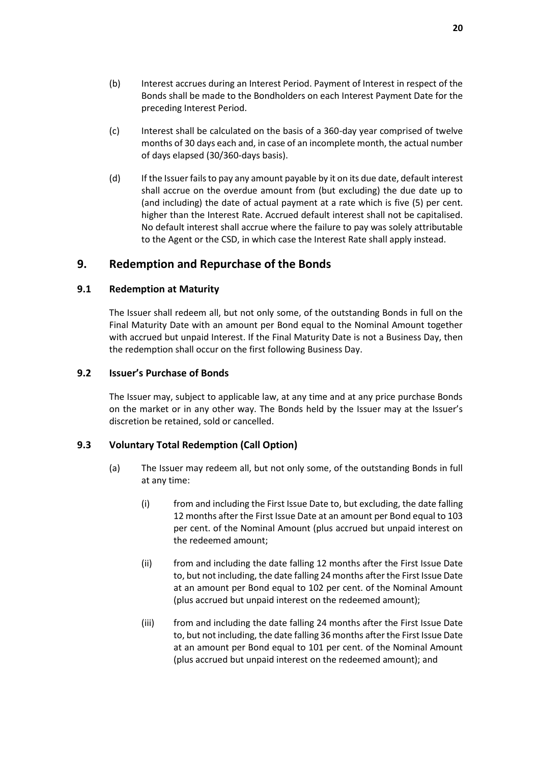(b) Interest accrues during an Interest Period. Payment of Interest in respect of the Bonds shall be made to the Bondholders on each Interest Payment Date for the preceding Interest Period.

(c) Interest shall be calculated on the basis of a 360-day year comprised of twelve months of 30 days each and, in case of an incomplete month, the actual number of days elapsed (30/360-days basis).

(d) If the Issuer fails to pay any amount payable by it on its due date, default interest shall accrue on the overdue amount from (but excluding) the due date up to (and including) the date of actual payment at a rate which is five (5) per cent. higher than the Interest Rate. Accrued default interest shall not be capitalised. No default interest shall accrue where the failure to pay was solely attributable to the Agent or the CSD, in which case the Interest Rate shall apply instead.

## 9. Redemption and Repurchase of the Bonds

### 9.1 Redemption at Maturity

The Issuer shall redeem all, but not only some, of the outstanding Bonds in full on the Final Maturity Date with an amount per Bond equal to the Nominal Amount together with accrued but unpaid Interest. If the Final Maturity Date is not a Business Day, then the redemption shall occur on the first following Business Day.

### 9.2 Issuer's Purchase of Bonds

The Issuer may, subject to applicable law, at any time and at any price purchase Bonds on the market or in any other way. The Bonds held by the Issuer may at the Issuer's discretion be retained, sold or cancelled.

### 9.3 Voluntary Total Redemption (Call Option)

(a) The Issuer may redeem all, but not only some, of the outstanding Bonds in full at any time:

(i) from and including the First Issue Date to, but excluding, the date falling 12 months after the First Issue Date at an amount per Bond equal to 103 per cent. of the Nominal Amount (plus accrued but unpaid interest on the redeemed amount;

(ii) from and including the date falling 12 months after the First Issue Date to, but not including, the date falling 24 months after the First Issue Date at an amount per Bond equal to 102 per cent. of the Nominal Amount (plus accrued but unpaid interest on the redeemed amount);

(iii) from and including the date falling 24 months after the First Issue Date to, but not including, the date falling 36 months after the First Issue Date at an amount per Bond equal to 101 per cent. of the Nominal Amount (plus accrued but unpaid interest on the redeemed amount); and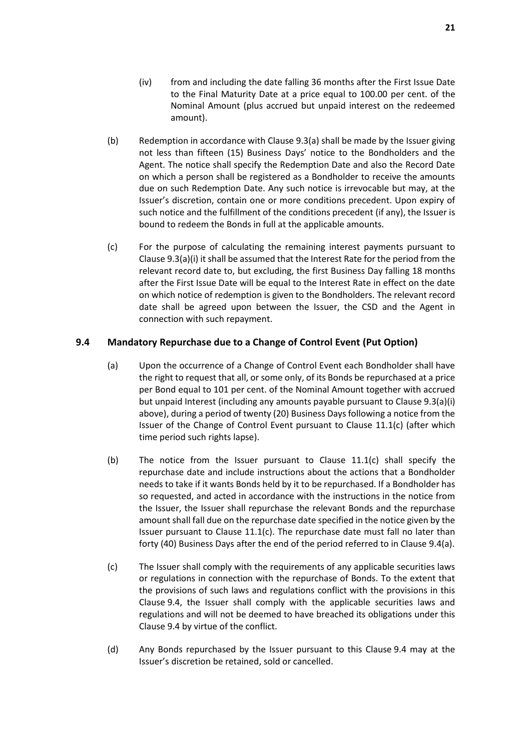(iv) from and including the date falling 36 months after the First Issue Date to the Final Maturity Date at a price equal to 100.00 per cent. of the Nominal Amount (plus accrued but unpaid interest on the redeemed amount).

(b) Redemption in accordance with Clause 9.3(a) shall be made by the Issuer giving not less than fifteen (15) Business Days' notice to the Bondholders and the Agent. The notice shall specify the Redemption Date and also the Record Date on which a person shall be registered as a Bondholder to receive the amounts due on such Redemption Date. Any such notice is irrevocable but may, at the Issuer's discretion, contain one or more conditions precedent. Upon expiry of such notice and the fulfillment of the conditions precedent (if any), the Issuer is bound to redeem the Bonds in full at the applicable amounts.

(c) For the purpose of calculating the remaining interest payments pursuant to Clause 9.3(a)(i) it shall be assumed that the Interest Rate for the period from the relevant record date to, but excluding, the first Business Day falling 18 months after the First Issue Date will be equal to the Interest Rate in effect on the date on which notice of redemption is given to the Bondholders. The relevant record date shall be agreed upon between the Issuer, the CSD and the Agent in connection with such repayment.

### 9.4 Mandatory Repurchase due to a Change of Control Event (Put Option)

(a) Upon the occurrence of a Change of Control Event each Bondholder shall have the right to request that all, or some only, of its Bonds be repurchased at a price per Bond equal to 101 per cent. of the Nominal Amount together with accrued but unpaid Interest (including any amounts payable pursuant to Clause 9.3(a)(i) above), during a period of twenty (20) Business Days following a notice from the Issuer of the Change of Control Event pursuant to Clause 11.1(c) (after which time period such rights lapse).

(b) The notice from the Issuer pursuant to Clause 11.1(c) shall specify the repurchase date and include instructions about the actions that a Bondholder needs to take if it wants Bonds held by it to be repurchased. If a Bondholder has so requested, and acted in accordance with the instructions in the notice from the Issuer, the Issuer shall repurchase the relevant Bonds and the repurchase amount shall fall due on the repurchase date specified in the notice given by the Issuer pursuant to Clause 11.1(c). The repurchase date must fall no later than forty (40) Business Days after the end of the period referred to in Clause 9.4(a).

(c) The Issuer shall comply with the requirements of any applicable securities laws or regulations in connection with the repurchase of Bonds. To the extent that the provisions of such laws and regulations conflict with the provisions in this Clause 9.4, the Issuer shall comply with the applicable securities laws and regulations and will not be deemed to have breached its obligations under this Clause 9.4 by virtue of the conflict.

(d) Any Bonds repurchased by the Issuer pursuant to this Clause 9.4 may at the Issuer's discretion be retained, sold or cancelled.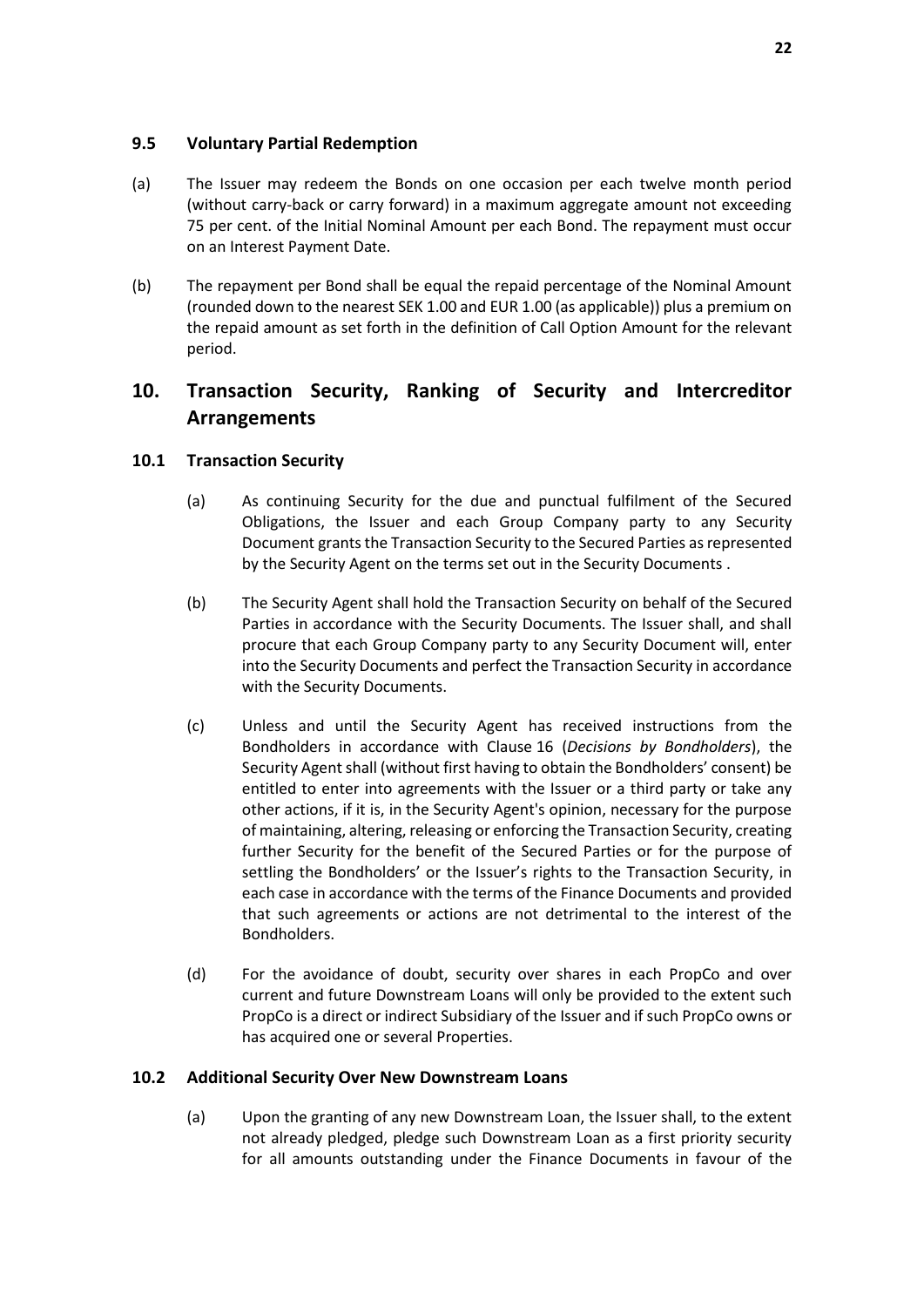### 9.5 Voluntary Partial Redemption

(a) The Issuer may redeem the Bonds on one occasion per each twelve month period (without carry-back or carry forward) in a maximum aggregate amount not exceeding 75 per cent. of the Initial Nominal Amount per each Bond. The repayment must occur on an Interest Payment Date.

(b) The repayment per Bond shall be equal the repaid percentage of the Nominal Amount (rounded down to the nearest SEK 1.00 and EUR 1.00 (as applicable)) plus a premium on the repaid amount as set forth in the definition of Call Option Amount for the relevant period.

## 10. Transaction Security, Ranking of Security and Intercreditor Arrangements

### 10.1 Transaction Security

(a) As continuing Security for the due and punctual fulfilment of the Secured Obligations, the Issuer and each Group Company party to any Security Document grants the Transaction Security to the Secured Parties as represented by the Security Agent on the terms set out in the Security Documents .

(b) The Security Agent shall hold the Transaction Security on behalf of the Secured Parties in accordance with the Security Documents. The Issuer shall, and shall procure that each Group Company party to any Security Document will, enter into the Security Documents and perfect the Transaction Security in accordance with the Security Documents.

(c) Unless and until the Security Agent has received instructions from the Bondholders in accordance with Clause 16 (*Decisions by Bondholders*), the Security Agent shall (without first having to obtain the Bondholders' consent) be entitled to enter into agreements with the Issuer or a third party or take any other actions, if it is, in the Security Agent's opinion, necessary for the purpose of maintaining, altering, releasing or enforcing the Transaction Security, creating further Security for the benefit of the Secured Parties or for the purpose of settling the Bondholders' or the Issuer's rights to the Transaction Security, in each case in accordance with the terms of the Finance Documents and provided that such agreements or actions are not detrimental to the interest of the Bondholders.

(d) For the avoidance of doubt, security over shares in each PropCo and over current and future Downstream Loans will only be provided to the extent such PropCo is a direct or indirect Subsidiary of the Issuer and if such PropCo owns or has acquired one or several Properties.

### 10.2 Additional Security Over New Downstream Loans

(a) Upon the granting of any new Downstream Loan, the Issuer shall, to the extent not already pledged, pledge such Downstream Loan as a first priority security for all amounts outstanding under the Finance Documents in favour of the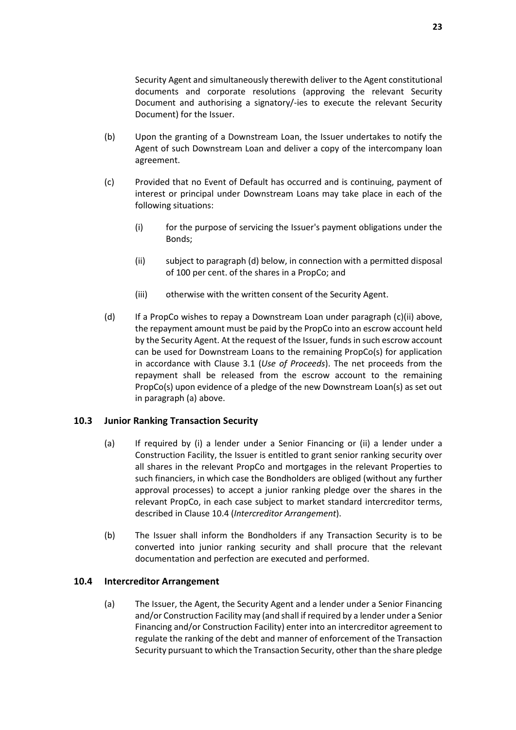Security Agent and simultaneously therewith deliver to the Agent constitutional documents and corporate resolutions (approving the relevant Security Document and authorising a signatory/-ies to execute the relevant Security Document) for the Issuer.

(b) Upon the granting of a Downstream Loan, the Issuer undertakes to notify the Agent of such Downstream Loan and deliver a copy of the intercompany loan agreement.

(c) Provided that no Event of Default has occurred and is continuing, payment of interest or principal under Downstream Loans may take place in each of the following situations:

(i) for the purpose of servicing the Issuer's payment obligations under the Bonds;

(ii) subject to paragraph (d) below, in connection with a permitted disposal of 100 per cent. of the shares in a PropCo; and

(iii) otherwise with the written consent of the Security Agent.

(d) If a PropCo wishes to repay a Downstream Loan under paragraph (c)(ii) above, the repayment amount must be paid by the PropCo into an escrow account held by the Security Agent. At the request of the Issuer, funds in such escrow account can be used for Downstream Loans to the remaining PropCo(s) for application in accordance with Clause 3.1 (*Use of Proceeds*). The net proceeds from the repayment shall be released from the escrow account to the remaining PropCo(s) upon evidence of a pledge of the new Downstream Loan(s) as set out in paragraph (a) above.

### 10.3 Junior Ranking Transaction Security

(a) If required by (i) a lender under a Senior Financing or (ii) a lender under a Construction Facility, the Issuer is entitled to grant senior ranking security over all shares in the relevant PropCo and mortgages in the relevant Properties to such financiers, in which case the Bondholders are obliged (without any further approval processes) to accept a junior ranking pledge over the shares in the relevant PropCo, in each case subject to market standard intercreditor terms, described in Clause 10.4 (*Intercreditor Arrangement*).

(b) The Issuer shall inform the Bondholders if any Transaction Security is to be converted into junior ranking security and shall procure that the relevant documentation and perfection are executed and performed.

### 10.4 Intercreditor Arrangement

(a) The Issuer, the Agent, the Security Agent and a lender under a Senior Financing and/or Construction Facility may (and shall if required by a lender under a Senior Financing and/or Construction Facility) enter into an intercreditor agreement to regulate the ranking of the debt and manner of enforcement of the Transaction Security pursuant to which the Transaction Security, other than the share pledge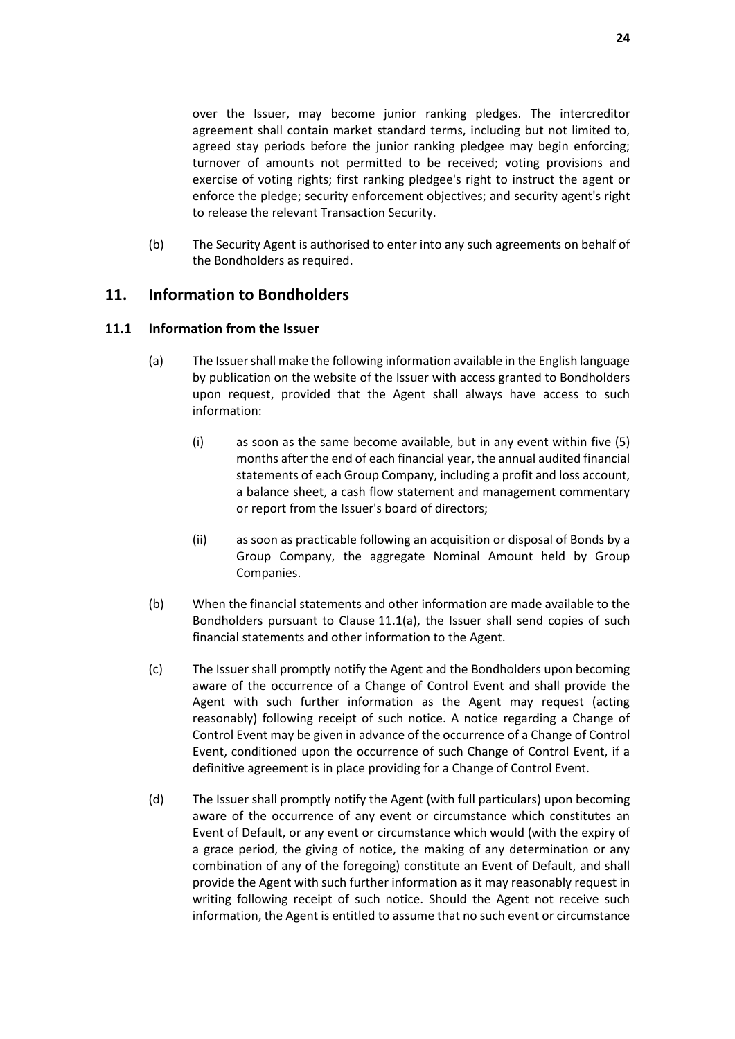over the Issuer, may become junior ranking pledges. The intercreditor agreement shall contain market standard terms, including but not limited to, agreed stay periods before the junior ranking pledgee may begin enforcing; turnover of amounts not permitted to be received; voting provisions and exercise of voting rights; first ranking pledgee's right to instruct the agent or enforce the pledge; security enforcement objectives; and security agent's right to release the relevant Transaction Security.

(b) The Security Agent is authorised to enter into any such agreements on behalf of the Bondholders as required.

## 11. Information to Bondholders

### 11.1 Information from the Issuer

(a) The Issuer shall make the following information available in the English language by publication on the website of the Issuer with access granted to Bondholders upon request, provided that the Agent shall always have access to such information:

(i) as soon as the same become available, but in any event within five (5) months after the end of each financial year, the annual audited financial statements of each Group Company, including a profit and loss account, a balance sheet, a cash flow statement and management commentary or report from the Issuer's board of directors;

(ii) as soon as practicable following an acquisition or disposal of Bonds by a Group Company, the aggregate Nominal Amount held by Group Companies.

(b) When the financial statements and other information are made available to the Bondholders pursuant to Clause 11.1(a), the Issuer shall send copies of such financial statements and other information to the Agent.

(c) The Issuer shall promptly notify the Agent and the Bondholders upon becoming aware of the occurrence of a Change of Control Event and shall provide the Agent with such further information as the Agent may request (acting reasonably) following receipt of such notice. A notice regarding a Change of Control Event may be given in advance of the occurrence of a Change of Control Event, conditioned upon the occurrence of such Change of Control Event, if a definitive agreement is in place providing for a Change of Control Event.

(d) The Issuer shall promptly notify the Agent (with full particulars) upon becoming aware of the occurrence of any event or circumstance which constitutes an Event of Default, or any event or circumstance which would (with the expiry of a grace period, the giving of notice, the making of any determination or any combination of any of the foregoing) constitute an Event of Default, and shall provide the Agent with such further information as it may reasonably request in writing following receipt of such notice. Should the Agent not receive such information, the Agent is entitled to assume that no such event or circumstance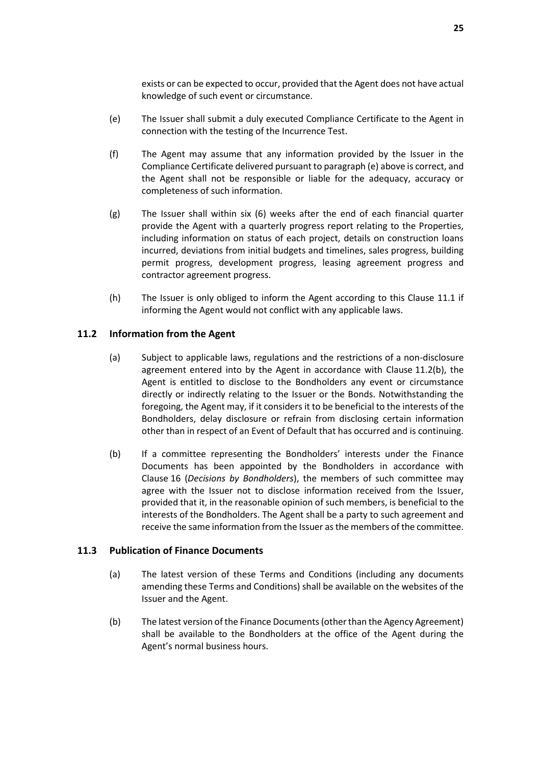exists or can be expected to occur, provided that the Agent does not have actual knowledge of such event or circumstance.

(e) The Issuer shall submit a duly executed Compliance Certificate to the Agent in connection with the testing of the Incurrence Test.

(f) The Agent may assume that any information provided by the Issuer in the Compliance Certificate delivered pursuant to paragraph (e) above is correct, and the Agent shall not be responsible or liable for the adequacy, accuracy or completeness of such information.

(g) The Issuer shall within six (6) weeks after the end of each financial quarter provide the Agent with a quarterly progress report relating to the Properties, including information on status of each project, details on construction loans incurred, deviations from initial budgets and timelines, sales progress, building permit progress, development progress, leasing agreement progress and contractor agreement progress.

(h) The Issuer is only obliged to inform the Agent according to this Clause 11.1 if informing the Agent would not conflict with any applicable laws.

### 11.2 Information from the Agent

(a) Subject to applicable laws, regulations and the restrictions of a non-disclosure agreement entered into by the Agent in accordance with Clause 11.2(b), the Agent is entitled to disclose to the Bondholders any event or circumstance directly or indirectly relating to the Issuer or the Bonds. Notwithstanding the foregoing, the Agent may, if it considers it to be beneficial to the interests of the Bondholders, delay disclosure or refrain from disclosing certain information other than in respect of an Event of Default that has occurred and is continuing.

(b) If a committee representing the Bondholders' interests under the Finance Documents has been appointed by the Bondholders in accordance with Clause 16 (*Decisions by Bondholders*), the members of such committee may agree with the Issuer not to disclose information received from the Issuer, provided that it, in the reasonable opinion of such members, is beneficial to the interests of the Bondholders. The Agent shall be a party to such agreement and receive the same information from the Issuer as the members of the committee.

### 11.3 Publication of Finance Documents

(a) The latest version of these Terms and Conditions (including any documents amending these Terms and Conditions) shall be available on the websites of the Issuer and the Agent.

(b) The latest version of the Finance Documents (other than the Agency Agreement) shall be available to the Bondholders at the office of the Agent during the Agent's normal business hours.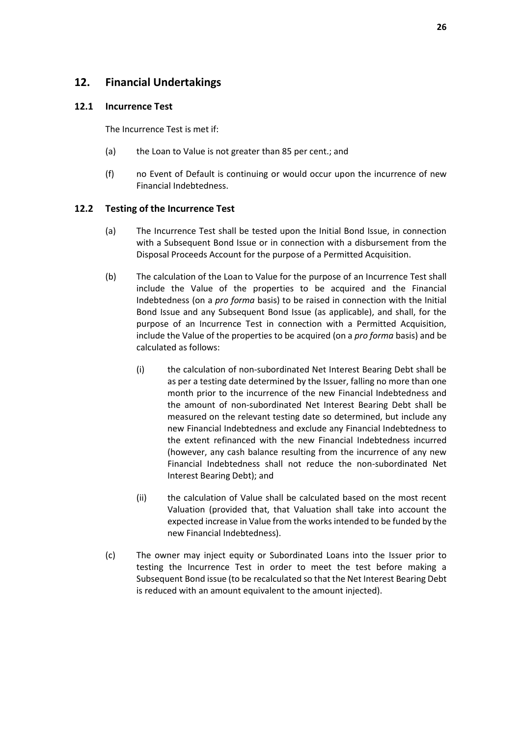## 12. Financial Undertakings

### 12.1 Incurrence Test

The Incurrence Test is met if:

(a) the Loan to Value is not greater than 85 per cent.; and

(f) no Event of Default is continuing or would occur upon the incurrence of new Financial Indebtedness.

### 12.2 Testing of the Incurrence Test

(a) The Incurrence Test shall be tested upon the Initial Bond Issue, in connection with a Subsequent Bond Issue or in connection with a disbursement from the Disposal Proceeds Account for the purpose of a Permitted Acquisition.

(b) The calculation of the Loan to Value for the purpose of an Incurrence Test shall include the Value of the properties to be acquired and the Financial Indebtedness (on a *pro forma* basis) to be raised in connection with the Initial Bond Issue and any Subsequent Bond Issue (as applicable), and shall, for the purpose of an Incurrence Test in connection with a Permitted Acquisition, include the Value of the properties to be acquired (on a *pro forma* basis) and be calculated as follows:

(i) the calculation of non-subordinated Net Interest Bearing Debt shall be as per a testing date determined by the Issuer, falling no more than one month prior to the incurrence of the new Financial Indebtedness and the amount of non-subordinated Net Interest Bearing Debt shall be measured on the relevant testing date so determined, but include any new Financial Indebtedness and exclude any Financial Indebtedness to the extent refinanced with the new Financial Indebtedness incurred (however, any cash balance resulting from the incurrence of any new Financial Indebtedness shall not reduce the non-subordinated Net Interest Bearing Debt); and

(ii) the calculation of Value shall be calculated based on the most recent Valuation (provided that, that Valuation shall take into account the expected increase in Value from the works intended to be funded by the new Financial Indebtedness).

(c) The owner may inject equity or Subordinated Loans into the Issuer prior to testing the Incurrence Test in order to meet the test before making a Subsequent Bond issue (to be recalculated so that the Net Interest Bearing Debt is reduced with an amount equivalent to the amount injected).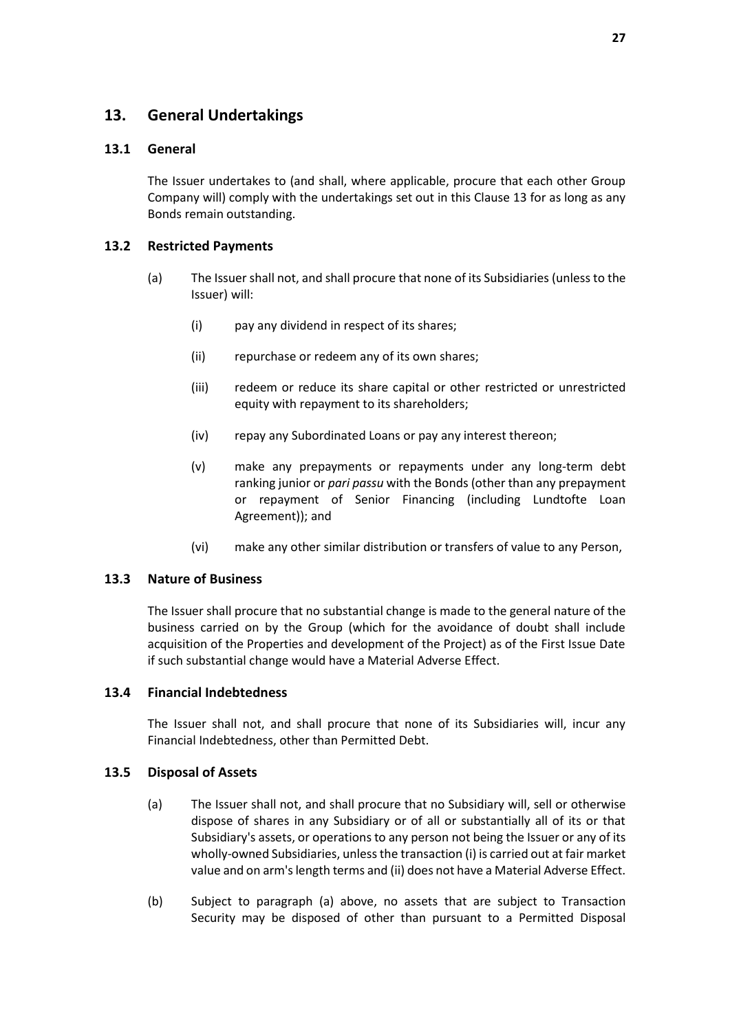## 13. General Undertakings

### 13.1 General

The Issuer undertakes to (and shall, where applicable, procure that each other Group Company will) comply with the undertakings set out in this Clause 13 for as long as any Bonds remain outstanding.

### 13.2 Restricted Payments

(a) The Issuer shall not, and shall procure that none of its Subsidiaries (unless to the Issuer) will:

   (i) pay any dividend in respect of its shares;

   (ii) repurchase or redeem any of its own shares;

   (iii) redeem or reduce its share capital or other restricted or unrestricted equity with repayment to its shareholders;

   (iv) repay any Subordinated Loans or pay any interest thereon;

   (v) make any prepayments or repayments under any long-term debt ranking junior or *pari passu* with the Bonds (other than any prepayment or repayment of Senior Financing (including Lundtofte Loan Agreement)); and

   (vi) make any other similar distribution or transfers of value to any Person,

### 13.3 Nature of Business

The Issuer shall procure that no substantial change is made to the general nature of the business carried on by the Group (which for the avoidance of doubt shall include acquisition of the Properties and development of the Project) as of the First Issue Date if such substantial change would have a Material Adverse Effect.

### 13.4 Financial Indebtedness

The Issuer shall not, and shall procure that none of its Subsidiaries will, incur any Financial Indebtedness, other than Permitted Debt.

### 13.5 Disposal of Assets

(a) The Issuer shall not, and shall procure that no Subsidiary will, sell or otherwise dispose of shares in any Subsidiary or of all or substantially all of its or that Subsidiary's assets, or operations to any person not being the Issuer or any of its wholly-owned Subsidiaries, unless the transaction (i) is carried out at fair market value and on arm's length terms and (ii) does not have a Material Adverse Effect.

(b) Subject to paragraph (a) above, no assets that are subject to Transaction Security may be disposed of other than pursuant to a Permitted Disposal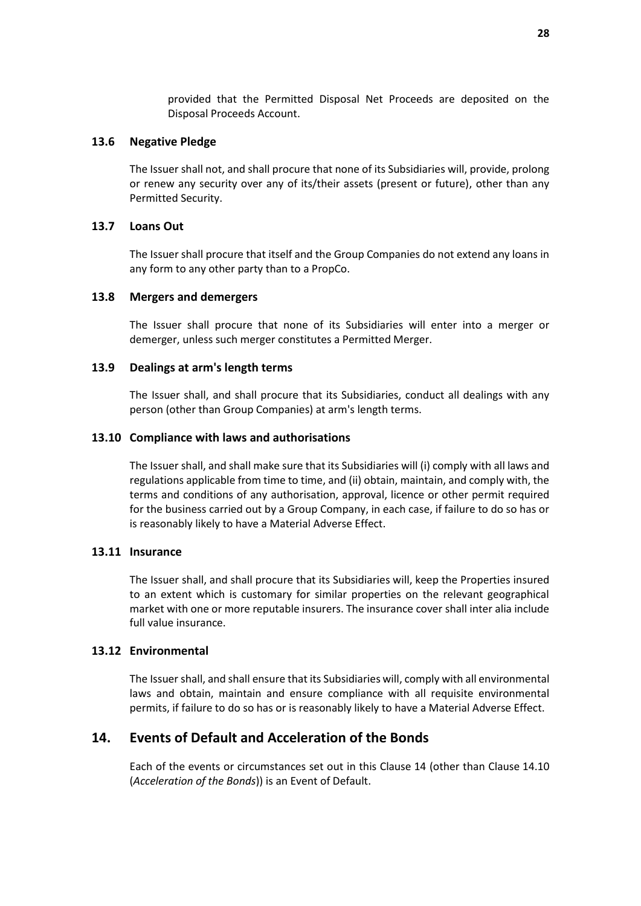provided that the Permitted Disposal Net Proceeds are deposited on the Disposal Proceeds Account.

### 13.6 Negative Pledge

The Issuer shall not, and shall procure that none of its Subsidiaries will, provide, prolong or renew any security over any of its/their assets (present or future), other than any Permitted Security.

### 13.7 Loans Out

The Issuer shall procure that itself and the Group Companies do not extend any loans in any form to any other party than to a PropCo.

### 13.8 Mergers and demergers

The Issuer shall procure that none of its Subsidiaries will enter into a merger or demerger, unless such merger constitutes a Permitted Merger.

### 13.9 Dealings at arm's length terms

The Issuer shall, and shall procure that its Subsidiaries, conduct all dealings with any person (other than Group Companies) at arm's length terms.

### 13.10 Compliance with laws and authorisations

The Issuer shall, and shall make sure that its Subsidiaries will (i) comply with all laws and regulations applicable from time to time, and (ii) obtain, maintain, and comply with, the terms and conditions of any authorisation, approval, licence or other permit required for the business carried out by a Group Company, in each case, if failure to do so has or is reasonably likely to have a Material Adverse Effect.

### 13.11 Insurance

The Issuer shall, and shall procure that its Subsidiaries will, keep the Properties insured to an extent which is customary for similar properties on the relevant geographical market with one or more reputable insurers. The insurance cover shall inter alia include full value insurance.

### 13.12 Environmental

The Issuer shall, and shall ensure that its Subsidiaries will, comply with all environmental laws and obtain, maintain and ensure compliance with all requisite environmental permits, if failure to do so has or is reasonably likely to have a Material Adverse Effect.

## 14. Events of Default and Acceleration of the Bonds

Each of the events or circumstances set out in this Clause 14 (other than Clause 14.10 (*Acceleration of the Bonds*)) is an Event of Default.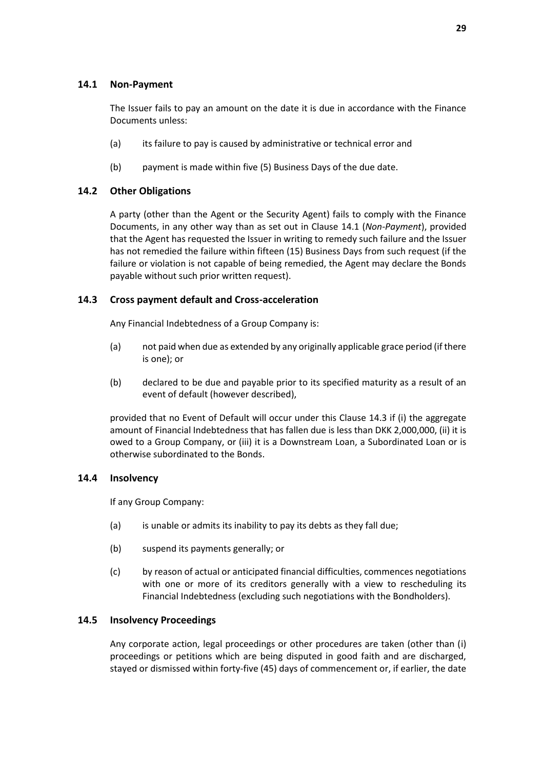### 14.1 Non-Payment

The Issuer fails to pay an amount on the date it is due in accordance with the Finance Documents unless:

(a) its failure to pay is caused by administrative or technical error and

(b) payment is made within five (5) Business Days of the due date.

### 14.2 Other Obligations

A party (other than the Agent or the Security Agent) fails to comply with the Finance Documents, in any other way than as set out in Clause 14.1 (*Non-Payment*), provided that the Agent has requested the Issuer in writing to remedy such failure and the Issuer has not remedied the failure within fifteen (15) Business Days from such request (if the failure or violation is not capable of being remedied, the Agent may declare the Bonds payable without such prior written request).

### 14.3 Cross payment default and Cross-acceleration

Any Financial Indebtedness of a Group Company is:

(a) not paid when due as extended by any originally applicable grace period (if there is one); or

(b) declared to be due and payable prior to its specified maturity as a result of an event of default (however described),

provided that no Event of Default will occur under this Clause 14.3 if (i) the aggregate amount of Financial Indebtedness that has fallen due is less than DKK 2,000,000, (ii) it is owed to a Group Company, or (iii) it is a Downstream Loan, a Subordinated Loan or is otherwise subordinated to the Bonds.

### 14.4 Insolvency

If any Group Company:

(a) is unable or admits its inability to pay its debts as they fall due;

(b) suspend its payments generally; or

(c) by reason of actual or anticipated financial difficulties, commences negotiations with one or more of its creditors generally with a view to rescheduling its Financial Indebtedness (excluding such negotiations with the Bondholders).

### 14.5 Insolvency Proceedings

Any corporate action, legal proceedings or other procedures are taken (other than (i) proceedings or petitions which are being disputed in good faith and are discharged, stayed or dismissed within forty-five (45) days of commencement or, if earlier, the date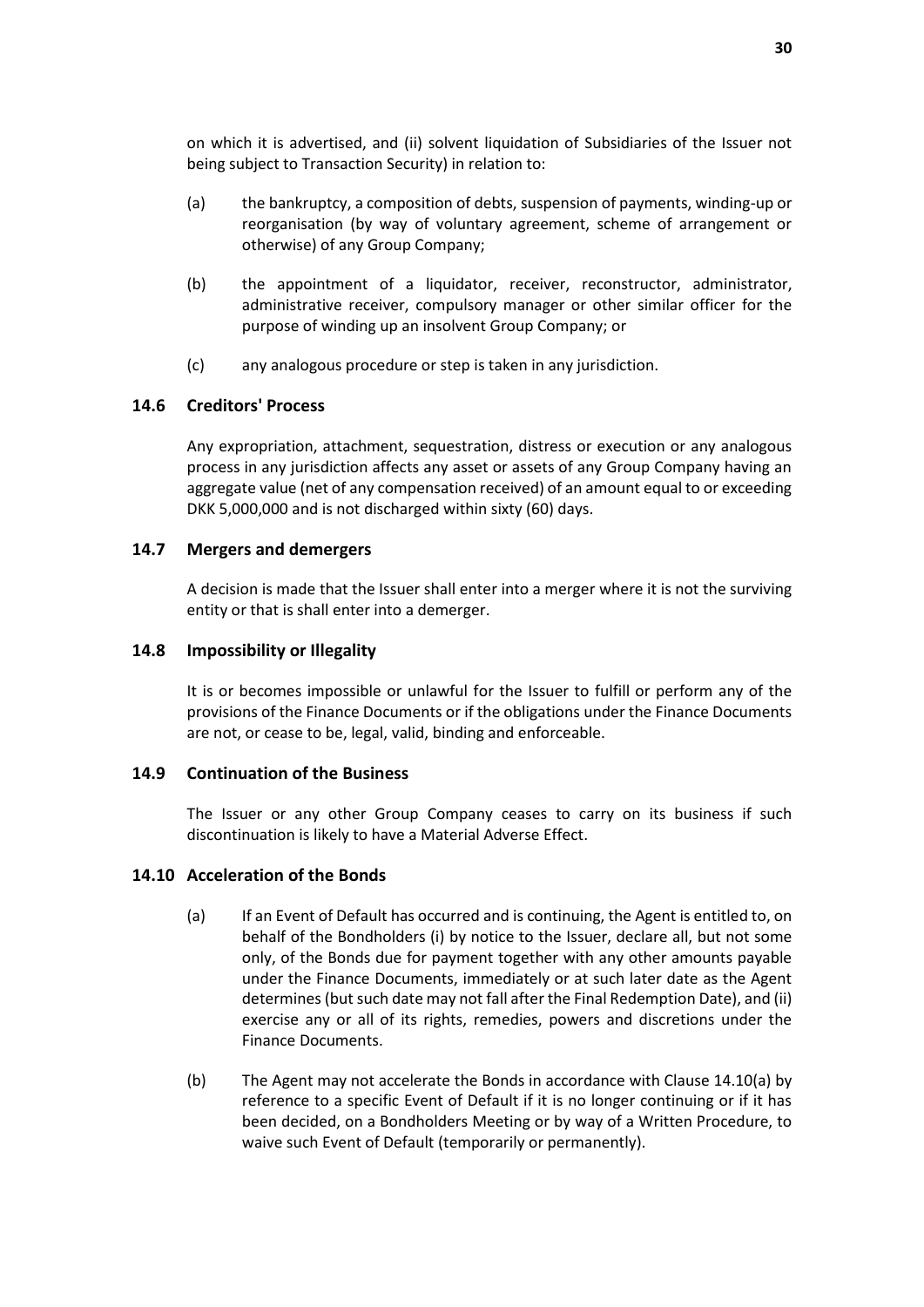on which it is advertised, and (ii) solvent liquidation of Subsidiaries of the Issuer not being subject to Transaction Security) in relation to:

(a) the bankruptcy, a composition of debts, suspension of payments, winding-up or reorganisation (by way of voluntary agreement, scheme of arrangement or otherwise) of any Group Company;

(b) the appointment of a liquidator, receiver, reconstructor, administrator, administrative receiver, compulsory manager or other similar officer for the purpose of winding up an insolvent Group Company; or

(c) any analogous procedure or step is taken in any jurisdiction.

### 14.6 Creditors' Process

Any expropriation, attachment, sequestration, distress or execution or any analogous process in any jurisdiction affects any asset or assets of any Group Company having an aggregate value (net of any compensation received) of an amount equal to or exceeding DKK 5,000,000 and is not discharged within sixty (60) days.

### 14.7 Mergers and demergers

A decision is made that the Issuer shall enter into a merger where it is not the surviving entity or that is shall enter into a demerger.

### 14.8 Impossibility or Illegality

It is or becomes impossible or unlawful for the Issuer to fulfill or perform any of the provisions of the Finance Documents or if the obligations under the Finance Documents are not, or cease to be, legal, valid, binding and enforceable.

### 14.9 Continuation of the Business

The Issuer or any other Group Company ceases to carry on its business if such discontinuation is likely to have a Material Adverse Effect.

### 14.10 Acceleration of the Bonds

(a) If an Event of Default has occurred and is continuing, the Agent is entitled to, on behalf of the Bondholders (i) by notice to the Issuer, declare all, but not some only, of the Bonds due for payment together with any other amounts payable under the Finance Documents, immediately or at such later date as the Agent determines (but such date may not fall after the Final Redemption Date), and (ii) exercise any or all of its rights, remedies, powers and discretions under the Finance Documents.

(b) The Agent may not accelerate the Bonds in accordance with Clause 14.10(a) by reference to a specific Event of Default if it is no longer continuing or if it has been decided, on a Bondholders Meeting or by way of a Written Procedure, to waive such Event of Default (temporarily or permanently).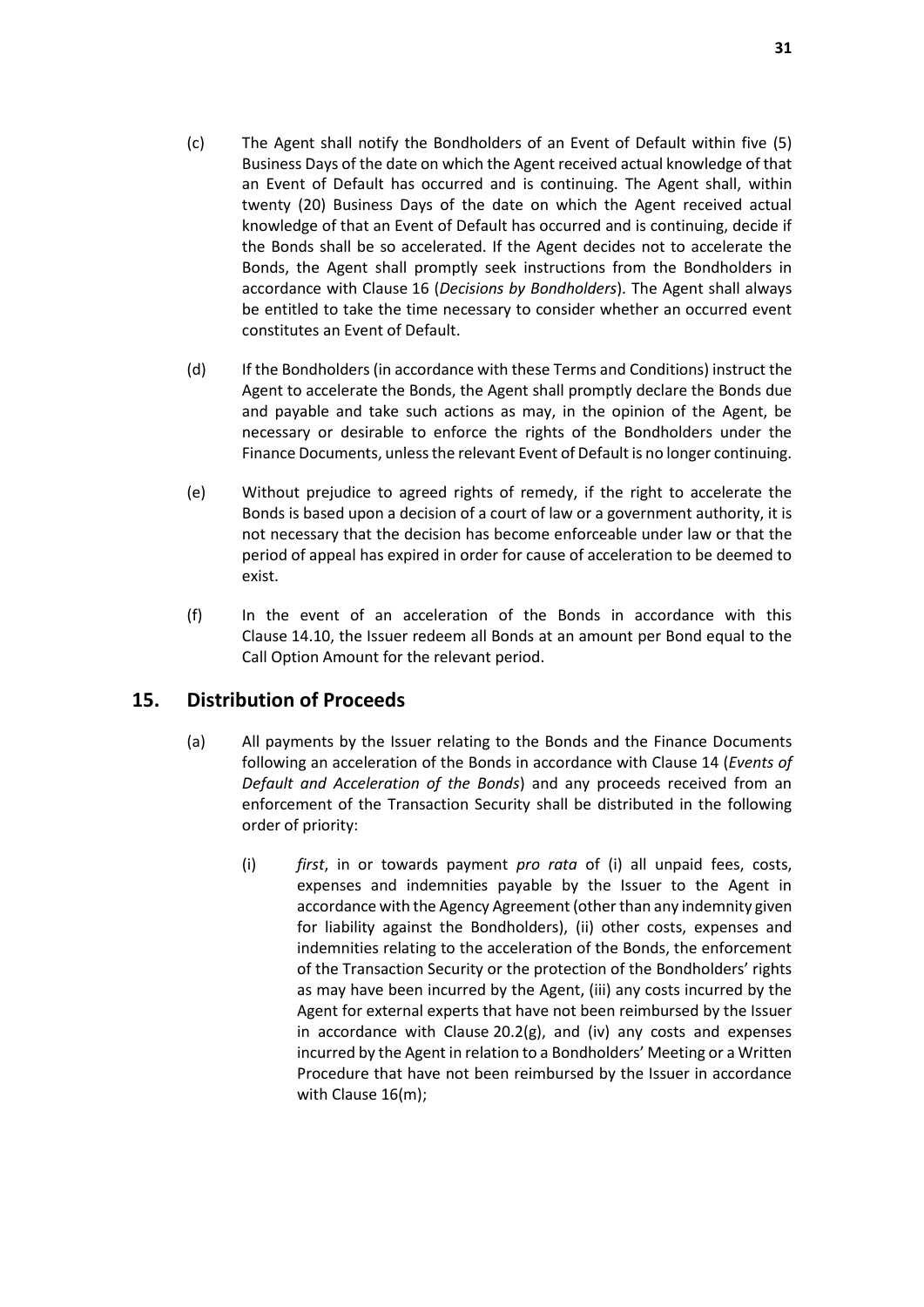(c) The Agent shall notify the Bondholders of an Event of Default within five (5) Business Days of the date on which the Agent received actual knowledge of that an Event of Default has occurred and is continuing. The Agent shall, within twenty (20) Business Days of the date on which the Agent received actual knowledge of that an Event of Default has occurred and is continuing, decide if the Bonds shall be so accelerated. If the Agent decides not to accelerate the Bonds, the Agent shall promptly seek instructions from the Bondholders in accordance with Clause 16 (*Decisions by Bondholders*). The Agent shall always be entitled to take the time necessary to consider whether an occurred event constitutes an Event of Default.

(d) If the Bondholders (in accordance with these Terms and Conditions) instruct the Agent to accelerate the Bonds, the Agent shall promptly declare the Bonds due and payable and take such actions as may, in the opinion of the Agent, be necessary or desirable to enforce the rights of the Bondholders under the Finance Documents, unless the relevant Event of Default is no longer continuing.

(e) Without prejudice to agreed rights of remedy, if the right to accelerate the Bonds is based upon a decision of a court of law or a government authority, it is not necessary that the decision has become enforceable under law or that the period of appeal has expired in order for cause of acceleration to be deemed to exist.

(f) In the event of an acceleration of the Bonds in accordance with this Clause 14.10, the Issuer redeem all Bonds at an amount per Bond equal to the Call Option Amount for the relevant period.

## 15. Distribution of Proceeds

(a) All payments by the Issuer relating to the Bonds and the Finance Documents following an acceleration of the Bonds in accordance with Clause 14 (*Events of Default and Acceleration of the Bonds*) and any proceeds received from an enforcement of the Transaction Security shall be distributed in the following order of priority:

(i) *first*, in or towards payment *pro rata* of (i) all unpaid fees, costs, expenses and indemnities payable by the Issuer to the Agent in accordance with the Agency Agreement (other than any indemnity given for liability against the Bondholders), (ii) other costs, expenses and indemnities relating to the acceleration of the Bonds, the enforcement of the Transaction Security or the protection of the Bondholders' rights as may have been incurred by the Agent, (iii) any costs incurred by the Agent for external experts that have not been reimbursed by the Issuer in accordance with Clause 20.2(g), and (iv) any costs and expenses incurred by the Agent in relation to a Bondholders' Meeting or a Written Procedure that have not been reimbursed by the Issuer in accordance with Clause 16(m);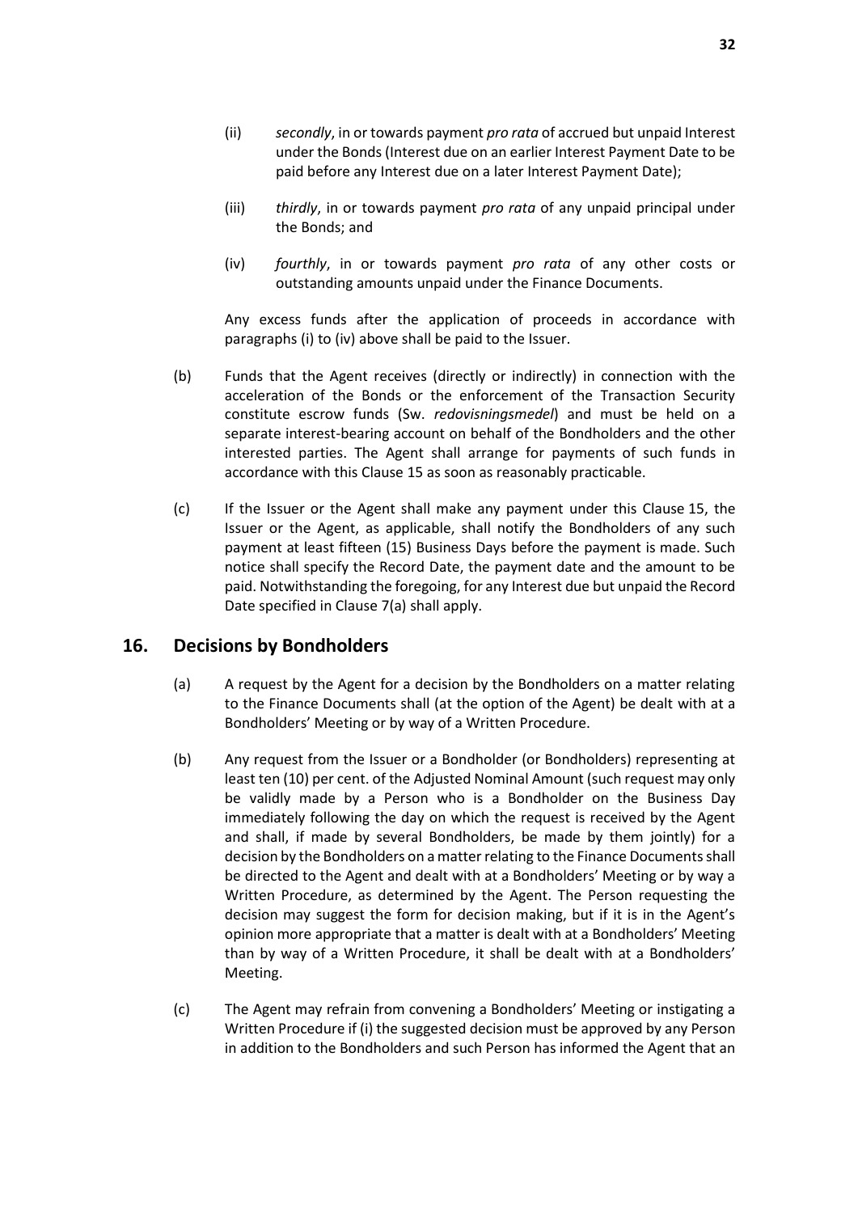(ii) *secondly*, in or towards payment *pro rata* of accrued but unpaid Interest under the Bonds (Interest due on an earlier Interest Payment Date to be paid before any Interest due on a later Interest Payment Date);

(iii) *thirdly*, in or towards payment *pro rata* of any unpaid principal under the Bonds; and

(iv) *fourthly*, in or towards payment *pro rata* of any other costs or outstanding amounts unpaid under the Finance Documents.

Any excess funds after the application of proceeds in accordance with paragraphs (i) to (iv) above shall be paid to the Issuer.

(b) Funds that the Agent receives (directly or indirectly) in connection with the acceleration of the Bonds or the enforcement of the Transaction Security constitute escrow funds (Sw. *redovisningsmedel*) and must be held on a separate interest-bearing account on behalf of the Bondholders and the other interested parties. The Agent shall arrange for payments of such funds in accordance with this Clause 15 as soon as reasonably practicable.

(c) If the Issuer or the Agent shall make any payment under this Clause 15, the Issuer or the Agent, as applicable, shall notify the Bondholders of any such payment at least fifteen (15) Business Days before the payment is made. Such notice shall specify the Record Date, the payment date and the amount to be paid. Notwithstanding the foregoing, for any Interest due but unpaid the Record Date specified in Clause 7(a) shall apply.

## 16. Decisions by Bondholders

(a) A request by the Agent for a decision by the Bondholders on a matter relating to the Finance Documents shall (at the option of the Agent) be dealt with at a Bondholders' Meeting or by way of a Written Procedure.

(b) Any request from the Issuer or a Bondholder (or Bondholders) representing at least ten (10) per cent. of the Adjusted Nominal Amount (such request may only be validly made by a Person who is a Bondholder on the Business Day immediately following the day on which the request is received by the Agent and shall, if made by several Bondholders, be made by them jointly) for a decision by the Bondholders on a matter relating to the Finance Documents shall be directed to the Agent and dealt with at a Bondholders' Meeting or by way a Written Procedure, as determined by the Agent. The Person requesting the decision may suggest the form for decision making, but if it is in the Agent's opinion more appropriate that a matter is dealt with at a Bondholders' Meeting than by way of a Written Procedure, it shall be dealt with at a Bondholders' Meeting.

(c) The Agent may refrain from convening a Bondholders' Meeting or instigating a Written Procedure if (i) the suggested decision must be approved by any Person in addition to the Bondholders and such Person has informed the Agent that an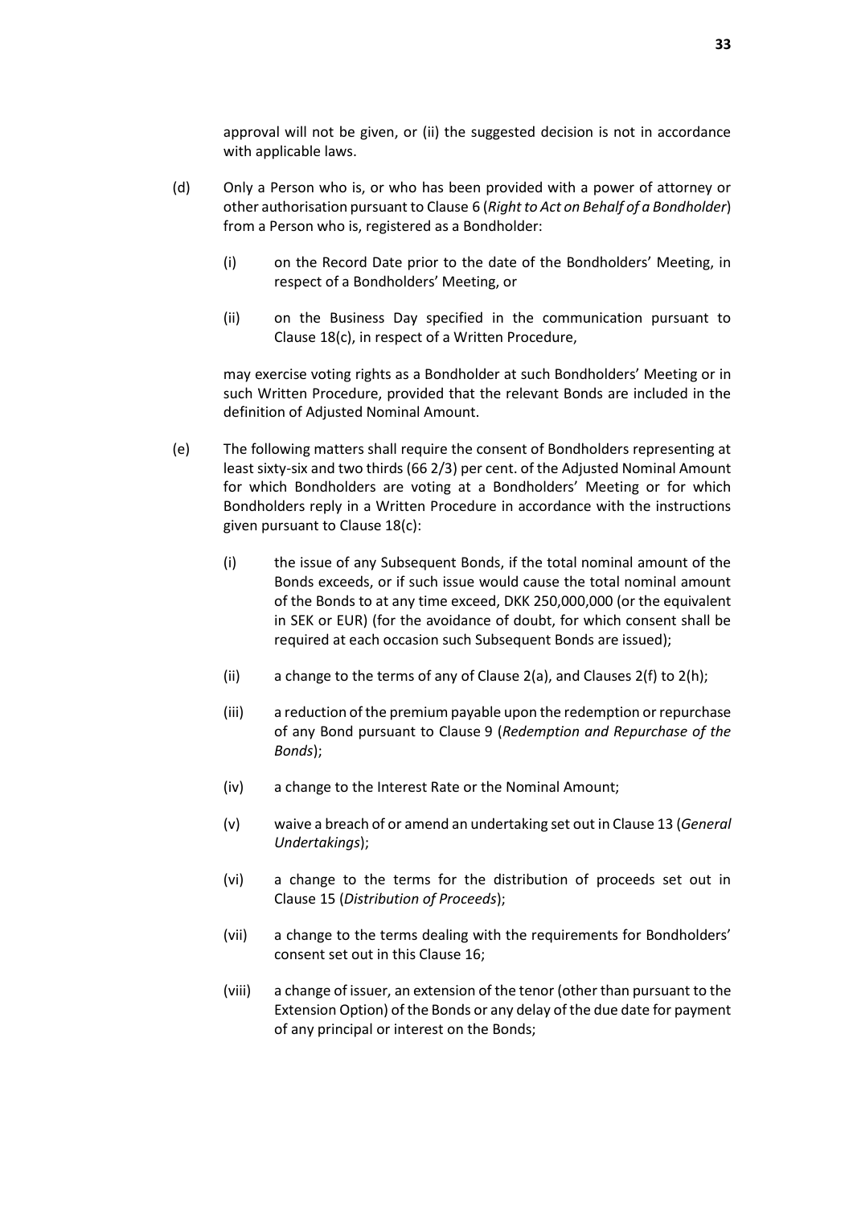approval will not be given, or (ii) the suggested decision is not in accordance with applicable laws.

(d) Only a Person who is, or who has been provided with a power of attorney or other authorisation pursuant to Clause 6 (*Right to Act on Behalf of a Bondholder*) from a Person who is, registered as a Bondholder:

(i) on the Record Date prior to the date of the Bondholders' Meeting, in respect of a Bondholders' Meeting, or

(ii) on the Business Day specified in the communication pursuant to Clause 18(c), in respect of a Written Procedure,

may exercise voting rights as a Bondholder at such Bondholders' Meeting or in such Written Procedure, provided that the relevant Bonds are included in the definition of Adjusted Nominal Amount.

(e) The following matters shall require the consent of Bondholders representing at least sixty-six and two thirds (66 2/3) per cent. of the Adjusted Nominal Amount for which Bondholders are voting at a Bondholders' Meeting or for which Bondholders reply in a Written Procedure in accordance with the instructions given pursuant to Clause 18(c):

(i) the issue of any Subsequent Bonds, if the total nominal amount of the Bonds exceeds, or if such issue would cause the total nominal amount of the Bonds to at any time exceed, DKK 250,000,000 (or the equivalent in SEK or EUR) (for the avoidance of doubt, for which consent shall be required at each occasion such Subsequent Bonds are issued);

(ii) a change to the terms of any of Clause 2(a), and Clauses 2(f) to 2(h);

(iii) a reduction of the premium payable upon the redemption or repurchase of any Bond pursuant to Clause 9 (*Redemption and Repurchase of the Bonds*);

(iv) a change to the Interest Rate or the Nominal Amount;

(v) waive a breach of or amend an undertaking set out in Clause 13 (*General Undertakings*);

(vi) a change to the terms for the distribution of proceeds set out in Clause 15 (*Distribution of Proceeds*);

(vii) a change to the terms dealing with the requirements for Bondholders' consent set out in this Clause 16;

(viii) a change of issuer, an extension of the tenor (other than pursuant to the Extension Option) of the Bonds or any delay of the due date for payment of any principal or interest on the Bonds;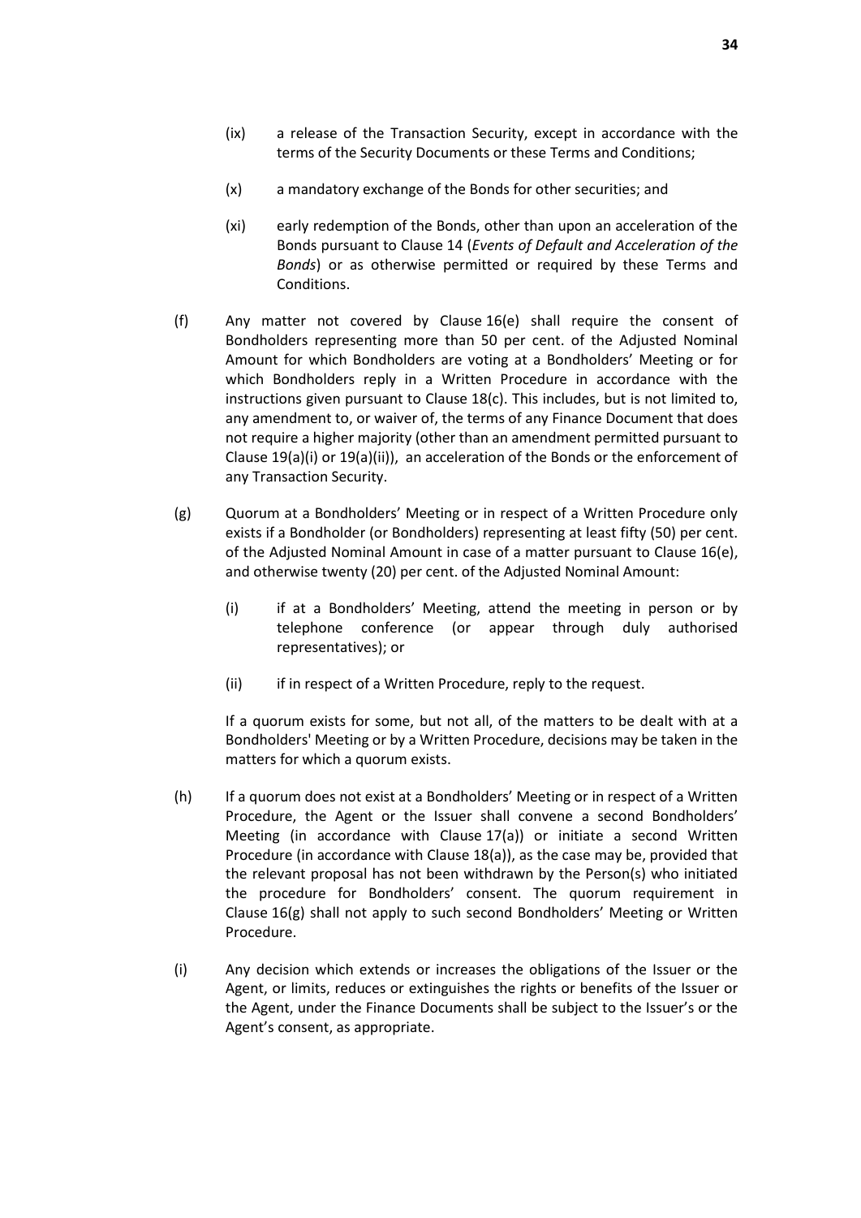(ix) a release of the Transaction Security, except in accordance with the terms of the Security Documents or these Terms and Conditions;

(x) a mandatory exchange of the Bonds for other securities; and

(xi) early redemption of the Bonds, other than upon an acceleration of the Bonds pursuant to Clause 14 (*Events of Default and Acceleration of the Bonds*) or as otherwise permitted or required by these Terms and Conditions.

(f) Any matter not covered by Clause 16(e) shall require the consent of Bondholders representing more than 50 per cent. of the Adjusted Nominal Amount for which Bondholders are voting at a Bondholders' Meeting or for which Bondholders reply in a Written Procedure in accordance with the instructions given pursuant to Clause 18(c). This includes, but is not limited to, any amendment to, or waiver of, the terms of any Finance Document that does not require a higher majority (other than an amendment permitted pursuant to Clause 19(a)(i) or 19(a)(ii)), an acceleration of the Bonds or the enforcement of any Transaction Security.

(g) Quorum at a Bondholders' Meeting or in respect of a Written Procedure only exists if a Bondholder (or Bondholders) representing at least fifty (50) per cent. of the Adjusted Nominal Amount in case of a matter pursuant to Clause 16(e), and otherwise twenty (20) per cent. of the Adjusted Nominal Amount:

(i) if at a Bondholders' Meeting, attend the meeting in person or by telephone conference (or appear through duly authorised representatives); or

(ii) if in respect of a Written Procedure, reply to the request.

If a quorum exists for some, but not all, of the matters to be dealt with at a Bondholders' Meeting or by a Written Procedure, decisions may be taken in the matters for which a quorum exists.

(h) If a quorum does not exist at a Bondholders' Meeting or in respect of a Written Procedure, the Agent or the Issuer shall convene a second Bondholders' Meeting (in accordance with Clause 17(a)) or initiate a second Written Procedure (in accordance with Clause 18(a)), as the case may be, provided that the relevant proposal has not been withdrawn by the Person(s) who initiated the procedure for Bondholders' consent. The quorum requirement in Clause 16(g) shall not apply to such second Bondholders' Meeting or Written Procedure.

(i) Any decision which extends or increases the obligations of the Issuer or the Agent, or limits, reduces or extinguishes the rights or benefits of the Issuer or the Agent, under the Finance Documents shall be subject to the Issuer's or the Agent's consent, as appropriate.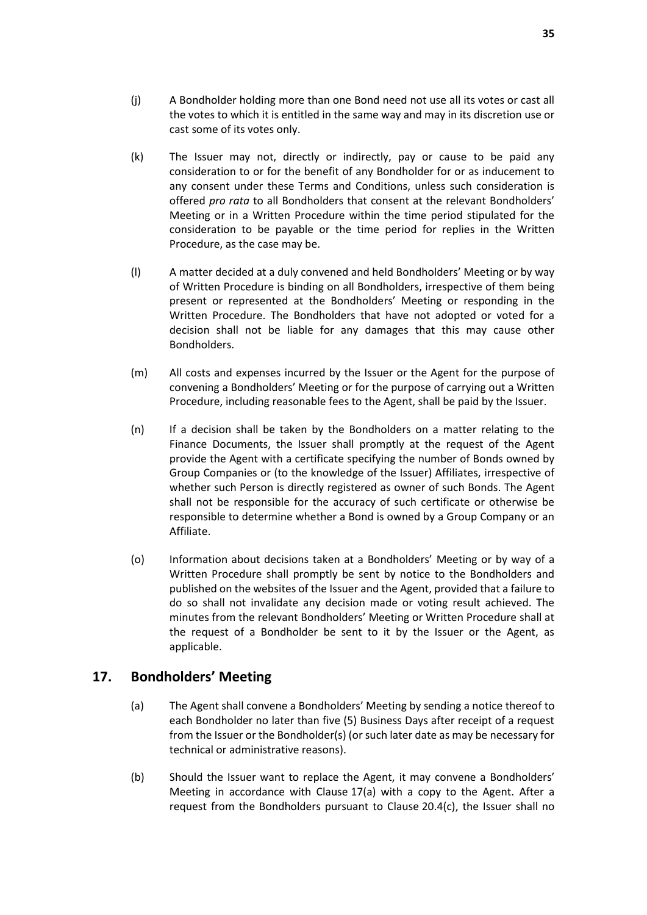(j) A Bondholder holding more than one Bond need not use all its votes or cast all the votes to which it is entitled in the same way and may in its discretion use or cast some of its votes only.

(k) The Issuer may not, directly or indirectly, pay or cause to be paid any consideration to or for the benefit of any Bondholder for or as inducement to any consent under these Terms and Conditions, unless such consideration is offered *pro rata* to all Bondholders that consent at the relevant Bondholders' Meeting or in a Written Procedure within the time period stipulated for the consideration to be payable or the time period for replies in the Written Procedure, as the case may be.

(l) A matter decided at a duly convened and held Bondholders' Meeting or by way of Written Procedure is binding on all Bondholders, irrespective of them being present or represented at the Bondholders' Meeting or responding in the Written Procedure. The Bondholders that have not adopted or voted for a decision shall not be liable for any damages that this may cause other Bondholders.

(m) All costs and expenses incurred by the Issuer or the Agent for the purpose of convening a Bondholders' Meeting or for the purpose of carrying out a Written Procedure, including reasonable fees to the Agent, shall be paid by the Issuer.

(n) If a decision shall be taken by the Bondholders on a matter relating to the Finance Documents, the Issuer shall promptly at the request of the Agent provide the Agent with a certificate specifying the number of Bonds owned by Group Companies or (to the knowledge of the Issuer) Affiliates, irrespective of whether such Person is directly registered as owner of such Bonds. The Agent shall not be responsible for the accuracy of such certificate or otherwise be responsible to determine whether a Bond is owned by a Group Company or an Affiliate.

(o) Information about decisions taken at a Bondholders' Meeting or by way of a Written Procedure shall promptly be sent by notice to the Bondholders and published on the websites of the Issuer and the Agent, provided that a failure to do so shall not invalidate any decision made or voting result achieved. The minutes from the relevant Bondholders' Meeting or Written Procedure shall at the request of a Bondholder be sent to it by the Issuer or the Agent, as applicable.

## 17. Bondholders' Meeting

(a) The Agent shall convene a Bondholders' Meeting by sending a notice thereof to each Bondholder no later than five (5) Business Days after receipt of a request from the Issuer or the Bondholder(s) (or such later date as may be necessary for technical or administrative reasons).

(b) Should the Issuer want to replace the Agent, it may convene a Bondholders' Meeting in accordance with Clause 17(a) with a copy to the Agent. After a request from the Bondholders pursuant to Clause 20.4(c), the Issuer shall no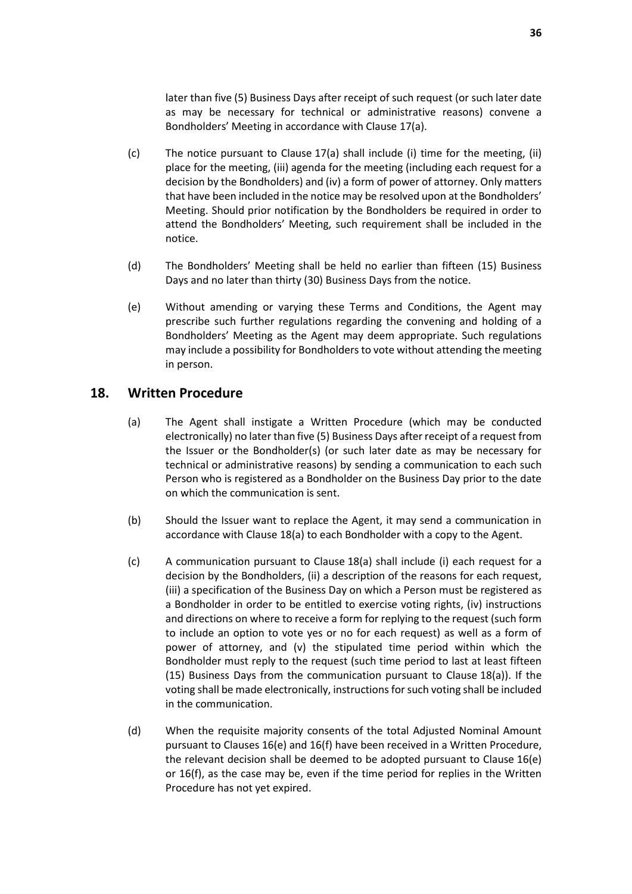later than five (5) Business Days after receipt of such request (or such later date as may be necessary for technical or administrative reasons) convene a Bondholders' Meeting in accordance with Clause 17(a).

(c) The notice pursuant to Clause 17(a) shall include (i) time for the meeting, (ii) place for the meeting, (iii) agenda for the meeting (including each request for a decision by the Bondholders) and (iv) a form of power of attorney. Only matters that have been included in the notice may be resolved upon at the Bondholders' Meeting. Should prior notification by the Bondholders be required in order to attend the Bondholders' Meeting, such requirement shall be included in the notice.

(d) The Bondholders' Meeting shall be held no earlier than fifteen (15) Business Days and no later than thirty (30) Business Days from the notice.

(e) Without amending or varying these Terms and Conditions, the Agent may prescribe such further regulations regarding the convening and holding of a Bondholders' Meeting as the Agent may deem appropriate. Such regulations may include a possibility for Bondholders to vote without attending the meeting in person.

## 18. Written Procedure

(a) The Agent shall instigate a Written Procedure (which may be conducted electronically) no later than five (5) Business Days after receipt of a request from the Issuer or the Bondholder(s) (or such later date as may be necessary for technical or administrative reasons) by sending a communication to each such Person who is registered as a Bondholder on the Business Day prior to the date on which the communication is sent.

(b) Should the Issuer want to replace the Agent, it may send a communication in accordance with Clause 18(a) to each Bondholder with a copy to the Agent.

(c) A communication pursuant to Clause 18(a) shall include (i) each request for a decision by the Bondholders, (ii) a description of the reasons for each request, (iii) a specification of the Business Day on which a Person must be registered as a Bondholder in order to be entitled to exercise voting rights, (iv) instructions and directions on where to receive a form for replying to the request (such form to include an option to vote yes or no for each request) as well as a form of power of attorney, and (v) the stipulated time period within which the Bondholder must reply to the request (such time period to last at least fifteen (15) Business Days from the communication pursuant to Clause 18(a)). If the voting shall be made electronically, instructions for such voting shall be included in the communication.

(d) When the requisite majority consents of the total Adjusted Nominal Amount pursuant to Clauses 16(e) and 16(f) have been received in a Written Procedure, the relevant decision shall be deemed to be adopted pursuant to Clause 16(e) or 16(f), as the case may be, even if the time period for replies in the Written Procedure has not yet expired.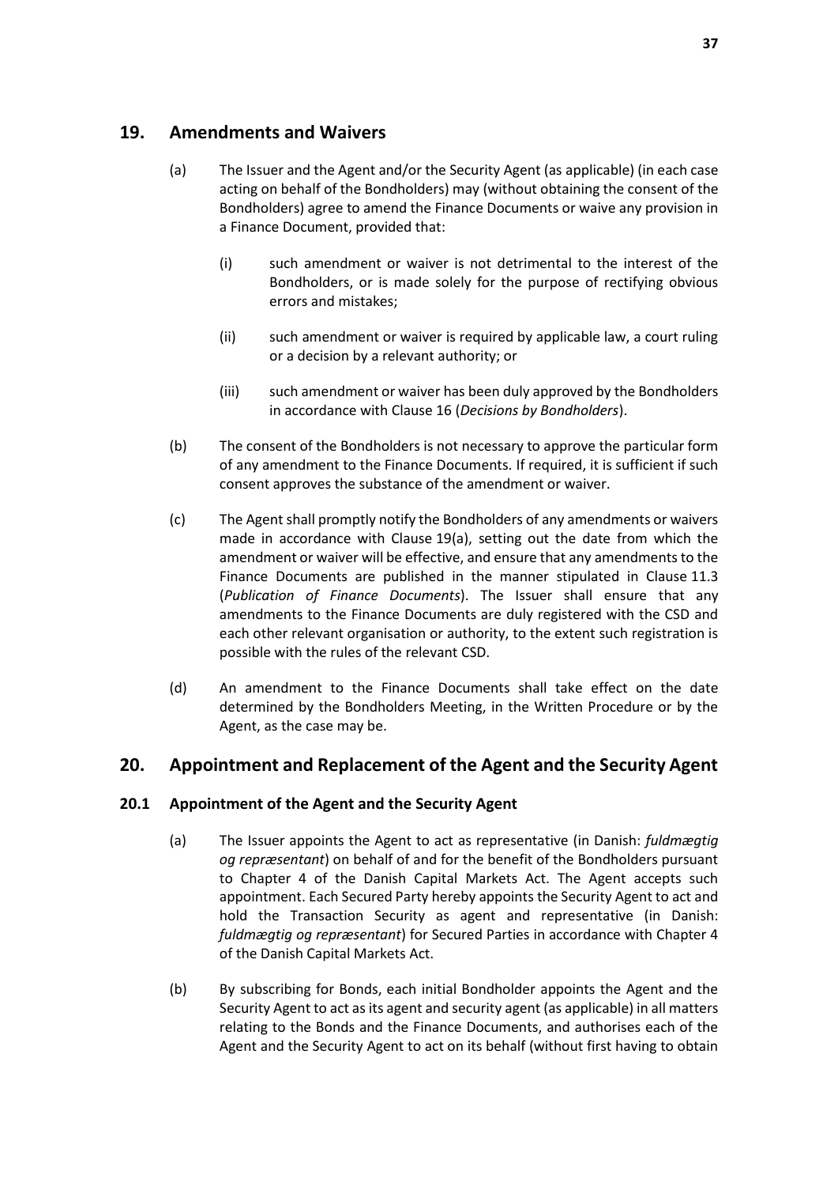## 19. Amendments and Waivers

(a) The Issuer and the Agent and/or the Security Agent (as applicable) (in each case acting on behalf of the Bondholders) may (without obtaining the consent of the Bondholders) agree to amend the Finance Documents or waive any provision in a Finance Document, provided that:

(i) such amendment or waiver is not detrimental to the interest of the Bondholders, or is made solely for the purpose of rectifying obvious errors and mistakes;

(ii) such amendment or waiver is required by applicable law, a court ruling or a decision by a relevant authority; or

(iii) such amendment or waiver has been duly approved by the Bondholders in accordance with Clause 16 (*Decisions by Bondholders*).

(b) The consent of the Bondholders is not necessary to approve the particular form of any amendment to the Finance Documents. If required, it is sufficient if such consent approves the substance of the amendment or waiver.

(c) The Agent shall promptly notify the Bondholders of any amendments or waivers made in accordance with Clause 19(a), setting out the date from which the amendment or waiver will be effective, and ensure that any amendments to the Finance Documents are published in the manner stipulated in Clause 11.3 (*Publication of Finance Documents*). The Issuer shall ensure that any amendments to the Finance Documents are duly registered with the CSD and each other relevant organisation or authority, to the extent such registration is possible with the rules of the relevant CSD.

(d) An amendment to the Finance Documents shall take effect on the date determined by the Bondholders Meeting, in the Written Procedure or by the Agent, as the case may be.

## 20. Appointment and Replacement of the Agent and the Security Agent

### 20.1 Appointment of the Agent and the Security Agent

(a) The Issuer appoints the Agent to act as representative (in Danish: *fuldmægtig og repræsentant*) on behalf of and for the benefit of the Bondholders pursuant to Chapter 4 of the Danish Capital Markets Act. The Agent accepts such appointment. Each Secured Party hereby appoints the Security Agent to act and hold the Transaction Security as agent and representative (in Danish: *fuldmægtig og repræsentant*) for Secured Parties in accordance with Chapter 4 of the Danish Capital Markets Act.

(b) By subscribing for Bonds, each initial Bondholder appoints the Agent and the Security Agent to act as its agent and security agent (as applicable) in all matters relating to the Bonds and the Finance Documents, and authorises each of the Agent and the Security Agent to act on its behalf (without first having to obtain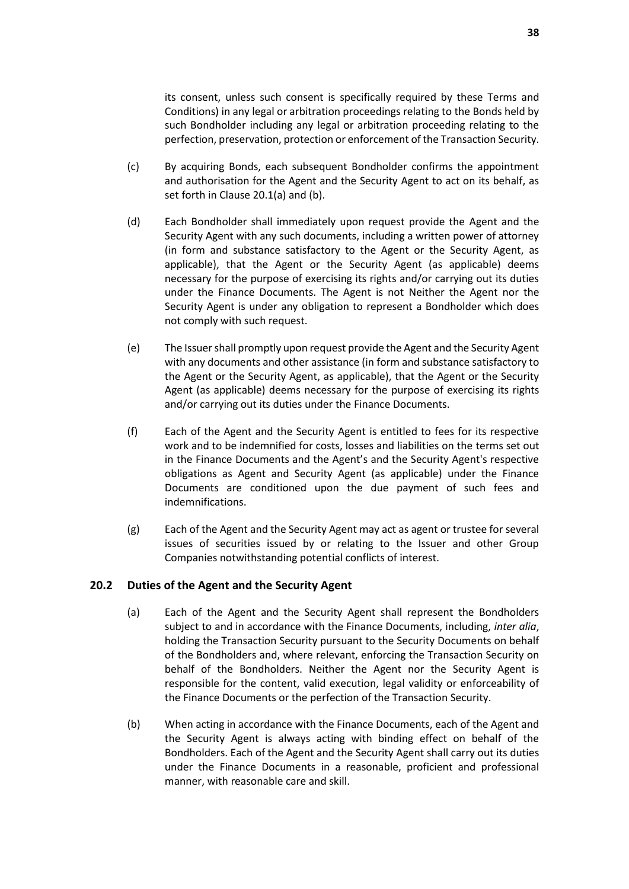its consent, unless such consent is specifically required by these Terms and Conditions) in any legal or arbitration proceedings relating to the Bonds held by such Bondholder including any legal or arbitration proceeding relating to the perfection, preservation, protection or enforcement of the Transaction Security.

(c) By acquiring Bonds, each subsequent Bondholder confirms the appointment and authorisation for the Agent and the Security Agent to act on its behalf, as set forth in Clause 20.1(a) and (b).

(d) Each Bondholder shall immediately upon request provide the Agent and the Security Agent with any such documents, including a written power of attorney (in form and substance satisfactory to the Agent or the Security Agent, as applicable), that the Agent or the Security Agent (as applicable) deems necessary for the purpose of exercising its rights and/or carrying out its duties under the Finance Documents. The Agent is not Neither the Agent nor the Security Agent is under any obligation to represent a Bondholder which does not comply with such request.

(e) The Issuer shall promptly upon request provide the Agent and the Security Agent with any documents and other assistance (in form and substance satisfactory to the Agent or the Security Agent, as applicable), that the Agent or the Security Agent (as applicable) deems necessary for the purpose of exercising its rights and/or carrying out its duties under the Finance Documents.

(f) Each of the Agent and the Security Agent is entitled to fees for its respective work and to be indemnified for costs, losses and liabilities on the terms set out in the Finance Documents and the Agent's and the Security Agent's respective obligations as Agent and Security Agent (as applicable) under the Finance Documents are conditioned upon the due payment of such fees and indemnifications.

(g) Each of the Agent and the Security Agent may act as agent or trustee for several issues of securities issued by or relating to the Issuer and other Group Companies notwithstanding potential conflicts of interest.

### 20.2 Duties of the Agent and the Security Agent

(a) Each of the Agent and the Security Agent shall represent the Bondholders subject to and in accordance with the Finance Documents, including, *inter alia*, holding the Transaction Security pursuant to the Security Documents on behalf of the Bondholders and, where relevant, enforcing the Transaction Security on behalf of the Bondholders. Neither the Agent nor the Security Agent is responsible for the content, valid execution, legal validity or enforceability of the Finance Documents or the perfection of the Transaction Security.

(b) When acting in accordance with the Finance Documents, each of the Agent and the Security Agent is always acting with binding effect on behalf of the Bondholders. Each of the Agent and the Security Agent shall carry out its duties under the Finance Documents in a reasonable, proficient and professional manner, with reasonable care and skill.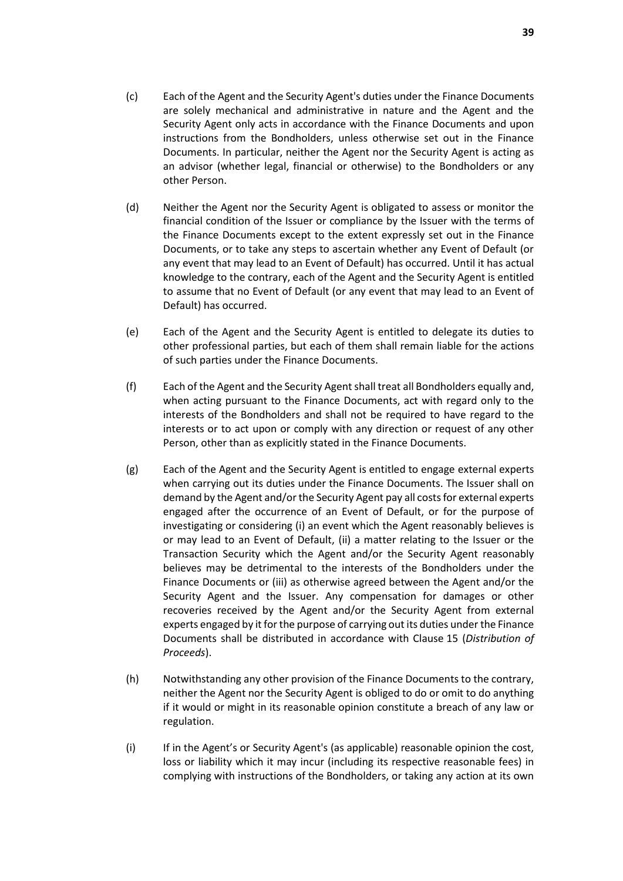(c) Each of the Agent and the Security Agent's duties under the Finance Documents are solely mechanical and administrative in nature and the Agent and the Security Agent only acts in accordance with the Finance Documents and upon instructions from the Bondholders, unless otherwise set out in the Finance Documents. In particular, neither the Agent nor the Security Agent is acting as an advisor (whether legal, financial or otherwise) to the Bondholders or any other Person.

(d) Neither the Agent nor the Security Agent is obligated to assess or monitor the financial condition of the Issuer or compliance by the Issuer with the terms of the Finance Documents except to the extent expressly set out in the Finance Documents, or to take any steps to ascertain whether any Event of Default (or any event that may lead to an Event of Default) has occurred. Until it has actual knowledge to the contrary, each of the Agent and the Security Agent is entitled to assume that no Event of Default (or any event that may lead to an Event of Default) has occurred.

(e) Each of the Agent and the Security Agent is entitled to delegate its duties to other professional parties, but each of them shall remain liable for the actions of such parties under the Finance Documents.

(f) Each of the Agent and the Security Agent shall treat all Bondholders equally and, when acting pursuant to the Finance Documents, act with regard only to the interests of the Bondholders and shall not be required to have regard to the interests or to act upon or comply with any direction or request of any other Person, other than as explicitly stated in the Finance Documents.

(g) Each of the Agent and the Security Agent is entitled to engage external experts when carrying out its duties under the Finance Documents. The Issuer shall on demand by the Agent and/or the Security Agent pay all costs for external experts engaged after the occurrence of an Event of Default, or for the purpose of investigating or considering (i) an event which the Agent reasonably believes is or may lead to an Event of Default, (ii) a matter relating to the Issuer or the Transaction Security which the Agent and/or the Security Agent reasonably believes may be detrimental to the interests of the Bondholders under the Finance Documents or (iii) as otherwise agreed between the Agent and/or the Security Agent and the Issuer. Any compensation for damages or other recoveries received by the Agent and/or the Security Agent from external experts engaged by it for the purpose of carrying out its duties under the Finance Documents shall be distributed in accordance with Clause 15 (*Distribution of Proceeds*).

(h) Notwithstanding any other provision of the Finance Documents to the contrary, neither the Agent nor the Security Agent is obliged to do or omit to do anything if it would or might in its reasonable opinion constitute a breach of any law or regulation.

(i) If in the Agent's or Security Agent's (as applicable) reasonable opinion the cost, loss or liability which it may incur (including its respective reasonable fees) in complying with instructions of the Bondholders, or taking any action at its own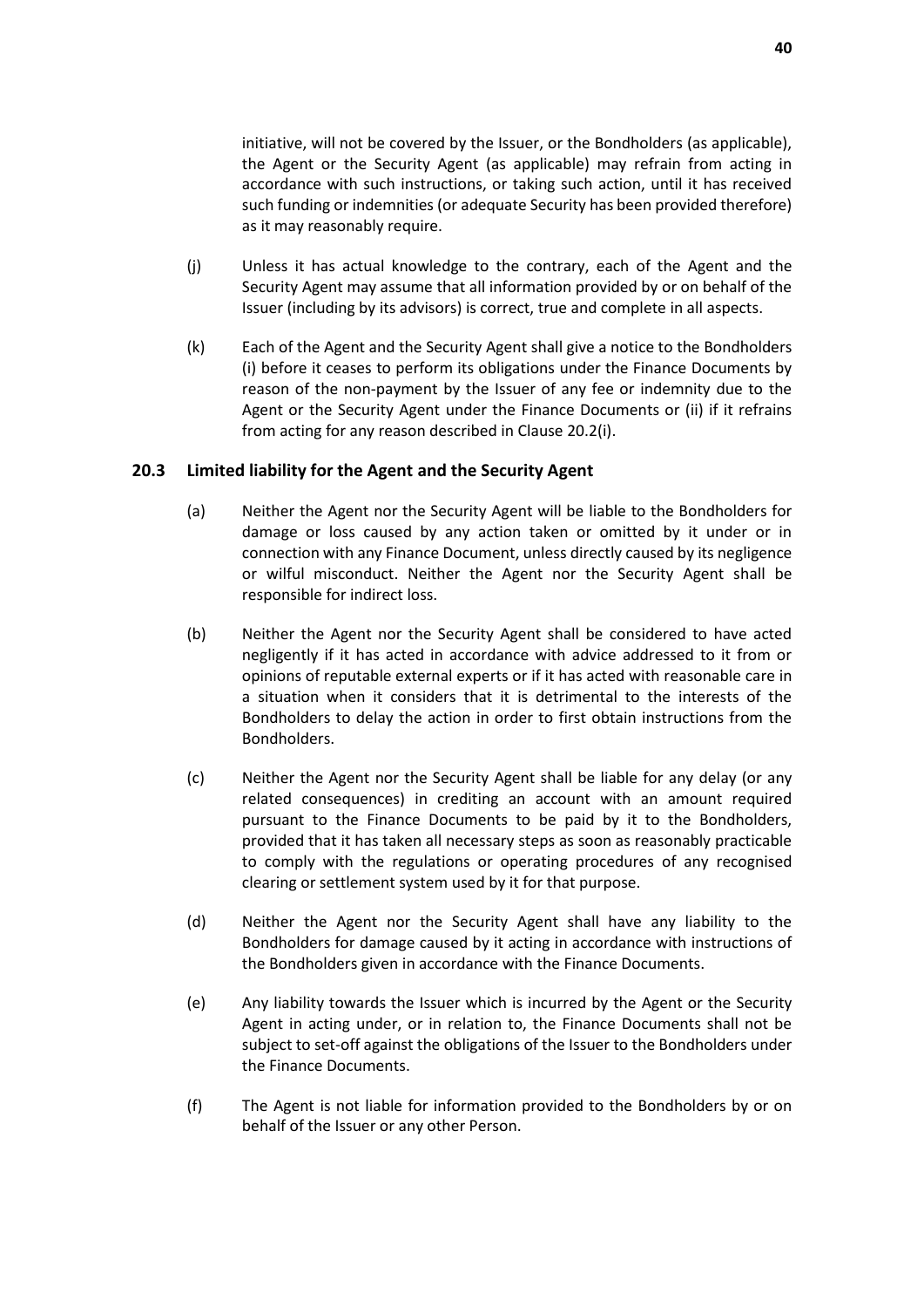initiative, will not be covered by the Issuer, or the Bondholders (as applicable), the Agent or the Security Agent (as applicable) may refrain from acting in accordance with such instructions, or taking such action, until it has received such funding or indemnities (or adequate Security has been provided therefore) as it may reasonably require.

(j) Unless it has actual knowledge to the contrary, each of the Agent and the Security Agent may assume that all information provided by or on behalf of the Issuer (including by its advisors) is correct, true and complete in all aspects.

(k) Each of the Agent and the Security Agent shall give a notice to the Bondholders (i) before it ceases to perform its obligations under the Finance Documents by reason of the non-payment by the Issuer of any fee or indemnity due to the Agent or the Security Agent under the Finance Documents or (ii) if it refrains from acting for any reason described in Clause 20.2(i).

### 20.3 Limited liability for the Agent and the Security Agent

(a) Neither the Agent nor the Security Agent will be liable to the Bondholders for damage or loss caused by any action taken or omitted by it under or in connection with any Finance Document, unless directly caused by its negligence or wilful misconduct. Neither the Agent nor the Security Agent shall be responsible for indirect loss.

(b) Neither the Agent nor the Security Agent shall be considered to have acted negligently if it has acted in accordance with advice addressed to it from or opinions of reputable external experts or if it has acted with reasonable care in a situation when it considers that it is detrimental to the interests of the Bondholders to delay the action in order to first obtain instructions from the Bondholders.

(c) Neither the Agent nor the Security Agent shall be liable for any delay (or any related consequences) in crediting an account with an amount required pursuant to the Finance Documents to be paid by it to the Bondholders, provided that it has taken all necessary steps as soon as reasonably practicable to comply with the regulations or operating procedures of any recognised clearing or settlement system used by it for that purpose.

(d) Neither the Agent nor the Security Agent shall have any liability to the Bondholders for damage caused by it acting in accordance with instructions of the Bondholders given in accordance with the Finance Documents.

(e) Any liability towards the Issuer which is incurred by the Agent or the Security Agent in acting under, or in relation to, the Finance Documents shall not be subject to set-off against the obligations of the Issuer to the Bondholders under the Finance Documents.

(f) The Agent is not liable for information provided to the Bondholders by or on behalf of the Issuer or any other Person.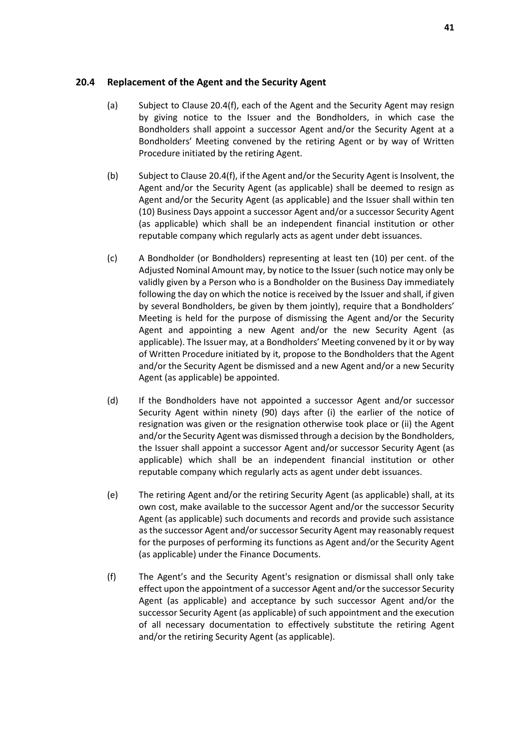### 20.4 Replacement of the Agent and the Security Agent

(a) Subject to Clause 20.4(f), each of the Agent and the Security Agent may resign by giving notice to the Issuer and the Bondholders, in which case the Bondholders shall appoint a successor Agent and/or the Security Agent at a Bondholders' Meeting convened by the retiring Agent or by way of Written Procedure initiated by the retiring Agent.

(b) Subject to Clause 20.4(f), if the Agent and/or the Security Agent is Insolvent, the Agent and/or the Security Agent (as applicable) shall be deemed to resign as Agent and/or the Security Agent (as applicable) and the Issuer shall within ten (10) Business Days appoint a successor Agent and/or a successor Security Agent (as applicable) which shall be an independent financial institution or other reputable company which regularly acts as agent under debt issuances.

(c) A Bondholder (or Bondholders) representing at least ten (10) per cent. of the Adjusted Nominal Amount may, by notice to the Issuer (such notice may only be validly given by a Person who is a Bondholder on the Business Day immediately following the day on which the notice is received by the Issuer and shall, if given by several Bondholders, be given by them jointly), require that a Bondholders' Meeting is held for the purpose of dismissing the Agent and/or the Security Agent and appointing a new Agent and/or the new Security Agent (as applicable). The Issuer may, at a Bondholders' Meeting convened by it or by way of Written Procedure initiated by it, propose to the Bondholders that the Agent and/or the Security Agent be dismissed and a new Agent and/or a new Security Agent (as applicable) be appointed.

(d) If the Bondholders have not appointed a successor Agent and/or successor Security Agent within ninety (90) days after (i) the earlier of the notice of resignation was given or the resignation otherwise took place or (ii) the Agent and/or the Security Agent was dismissed through a decision by the Bondholders, the Issuer shall appoint a successor Agent and/or successor Security Agent (as applicable) which shall be an independent financial institution or other reputable company which regularly acts as agent under debt issuances.

(e) The retiring Agent and/or the retiring Security Agent (as applicable) shall, at its own cost, make available to the successor Agent and/or the successor Security Agent (as applicable) such documents and records and provide such assistance as the successor Agent and/or successor Security Agent may reasonably request for the purposes of performing its functions as Agent and/or the Security Agent (as applicable) under the Finance Documents.

(f) The Agent's and the Security Agent's resignation or dismissal shall only take effect upon the appointment of a successor Agent and/or the successor Security Agent (as applicable) and acceptance by such successor Agent and/or the successor Security Agent (as applicable) of such appointment and the execution of all necessary documentation to effectively substitute the retiring Agent and/or the retiring Security Agent (as applicable).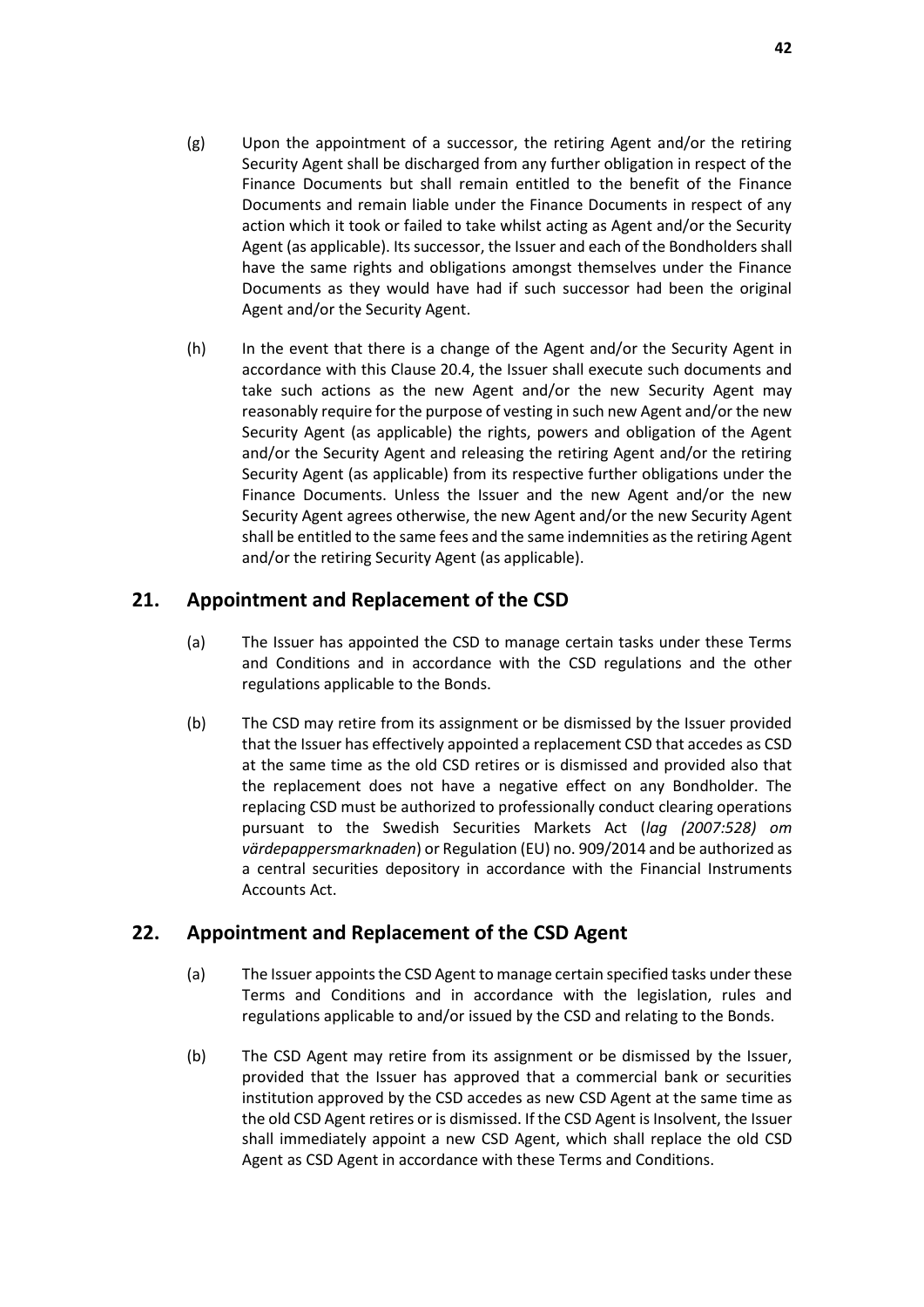(g) Upon the appointment of a successor, the retiring Agent and/or the retiring Security Agent shall be discharged from any further obligation in respect of the Finance Documents but shall remain entitled to the benefit of the Finance Documents and remain liable under the Finance Documents in respect of any action which it took or failed to take whilst acting as Agent and/or the Security Agent (as applicable). Its successor, the Issuer and each of the Bondholders shall have the same rights and obligations amongst themselves under the Finance Documents as they would have had if such successor had been the original Agent and/or the Security Agent.

(h) In the event that there is a change of the Agent and/or the Security Agent in accordance with this Clause 20.4, the Issuer shall execute such documents and take such actions as the new Agent and/or the new Security Agent may reasonably require for the purpose of vesting in such new Agent and/or the new Security Agent (as applicable) the rights, powers and obligation of the Agent and/or the Security Agent and releasing the retiring Agent and/or the retiring Security Agent (as applicable) from its respective further obligations under the Finance Documents. Unless the Issuer and the new Agent and/or the new Security Agent agrees otherwise, the new Agent and/or the new Security Agent shall be entitled to the same fees and the same indemnities as the retiring Agent and/or the retiring Security Agent (as applicable).

## 21. Appointment and Replacement of the CSD

(a) The Issuer has appointed the CSD to manage certain tasks under these Terms and Conditions and in accordance with the CSD regulations and the other regulations applicable to the Bonds.

(b) The CSD may retire from its assignment or be dismissed by the Issuer provided that the Issuer has effectively appointed a replacement CSD that accedes as CSD at the same time as the old CSD retires or is dismissed and provided also that the replacement does not have a negative effect on any Bondholder. The replacing CSD must be authorized to professionally conduct clearing operations pursuant to the Swedish Securities Markets Act (*lag (2007:528) om värdepappersmarknaden*) or Regulation (EU) no. 909/2014 and be authorized as a central securities depository in accordance with the Financial Instruments Accounts Act.

## 22. Appointment and Replacement of the CSD Agent

(a) The Issuer appoints the CSD Agent to manage certain specified tasks under these Terms and Conditions and in accordance with the legislation, rules and regulations applicable to and/or issued by the CSD and relating to the Bonds.

(b) The CSD Agent may retire from its assignment or be dismissed by the Issuer, provided that the Issuer has approved that a commercial bank or securities institution approved by the CSD accedes as new CSD Agent at the same time as the old CSD Agent retires or is dismissed. If the CSD Agent is Insolvent, the Issuer shall immediately appoint a new CSD Agent, which shall replace the old CSD Agent as CSD Agent in accordance with these Terms and Conditions.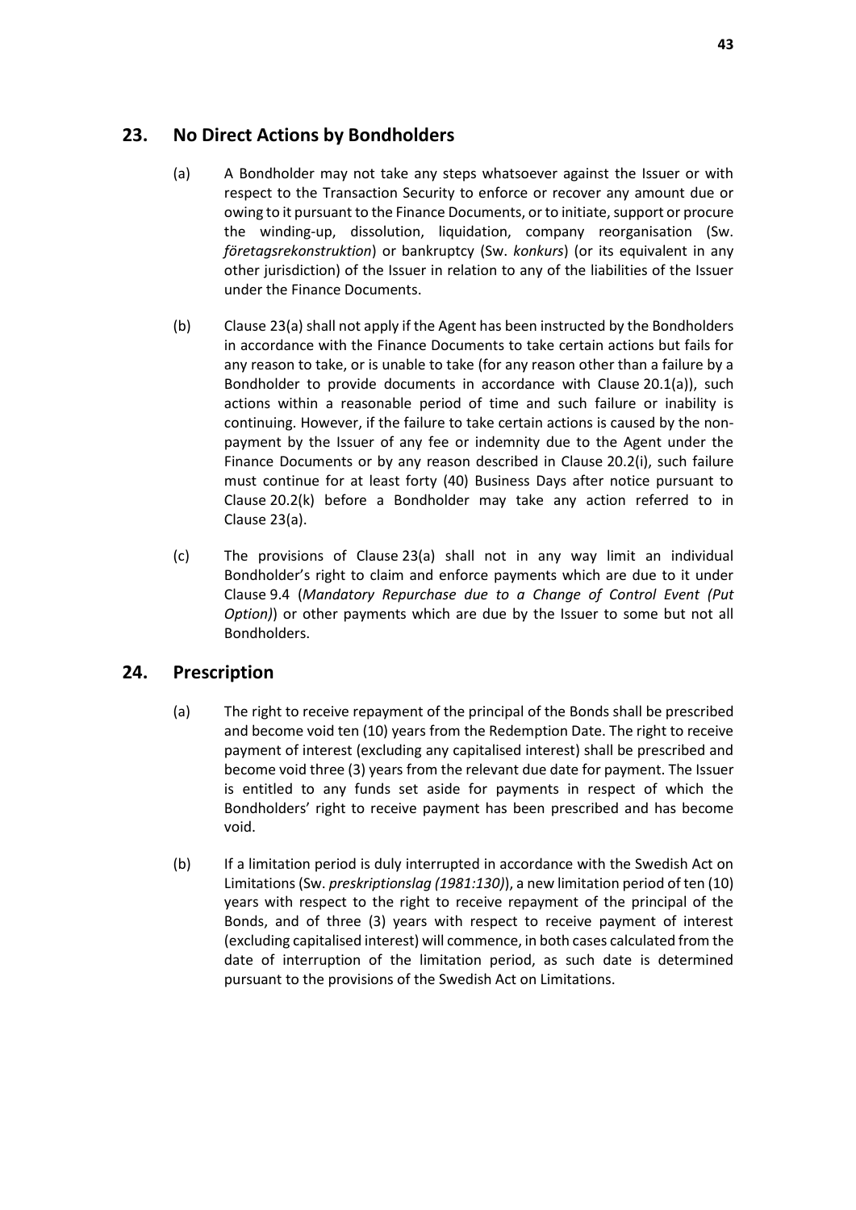## 23. No Direct Actions by Bondholders

(a) A Bondholder may not take any steps whatsoever against the Issuer or with respect to the Transaction Security to enforce or recover any amount due or owing to it pursuant to the Finance Documents, or to initiate, support or procure the winding-up, dissolution, liquidation, company reorganisation (Sw. *företagsrekonstruktion*) or bankruptcy (Sw. *konkurs*) (or its equivalent in any other jurisdiction) of the Issuer in relation to any of the liabilities of the Issuer under the Finance Documents.

(b) Clause 23(a) shall not apply if the Agent has been instructed by the Bondholders in accordance with the Finance Documents to take certain actions but fails for any reason to take, or is unable to take (for any reason other than a failure by a Bondholder to provide documents in accordance with Clause 20.1(a)), such actions within a reasonable period of time and such failure or inability is continuing. However, if the failure to take certain actions is caused by the non-payment by the Issuer of any fee or indemnity due to the Agent under the Finance Documents or by any reason described in Clause 20.2(i), such failure must continue for at least forty (40) Business Days after notice pursuant to Clause 20.2(k) before a Bondholder may take any action referred to in Clause 23(a).

(c) The provisions of Clause 23(a) shall not in any way limit an individual Bondholder's right to claim and enforce payments which are due to it under Clause 9.4 (*Mandatory Repurchase due to a Change of Control Event (Put Option)*) or other payments which are due by the Issuer to some but not all Bondholders.

## 24. Prescription

(a) The right to receive repayment of the principal of the Bonds shall be prescribed and become void ten (10) years from the Redemption Date. The right to receive payment of interest (excluding any capitalised interest) shall be prescribed and become void three (3) years from the relevant due date for payment. The Issuer is entitled to any funds set aside for payments in respect of which the Bondholders' right to receive payment has been prescribed and has become void.

(b) If a limitation period is duly interrupted in accordance with the Swedish Act on Limitations (Sw. *preskriptionslag (1981:130)*), a new limitation period of ten (10) years with respect to the right to receive repayment of the principal of the Bonds, and of three (3) years with respect to receive payment of interest (excluding capitalised interest) will commence, in both cases calculated from the date of interruption of the limitation period, as such date is determined pursuant to the provisions of the Swedish Act on Limitations.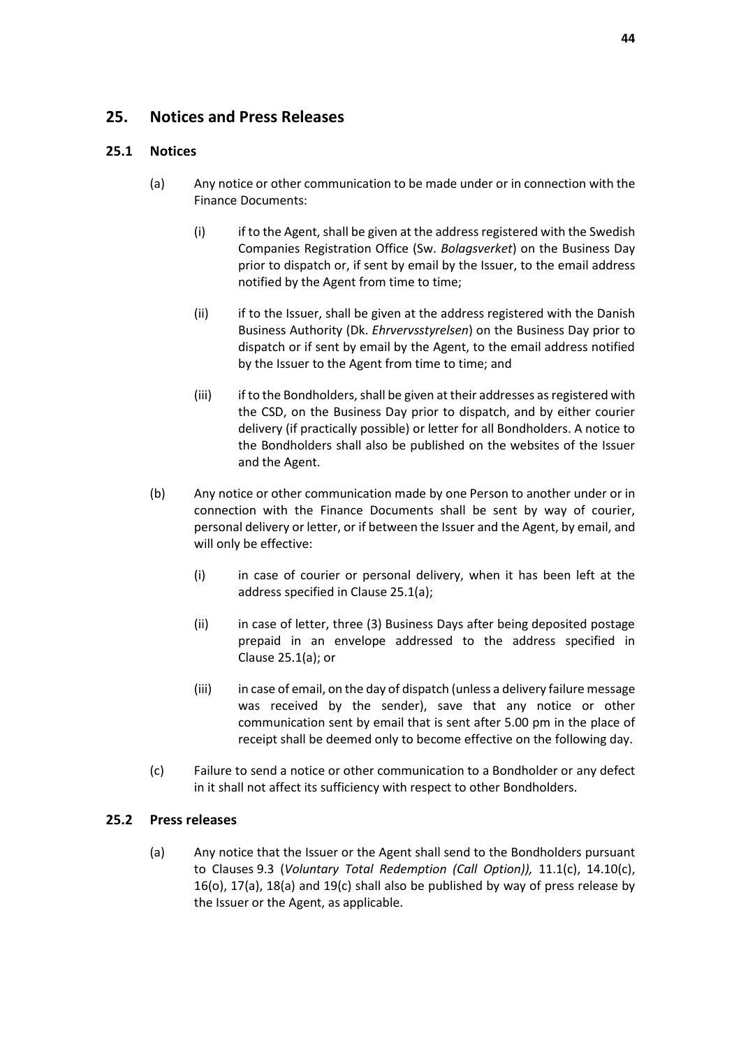## 25. Notices and Press Releases

### 25.1 Notices

(a) Any notice or other communication to be made under or in connection with the Finance Documents:

(i) if to the Agent, shall be given at the address registered with the Swedish Companies Registration Office (Sw. *Bolagsverket*) on the Business Day prior to dispatch or, if sent by email by the Issuer, to the email address notified by the Agent from time to time;

(ii) if to the Issuer, shall be given at the address registered with the Danish Business Authority (Dk. *Ehrvervsstyrelsen*) on the Business Day prior to dispatch or if sent by email by the Agent, to the email address notified by the Issuer to the Agent from time to time; and

(iii) if to the Bondholders, shall be given at their addresses as registered with the CSD, on the Business Day prior to dispatch, and by either courier delivery (if practically possible) or letter for all Bondholders. A notice to the Bondholders shall also be published on the websites of the Issuer and the Agent.

(b) Any notice or other communication made by one Person to another under or in connection with the Finance Documents shall be sent by way of courier, personal delivery or letter, or if between the Issuer and the Agent, by email, and will only be effective:

(i) in case of courier or personal delivery, when it has been left at the address specified in Clause 25.1(a);

(ii) in case of letter, three (3) Business Days after being deposited postage prepaid in an envelope addressed to the address specified in Clause 25.1(a); or

(iii) in case of email, on the day of dispatch (unless a delivery failure message was received by the sender), save that any notice or other communication sent by email that is sent after 5.00 pm in the place of receipt shall be deemed only to become effective on the following day.

(c) Failure to send a notice or other communication to a Bondholder or any defect in it shall not affect its sufficiency with respect to other Bondholders.

### 25.2 Press releases

(a) Any notice that the Issuer or the Agent shall send to the Bondholders pursuant to Clauses 9.3 (*Voluntary Total Redemption (Call Option)),* 11.1(c), 14.10(c), 16(o), 17(a), 18(a) and 19(c) shall also be published by way of press release by the Issuer or the Agent, as applicable.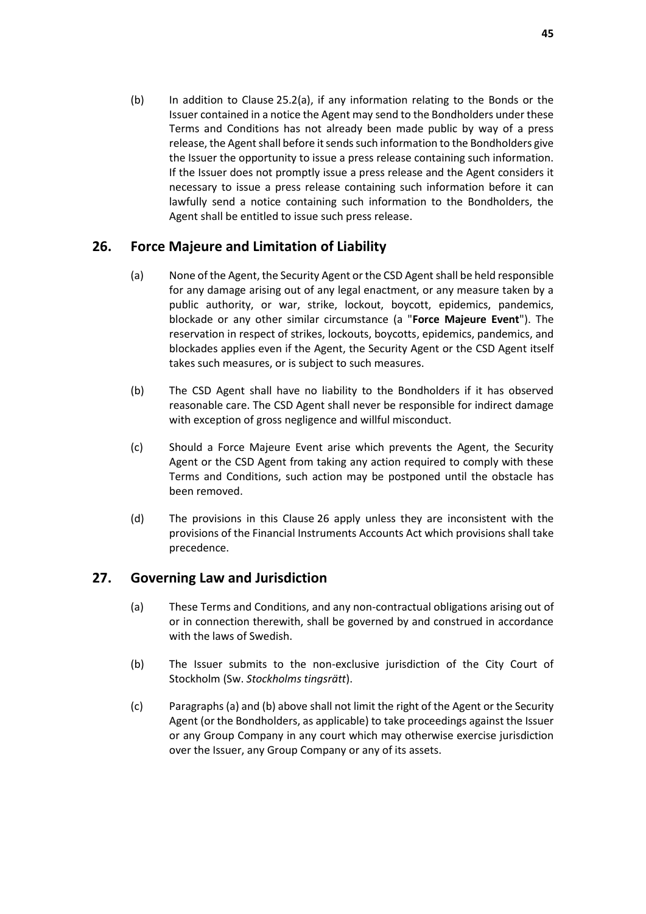(b) In addition to Clause 25.2(a), if any information relating to the Bonds or the Issuer contained in a notice the Agent may send to the Bondholders under these Terms and Conditions has not already been made public by way of a press release, the Agent shall before it sends such information to the Bondholders give the Issuer the opportunity to issue a press release containing such information. If the Issuer does not promptly issue a press release and the Agent considers it necessary to issue a press release containing such information before it can lawfully send a notice containing such information to the Bondholders, the Agent shall be entitled to issue such press release.

## 26. Force Majeure and Limitation of Liability

(a) None of the Agent, the Security Agent or the CSD Agent shall be held responsible for any damage arising out of any legal enactment, or any measure taken by a public authority, or war, strike, lockout, boycott, epidemics, pandemics, blockade or any other similar circumstance (a "**Force Majeure Event**"). The reservation in respect of strikes, lockouts, boycotts, epidemics, pandemics, and blockades applies even if the Agent, the Security Agent or the CSD Agent itself takes such measures, or is subject to such measures.

(b) The CSD Agent shall have no liability to the Bondholders if it has observed reasonable care. The CSD Agent shall never be responsible for indirect damage with exception of gross negligence and willful misconduct.

(c) Should a Force Majeure Event arise which prevents the Agent, the Security Agent or the CSD Agent from taking any action required to comply with these Terms and Conditions, such action may be postponed until the obstacle has been removed.

(d) The provisions in this Clause 26 apply unless they are inconsistent with the provisions of the Financial Instruments Accounts Act which provisions shall take precedence.

## 27. Governing Law and Jurisdiction

(a) These Terms and Conditions, and any non-contractual obligations arising out of or in connection therewith, shall be governed by and construed in accordance with the laws of Swedish.

(b) The Issuer submits to the non-exclusive jurisdiction of the City Court of Stockholm (Sw. *Stockholms tingsrätt*).

(c) Paragraphs (a) and (b) above shall not limit the right of the Agent or the Security Agent (or the Bondholders, as applicable) to take proceedings against the Issuer or any Group Company in any court which may otherwise exercise jurisdiction over the Issuer, any Group Company or any of its assets.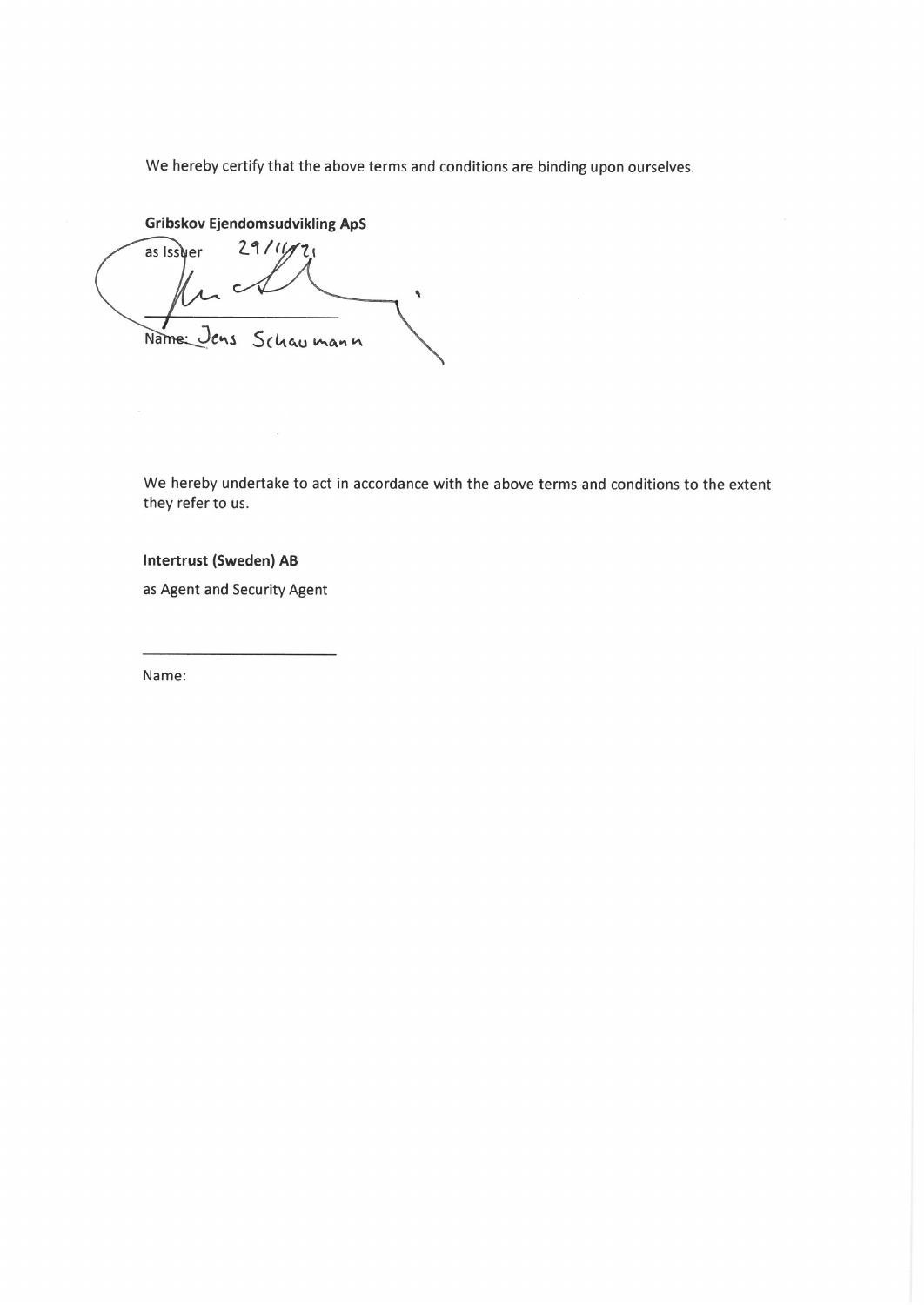We hereby certify that the above terms and conditions are binding upon ourselves.

**Gribskov Ejendomsudvikling ApS**

as Issuer 29/11/21

_______________________

Name: Jens Schaumann

We hereby undertake to act in accordance with the above terms and conditions to the extent they refer to us.

**Intertrust (Sweden) AB**

as Agent and Security Agent

_______________________

Name: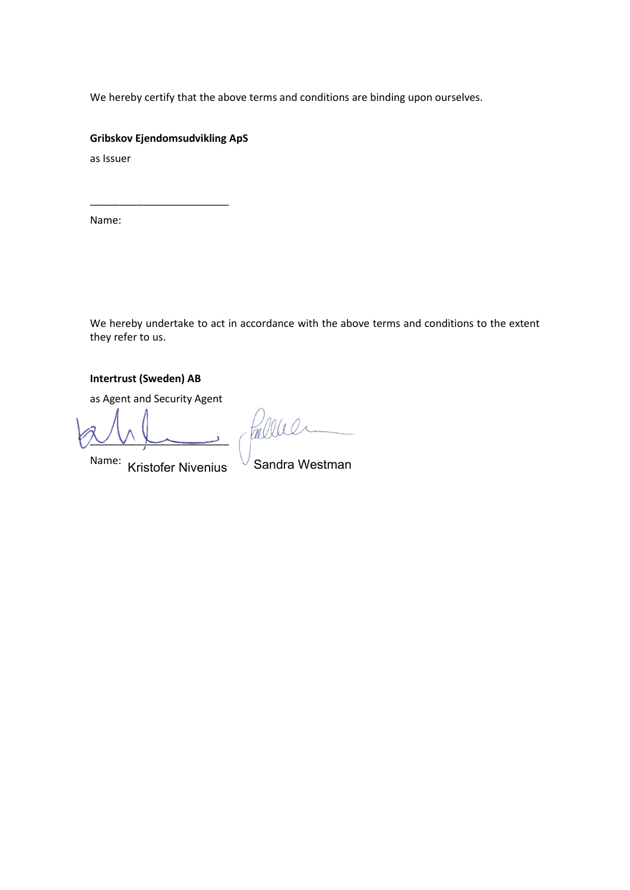We hereby certify that the above terms and conditions are binding upon ourselves.

**Gribskov Ejendomsudvikling ApS**

as Issuer

\_\_\_\_\_\_\_\_\_\_\_\_\_\_\_\_\_\_\_\_\_\_\_\_\_

Name:

We hereby undertake to act in accordance with the above terms and conditions to the extent they refer to us.

**Intertrust (Sweden) AB**

as Agent and Security Agent

\_\_\_\_\_\_\_\_\_\_\_\_\_\_\_\_\_\_\_\_\_\_\_\_\_

Name: Kristofer Nivenius    Sandra Westman